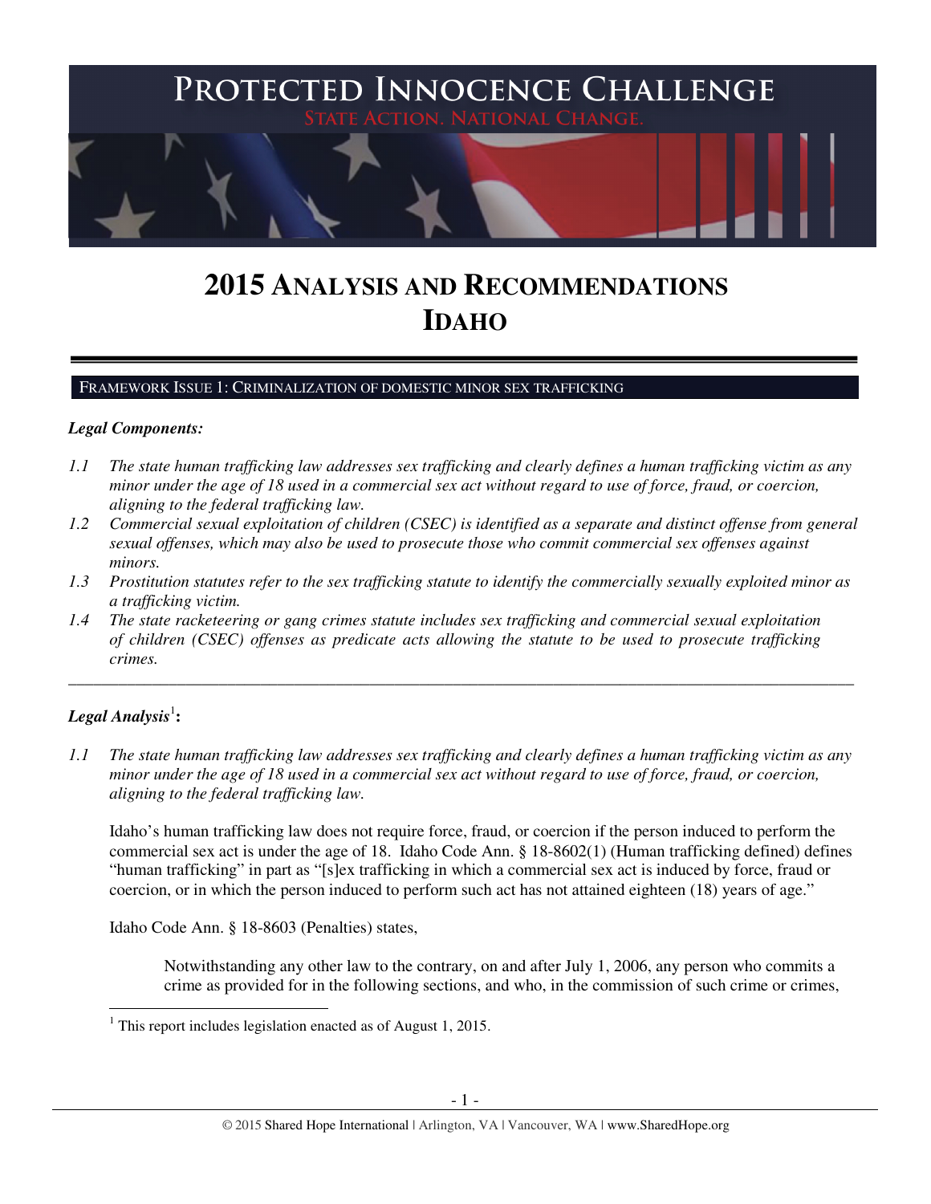# Protected Innocence Challenge

State Action. National Change.

# 2015 Analysis and Recommendations
# Idaho

## Framework Issue 1: Criminalization of domestic minor sex trafficking

***Legal Components:***

*1.1 The state human trafficking law addresses sex trafficking and clearly defines a human trafficking victim as any minor under the age of 18 used in a commercial sex act without regard to use of force, fraud, or coercion, aligning to the federal trafficking law.*

*1.2 Commercial sexual exploitation of children (CSEC) is identified as a separate and distinct offense from general sexual offenses, which may also be used to prosecute those who commit commercial sex offenses against minors.*

*1.3 Prostitution statutes refer to the sex trafficking statute to identify the commercially sexually exploited minor as a trafficking victim.*

*1.4 The state racketeering or gang crimes statute includes sex trafficking and commercial sexual exploitation of children (CSEC) offenses as predicate acts allowing the statute to be used to prosecute trafficking crimes.*

---

***Legal Analysis***[1]**:**

*1.1 The state human trafficking law addresses sex trafficking and clearly defines a human trafficking victim as any minor under the age of 18 used in a commercial sex act without regard to use of force, fraud, or coercion, aligning to the federal trafficking law.*

Idaho's human trafficking law does not require force, fraud, or coercion if the person induced to perform the commercial sex act is under the age of 18. Idaho Code Ann. § 18-8602(1) (Human trafficking defined) defines "human trafficking" in part as "[s]ex trafficking in which a commercial sex act is induced by force, fraud or coercion, or in which the person induced to perform such act has not attained eighteen (18) years of age."

Idaho Code Ann. § 18-8603 (Penalties) states,

> Notwithstanding any other law to the contrary, on and after July 1, 2006, any person who commits a crime as provided for in the following sections, and who, in the commission of such crime or crimes,

---

[1] This report includes legislation enacted as of August 1, 2015.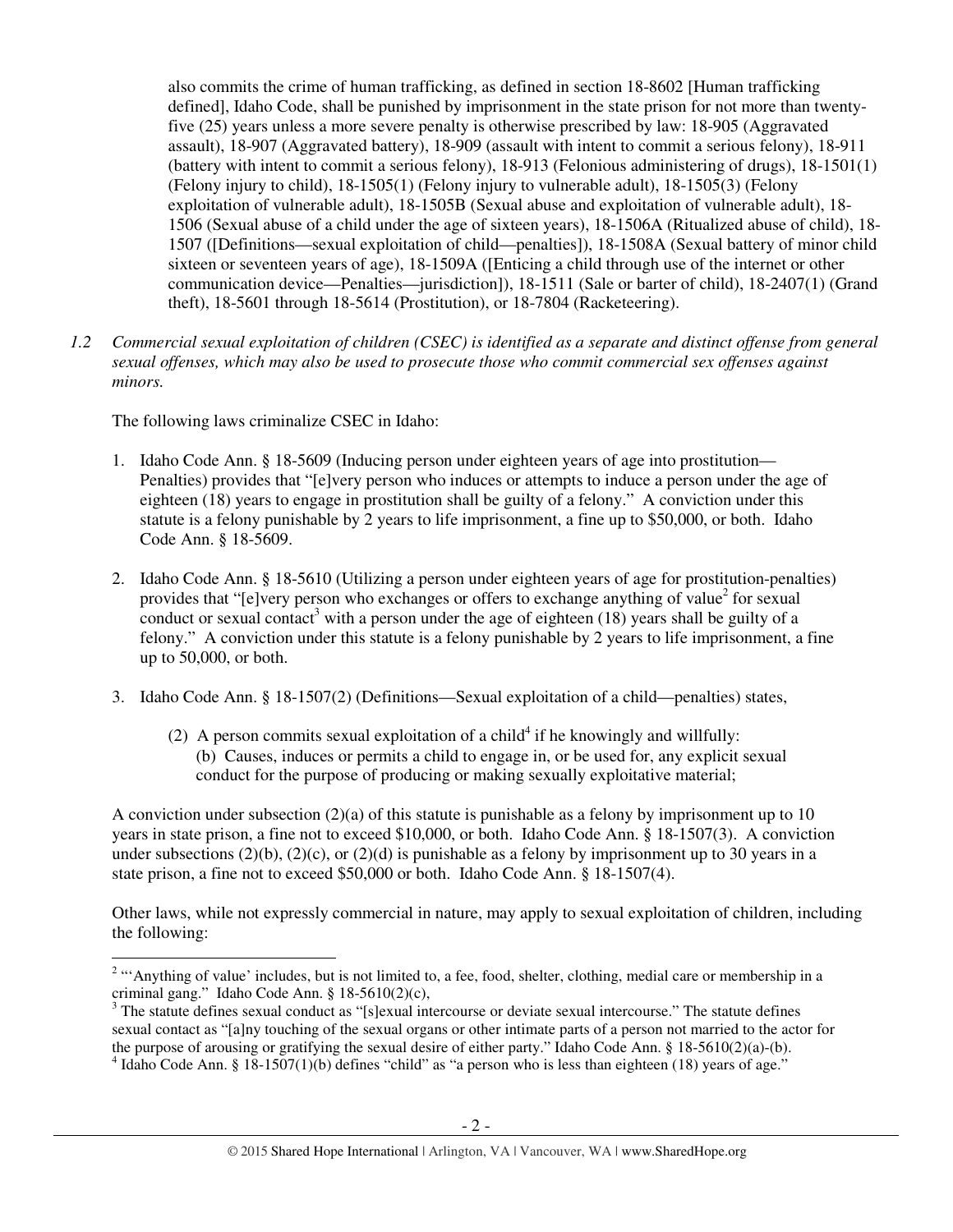also commits the crime of human trafficking, as defined in section 18-8602 [Human trafficking defined], Idaho Code, shall be punished by imprisonment in the state prison for not more than twenty-five (25) years unless a more severe penalty is otherwise prescribed by law: 18-905 (Aggravated assault), 18-907 (Aggravated battery), 18-909 (assault with intent to commit a serious felony), 18-911 (battery with intent to commit a serious felony), 18-913 (Felonious administering of drugs), 18-1501(1) (Felony injury to child), 18-1505(1) (Felony injury to vulnerable adult), 18-1505(3) (Felony exploitation of vulnerable adult), 18-1505B (Sexual abuse and exploitation of vulnerable adult), 18-1506 (Sexual abuse of a child under the age of sixteen years), 18-1506A (Ritualized abuse of child), 18-1507 ([Definitions—sexual exploitation of child—penalties]), 18-1508A (Sexual battery of minor child sixteen or seventeen years of age), 18-1509A ([Enticing a child through use of the internet or other communication device—Penalties—jurisdiction]), 18-1511 (Sale or barter of child), 18-2407(1) (Grand theft), 18-5601 through 18-5614 (Prostitution), or 18-7804 (Racketeering).

*1.2 Commercial sexual exploitation of children (CSEC) is identified as a separate and distinct offense from general sexual offenses, which may also be used to prosecute those who commit commercial sex offenses against minors.*

The following laws criminalize CSEC in Idaho:

1. Idaho Code Ann. § 18-5609 (Inducing person under eighteen years of age into prostitution—Penalties) provides that "[e]very person who induces or attempts to induce a person under the age of eighteen (18) years to engage in prostitution shall be guilty of a felony." A conviction under this statute is a felony punishable by 2 years to life imprisonment, a fine up to $50,000, or both. Idaho Code Ann. § 18-5609.

2. Idaho Code Ann. § 18-5610 (Utilizing a person under eighteen years of age for prostitution-penalties) provides that "[e]very person who exchanges or offers to exchange anything of value[2] for sexual conduct or sexual contact[3] with a person under the age of eighteen (18) years shall be guilty of a felony." A conviction under this statute is a felony punishable by 2 years to life imprisonment, a fine up to 50,000, or both.

3. Idaho Code Ann. § 18-1507(2) (Definitions—Sexual exploitation of a child—penalties) states,

   (2) A person commits sexual exploitation of a child[4] if he knowingly and willfully:
   (b) Causes, induces or permits a child to engage in, or be used for, any explicit sexual conduct for the purpose of producing or making sexually exploitative material;

A conviction under subsection (2)(a) of this statute is punishable as a felony by imprisonment up to 10 years in state prison, a fine not to exceed $10,000, or both. Idaho Code Ann. § 18-1507(3). A conviction under subsections (2)(b), (2)(c), or (2)(d) is punishable as a felony by imprisonment up to 30 years in a state prison, a fine not to exceed $50,000 or both. Idaho Code Ann. § 18-1507(4).

Other laws, while not expressly commercial in nature, may apply to sexual exploitation of children, including the following:

---

[2] "'Anything of value' includes, but is not limited to, a fee, food, shelter, clothing, medial care or membership in a criminal gang." Idaho Code Ann. § 18-5610(2)(c),

[3] The statute defines sexual conduct as "[s]exual intercourse or deviate sexual intercourse." The statute defines sexual contact as "[a]ny touching of the sexual organs or other intimate parts of a person not married to the actor for the purpose of arousing or gratifying the sexual desire of either party." Idaho Code Ann. § 18-5610(2)(a)-(b).

[4] Idaho Code Ann. § 18-1507(1)(b) defines "child" as "a person who is less than eighteen (18) years of age."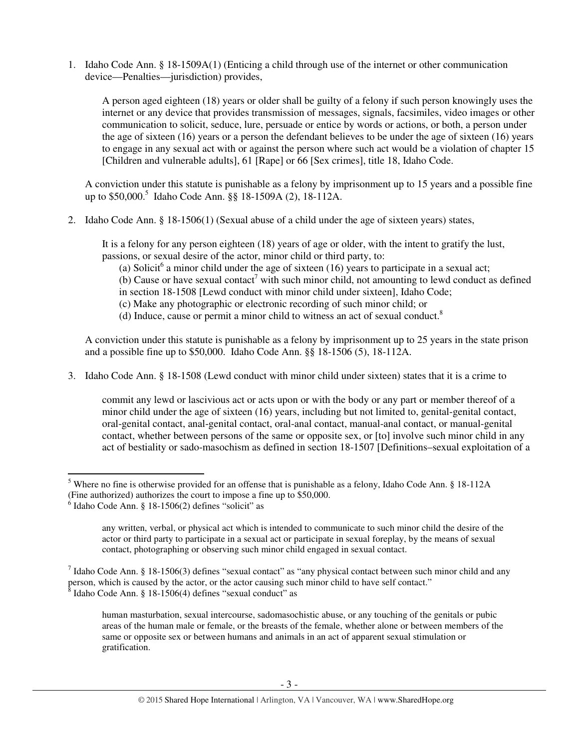1. Idaho Code Ann. § 18-1509A(1) (Enticing a child through use of the internet or other communication device—Penalties—jurisdiction) provides,

   > A person aged eighteen (18) years or older shall be guilty of a felony if such person knowingly uses the internet or any device that provides transmission of messages, signals, facsimiles, video images or other communication to solicit, seduce, lure, persuade or entice by words or actions, or both, a person under the age of sixteen (16) years or a person the defendant believes to be under the age of sixteen (16) years to engage in any sexual act with or against the person where such act would be a violation of chapter 15 [Children and vulnerable adults], 61 [Rape] or 66 [Sex crimes], title 18, Idaho Code.

   A conviction under this statute is punishable as a felony by imprisonment up to 15 years and a possible fine up to $50,000.[5] Idaho Code Ann. §§ 18-1509A (2), 18-112A.

2. Idaho Code Ann. § 18-1506(1) (Sexual abuse of a child under the age of sixteen years) states,

   > It is a felony for any person eighteen (18) years of age or older, with the intent to gratify the lust, passions, or sexual desire of the actor, minor child or third party, to:
   >
   > (a) Solicit[6] a minor child under the age of sixteen (16) years to participate in a sexual act;
   > (b) Cause or have sexual contact[7] with such minor child, not amounting to lewd conduct as defined in section 18-1508 [Lewd conduct with minor child under sixteen], Idaho Code;
   > (c) Make any photographic or electronic recording of such minor child; or
   > (d) Induce, cause or permit a minor child to witness an act of sexual conduct.[8]

   A conviction under this statute is punishable as a felony by imprisonment up to 25 years in the state prison and a possible fine up to $50,000. Idaho Code Ann. §§ 18-1506 (5), 18-112A.

3. Idaho Code Ann. § 18-1508 (Lewd conduct with minor child under sixteen) states that it is a crime to

   > commit any lewd or lascivious act or acts upon or with the body or any part or member thereof of a minor child under the age of sixteen (16) years, including but not limited to, genital-genital contact, oral-genital contact, anal-genital contact, oral-anal contact, manual-anal contact, or manual-genital contact, whether between persons of the same or opposite sex, or [to] involve such minor child in any act of bestiality or sado-masochism as defined in section 18-1507 [Definitions–sexual exploitation of a

---

[5] Where no fine is otherwise provided for an offense that is punishable as a felony, Idaho Code Ann. § 18-112A (Fine authorized) authorizes the court to impose a fine up to $50,000.

[6] Idaho Code Ann. § 18-1506(2) defines "solicit" as

> any written, verbal, or physical act which is intended to communicate to such minor child the desire of the actor or third party to participate in a sexual act or participate in sexual foreplay, by the means of sexual contact, photographing or observing such minor child engaged in sexual contact.

[7] Idaho Code Ann. § 18-1506(3) defines "sexual contact" as "any physical contact between such minor child and any person, which is caused by the actor, or the actor causing such minor child to have self contact."

[8] Idaho Code Ann. § 18-1506(4) defines "sexual conduct" as

> human masturbation, sexual intercourse, sadomasochistic abuse, or any touching of the genitals or pubic areas of the human male or female, or the breasts of the female, whether alone or between members of the same or opposite sex or between humans and animals in an act of apparent sexual stimulation or gratification.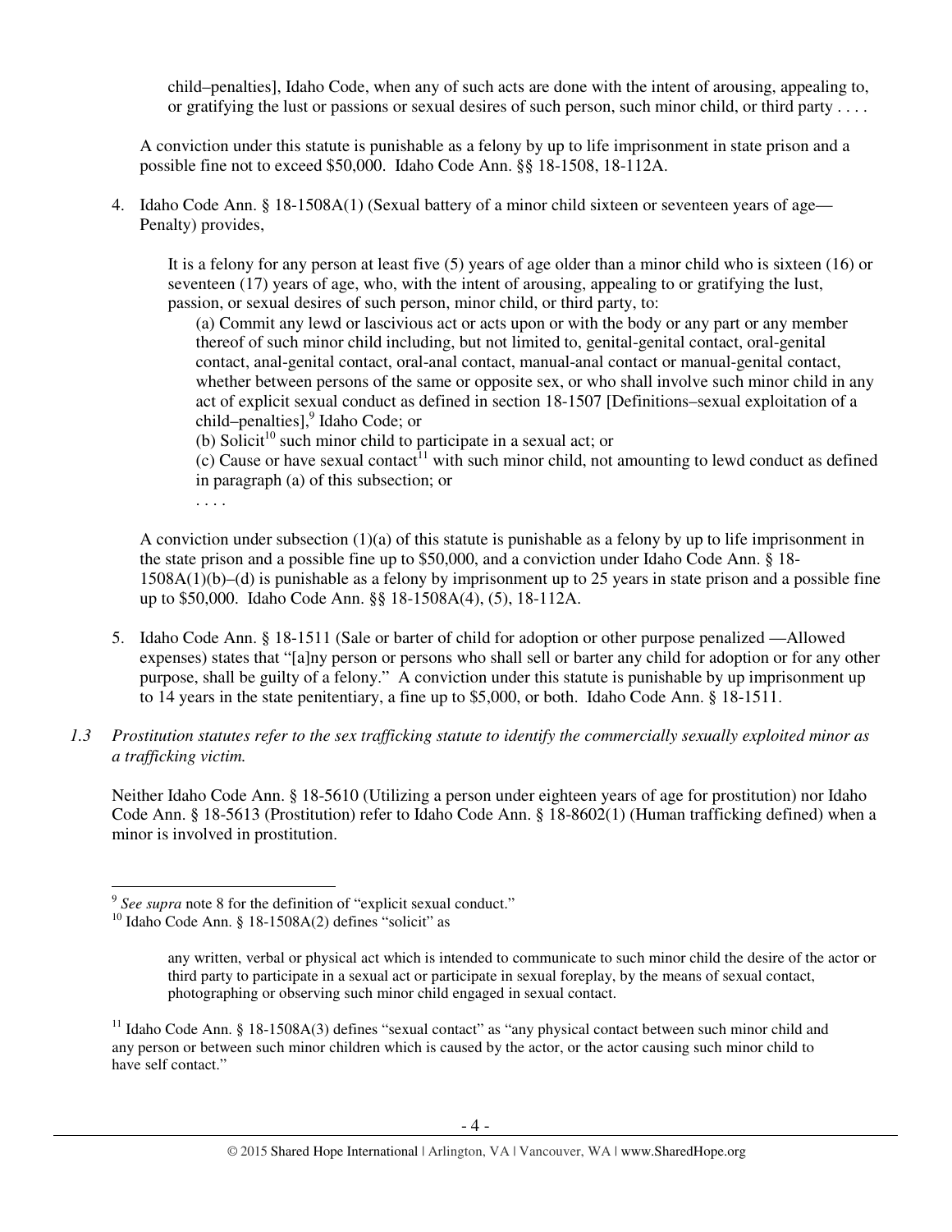child–penalties], Idaho Code, when any of such acts are done with the intent of arousing, appealing to, or gratifying the lust or passions or sexual desires of such person, such minor child, or third party . . . .

A conviction under this statute is punishable as a felony by up to life imprisonment in state prison and a possible fine not to exceed $50,000. Idaho Code Ann. §§ 18-1508, 18-112A.

4. Idaho Code Ann. § 18-1508A(1) (Sexual battery of a minor child sixteen or seventeen years of age—Penalty) provides,

   It is a felony for any person at least five (5) years of age older than a minor child who is sixteen (16) or seventeen (17) years of age, who, with the intent of arousing, appealing to or gratifying the lust, passion, or sexual desires of such person, minor child, or third party, to:

   (a) Commit any lewd or lascivious act or acts upon or with the body or any part or any member thereof of such minor child including, but not limited to, genital-genital contact, oral-genital contact, anal-genital contact, oral-anal contact, manual-anal contact or manual-genital contact, whether between persons of the same or opposite sex, or who shall involve such minor child in any act of explicit sexual conduct as defined in section 18-1507 [Definitions–sexual exploitation of a child–penalties],[9] Idaho Code; or

   (b) Solicit[10] such minor child to participate in a sexual act; or

   (c) Cause or have sexual contact[11] with such minor child, not amounting to lewd conduct as defined in paragraph (a) of this subsection; or

   . . . .

   A conviction under subsection (1)(a) of this statute is punishable as a felony by up to life imprisonment in the state prison and a possible fine up to $50,000, and a conviction under Idaho Code Ann. § 18-1508A(1)(b)–(d) is punishable as a felony by imprisonment up to 25 years in state prison and a possible fine up to $50,000. Idaho Code Ann. §§ 18-1508A(4), (5), 18-112A.

5. Idaho Code Ann. § 18-1511 (Sale or barter of child for adoption or other purpose penalized —Allowed expenses) states that "[a]ny person or persons who shall sell or barter any child for adoption or for any other purpose, shall be guilty of a felony." A conviction under this statute is punishable by up imprisonment up to 14 years in the state penitentiary, a fine up to $5,000, or both. Idaho Code Ann. § 18-1511.

*1.3 Prostitution statutes refer to the sex trafficking statute to identify the commercially sexually exploited minor as a trafficking victim.*

Neither Idaho Code Ann. § 18-5610 (Utilizing a person under eighteen years of age for prostitution) nor Idaho Code Ann. § 18-5613 (Prostitution) refer to Idaho Code Ann. § 18-8602(1) (Human trafficking defined) when a minor is involved in prostitution.

---

[9] *See supra* note 8 for the definition of "explicit sexual conduct."

[10] Idaho Code Ann. § 18-1508A(2) defines "solicit" as

> any written, verbal or physical act which is intended to communicate to such minor child the desire of the actor or third party to participate in a sexual act or participate in sexual foreplay, by the means of sexual contact, photographing or observing such minor child engaged in sexual contact.

[11] Idaho Code Ann. § 18-1508A(3) defines "sexual contact" as "any physical contact between such minor child and any person or between such minor children which is caused by the actor, or the actor causing such minor child to have self contact."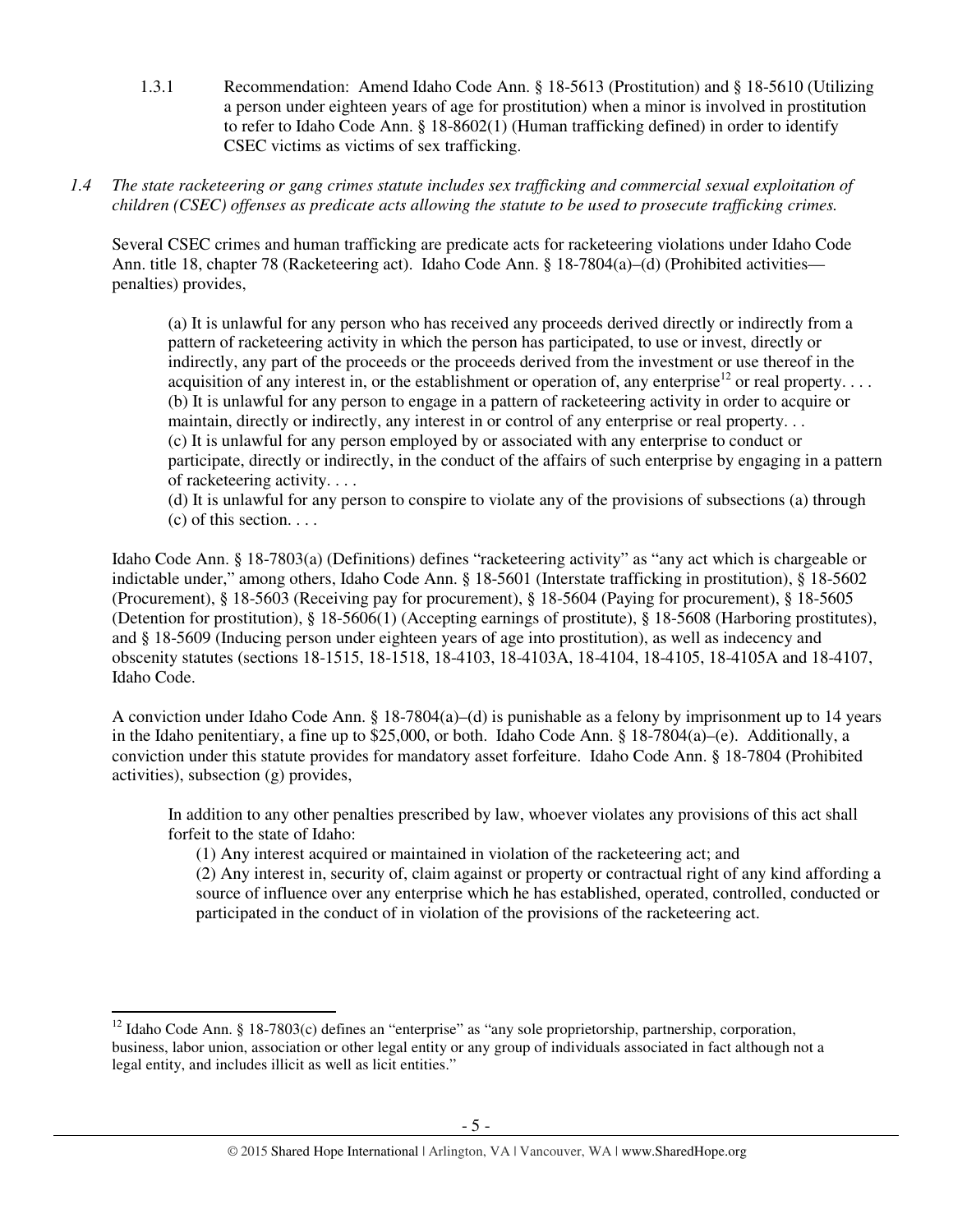1.3.1 Recommendation: Amend Idaho Code Ann. § 18-5613 (Prostitution) and § 18-5610 (Utilizing a person under eighteen years of age for prostitution) when a minor is involved in prostitution to refer to Idaho Code Ann. § 18-8602(1) (Human trafficking defined) in order to identify CSEC victims as victims of sex trafficking.

*1.4 The state racketeering or gang crimes statute includes sex trafficking and commercial sexual exploitation of children (CSEC) offenses as predicate acts allowing the statute to be used to prosecute trafficking crimes.*

Several CSEC crimes and human trafficking are predicate acts for racketeering violations under Idaho Code Ann. title 18, chapter 78 (Racketeering act). Idaho Code Ann. § 18-7804(a)–(d) (Prohibited activities—penalties) provides,

> (a) It is unlawful for any person who has received any proceeds derived directly or indirectly from a pattern of racketeering activity in which the person has participated, to use or invest, directly or indirectly, any part of the proceeds or the proceeds derived from the investment or use thereof in the acquisition of any interest in, or the establishment or operation of, any enterprise[12] or real property. . . .
> (b) It is unlawful for any person to engage in a pattern of racketeering activity in order to acquire or maintain, directly or indirectly, any interest in or control of any enterprise or real property. . .
> (c) It is unlawful for any person employed by or associated with any enterprise to conduct or participate, directly or indirectly, in the conduct of the affairs of such enterprise by engaging in a pattern of racketeering activity. . . .
> (d) It is unlawful for any person to conspire to violate any of the provisions of subsections (a) through (c) of this section. . . .

Idaho Code Ann. § 18-7803(a) (Definitions) defines "racketeering activity" as "any act which is chargeable or indictable under," among others, Idaho Code Ann. § 18-5601 (Interstate trafficking in prostitution), § 18-5602 (Procurement), § 18-5603 (Receiving pay for procurement), § 18-5604 (Paying for procurement), § 18-5605 (Detention for prostitution), § 18-5606(1) (Accepting earnings of prostitute), § 18-5608 (Harboring prostitutes), and § 18-5609 (Inducing person under eighteen years of age into prostitution), as well as indecency and obscenity statutes (sections 18-1515, 18-1518, 18-4103, 18-4103A, 18-4104, 18-4105, 18-4105A and 18-4107, Idaho Code.

A conviction under Idaho Code Ann. § 18-7804(a)–(d) is punishable as a felony by imprisonment up to 14 years in the Idaho penitentiary, a fine up to $25,000, or both. Idaho Code Ann. § 18-7804(a)–(e). Additionally, a conviction under this statute provides for mandatory asset forfeiture. Idaho Code Ann. § 18-7804 (Prohibited activities), subsection (g) provides,

> In addition to any other penalties prescribed by law, whoever violates any provisions of this act shall forfeit to the state of Idaho:
> (1) Any interest acquired or maintained in violation of the racketeering act; and
> (2) Any interest in, security of, claim against or property or contractual right of any kind affording a source of influence over any enterprise which he has established, operated, controlled, conducted or participated in the conduct of in violation of the provisions of the racketeering act.

---

[12] Idaho Code Ann. § 18-7803(c) defines an "enterprise" as "any sole proprietorship, partnership, corporation, business, labor union, association or other legal entity or any group of individuals associated in fact although not a legal entity, and includes illicit as well as licit entities."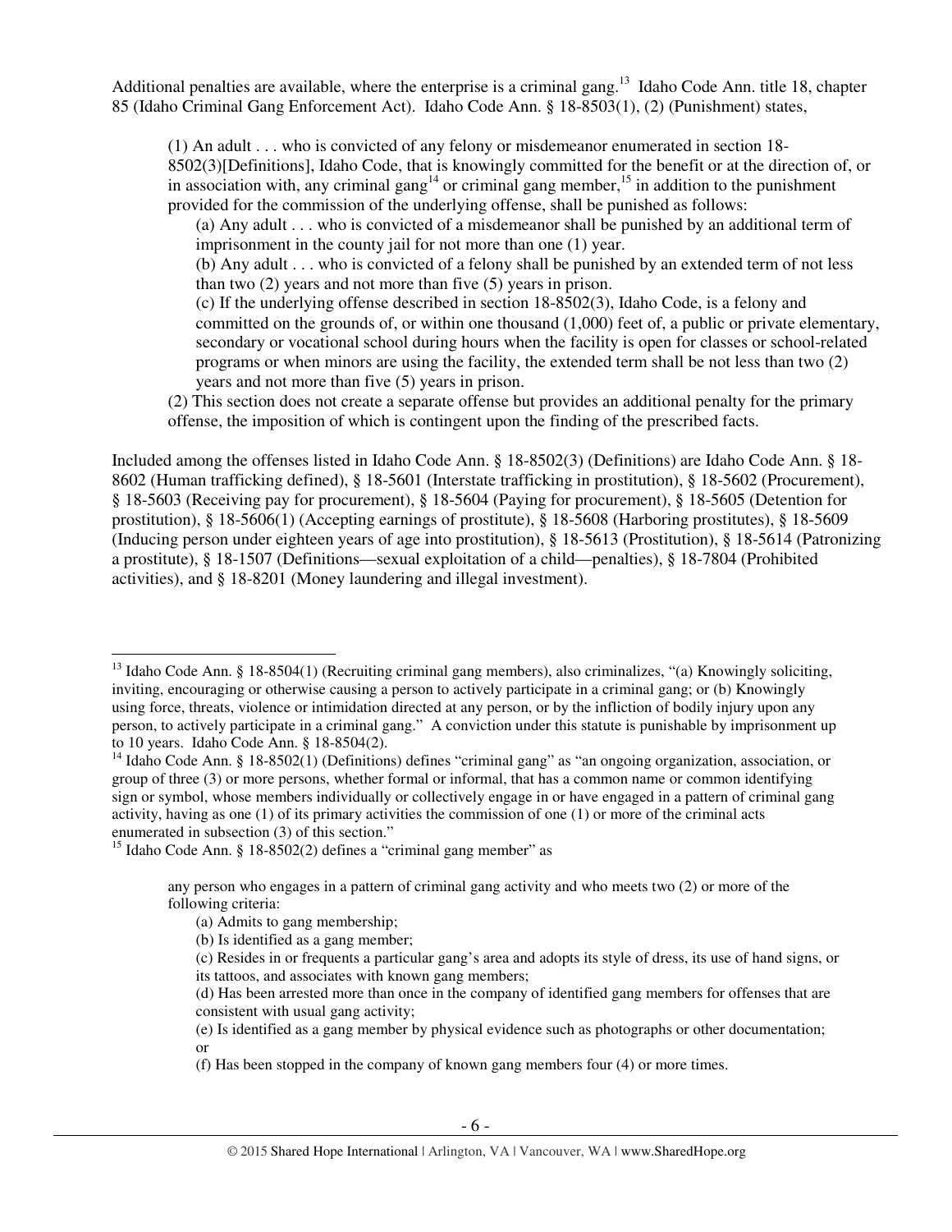Additional penalties are available, where the enterprise is a criminal gang.[13] Idaho Code Ann. title 18, chapter 85 (Idaho Criminal Gang Enforcement Act). Idaho Code Ann. § 18-8503(1), (2) (Punishment) states,

> (1) An adult . . . who is convicted of any felony or misdemeanor enumerated in section 18-8502(3)[Definitions], Idaho Code, that is knowingly committed for the benefit or at the direction of, or in association with, any criminal gang[14] or criminal gang member,[15] in addition to the punishment provided for the commission of the underlying offense, shall be punished as follows:
>
> (a) Any adult . . . who is convicted of a misdemeanor shall be punished by an additional term of imprisonment in the county jail for not more than one (1) year.
>
> (b) Any adult . . . who is convicted of a felony shall be punished by an extended term of not less than two (2) years and not more than five (5) years in prison.
>
> (c) If the underlying offense described in section 18-8502(3), Idaho Code, is a felony and committed on the grounds of, or within one thousand (1,000) feet of, a public or private elementary, secondary or vocational school during hours when the facility is open for classes or school-related programs or when minors are using the facility, the extended term shall be not less than two (2) years and not more than five (5) years in prison.
>
> (2) This section does not create a separate offense but provides an additional penalty for the primary offense, the imposition of which is contingent upon the finding of the prescribed facts.

Included among the offenses listed in Idaho Code Ann. § 18-8502(3) (Definitions) are Idaho Code Ann. § 18-8602 (Human trafficking defined), § 18-5601 (Interstate trafficking in prostitution), § 18-5602 (Procurement), § 18-5603 (Receiving pay for procurement), § 18-5604 (Paying for procurement), § 18-5605 (Detention for prostitution), § 18-5606(1) (Accepting earnings of prostitute), § 18-5608 (Harboring prostitutes), § 18-5609 (Inducing person under eighteen years of age into prostitution), § 18-5613 (Prostitution), § 18-5614 (Patronizing a prostitute), § 18-1507 (Definitions—sexual exploitation of a child—penalties), § 18-7804 (Prohibited activities), and § 18-8201 (Money laundering and illegal investment).

---

[13] Idaho Code Ann. § 18-8504(1) (Recruiting criminal gang members), also criminalizes, "(a) Knowingly soliciting, inviting, encouraging or otherwise causing a person to actively participate in a criminal gang; or (b) Knowingly using force, threats, violence or intimidation directed at any person, or by the infliction of bodily injury upon any person, to actively participate in a criminal gang." A conviction under this statute is punishable by imprisonment up to 10 years. Idaho Code Ann. § 18-8504(2).

[14] Idaho Code Ann. § 18-8502(1) (Definitions) defines "criminal gang" as "an ongoing organization, association, or group of three (3) or more persons, whether formal or informal, that has a common name or common identifying sign or symbol, whose members individually or collectively engage in or have engaged in a pattern of criminal gang activity, having as one (1) of its primary activities the commission of one (1) or more of the criminal acts enumerated in subsection (3) of this section."

[15] Idaho Code Ann. § 18-8502(2) defines a "criminal gang member" as

> any person who engages in a pattern of criminal gang activity and who meets two (2) or more of the following criteria:
>
> (a) Admits to gang membership;
>
> (b) Is identified as a gang member;
>
> (c) Resides in or frequents a particular gang's area and adopts its style of dress, its use of hand signs, or its tattoos, and associates with known gang members;
>
> (d) Has been arrested more than once in the company of identified gang members for offenses that are consistent with usual gang activity;
>
> (e) Is identified as a gang member by physical evidence such as photographs or other documentation; or
>
> (f) Has been stopped in the company of known gang members four (4) or more times.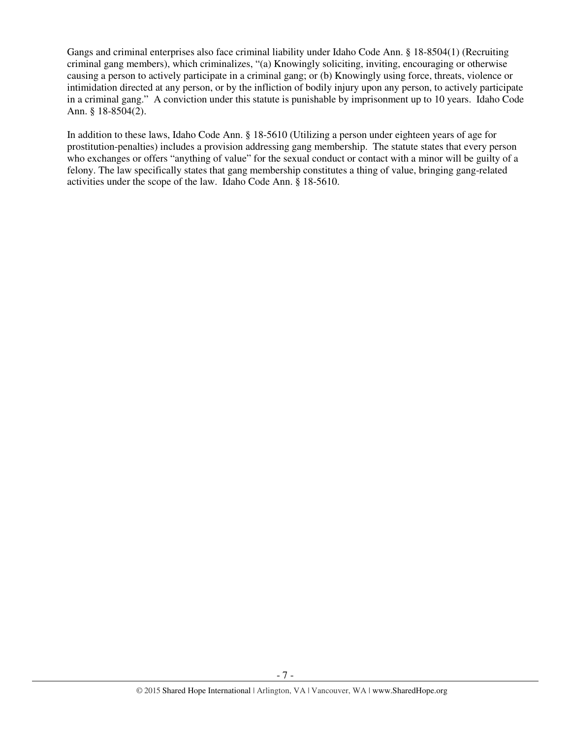Gangs and criminal enterprises also face criminal liability under Idaho Code Ann. § 18-8504(1) (Recruiting criminal gang members), which criminalizes, "(a) Knowingly soliciting, inviting, encouraging or otherwise causing a person to actively participate in a criminal gang; or (b) Knowingly using force, threats, violence or intimidation directed at any person, or by the infliction of bodily injury upon any person, to actively participate in a criminal gang." A conviction under this statute is punishable by imprisonment up to 10 years. Idaho Code Ann. § 18-8504(2).

In addition to these laws, Idaho Code Ann. § 18-5610 (Utilizing a person under eighteen years of age for prostitution-penalties) includes a provision addressing gang membership. The statute states that every person who exchanges or offers "anything of value" for the sexual conduct or contact with a minor will be guilty of a felony. The law specifically states that gang membership constitutes a thing of value, bringing gang-related activities under the scope of the law. Idaho Code Ann. § 18-5610.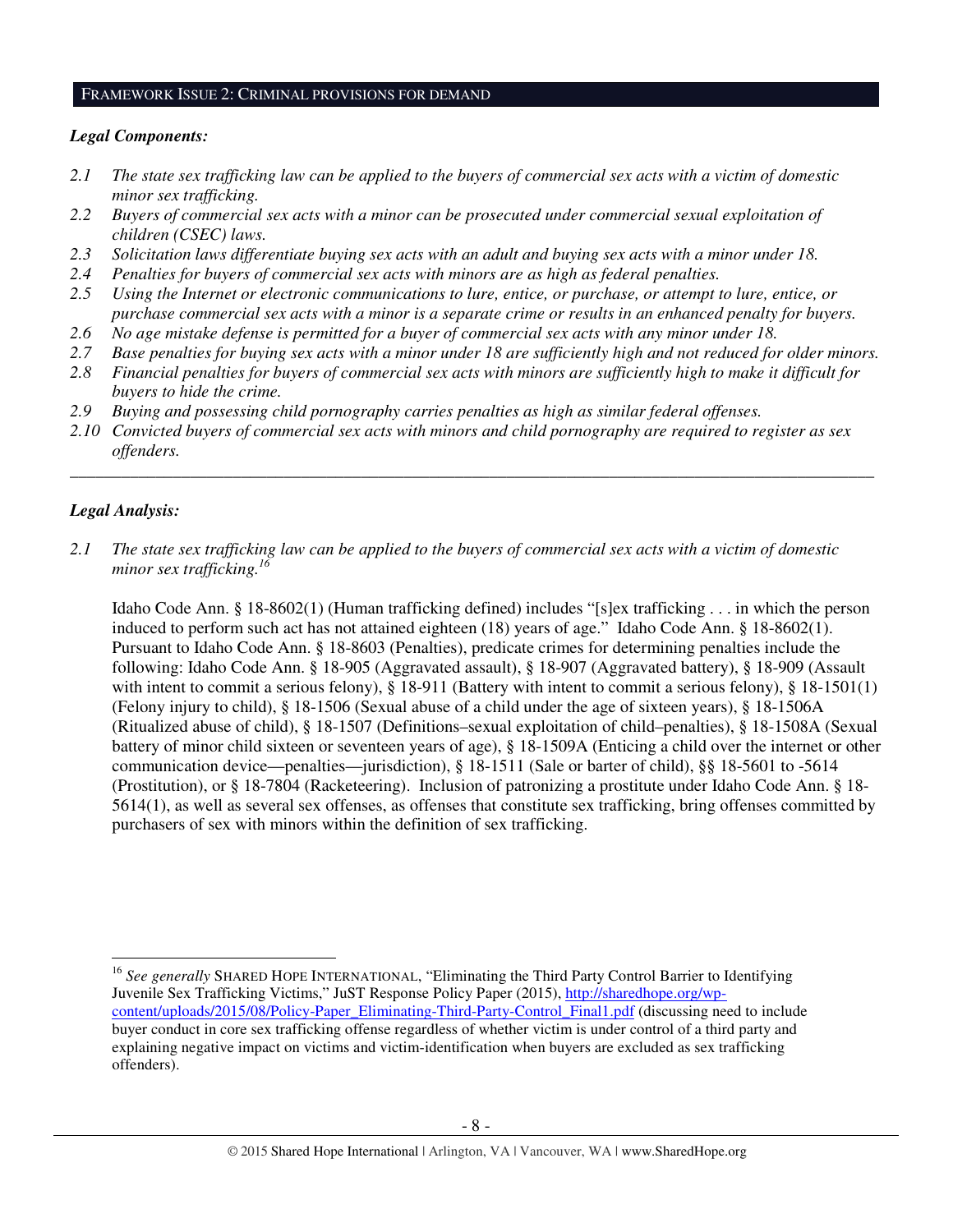## FRAMEWORK ISSUE 2: CRIMINAL PROVISIONS FOR DEMAND

***Legal Components:***

*2.1 The state sex trafficking law can be applied to the buyers of commercial sex acts with a victim of domestic minor sex trafficking.*
*2.2 Buyers of commercial sex acts with a minor can be prosecuted under commercial sexual exploitation of children (CSEC) laws.*
*2.3 Solicitation laws differentiate buying sex acts with an adult and buying sex acts with a minor under 18.*
*2.4 Penalties for buyers of commercial sex acts with minors are as high as federal penalties.*
*2.5 Using the Internet or electronic communications to lure, entice, or purchase, or attempt to lure, entice, or purchase commercial sex acts with a minor is a separate crime or results in an enhanced penalty for buyers.*
*2.6 No age mistake defense is permitted for a buyer of commercial sex acts with any minor under 18.*
*2.7 Base penalties for buying sex acts with a minor under 18 are sufficiently high and not reduced for older minors.*
*2.8 Financial penalties for buyers of commercial sex acts with minors are sufficiently high to make it difficult for buyers to hide the crime.*
*2.9 Buying and possessing child pornography carries penalties as high as similar federal offenses.*
*2.10 Convicted buyers of commercial sex acts with minors and child pornography are required to register as sex offenders.*

---

***Legal Analysis:***

*2.1 The state sex trafficking law can be applied to the buyers of commercial sex acts with a victim of domestic minor sex trafficking.*[16]

Idaho Code Ann. § 18-8602(1) (Human trafficking defined) includes "[s]ex trafficking . . . in which the person induced to perform such act has not attained eighteen (18) years of age." Idaho Code Ann. § 18-8602(1). Pursuant to Idaho Code Ann. § 18-8603 (Penalties), predicate crimes for determining penalties include the following: Idaho Code Ann. § 18-905 (Aggravated assault), § 18-907 (Aggravated battery), § 18-909 (Assault with intent to commit a serious felony), § 18-911 (Battery with intent to commit a serious felony), § 18-1501(1) (Felony injury to child), § 18-1506 (Sexual abuse of a child under the age of sixteen years), § 18-1506A (Ritualized abuse of child), § 18-1507 (Definitions–sexual exploitation of child–penalties), § 18-1508A (Sexual battery of minor child sixteen or seventeen years of age), § 18-1509A (Enticing a child over the internet or other communication device—penalties—jurisdiction), § 18-1511 (Sale or barter of child), §§ 18-5601 to -5614 (Prostitution), or § 18-7804 (Racketeering). Inclusion of patronizing a prostitute under Idaho Code Ann. § 18-5614(1), as well as several sex offenses, as offenses that constitute sex trafficking, bring offenses committed by purchasers of sex with minors within the definition of sex trafficking.

---

[16] *See generally* SHARED HOPE INTERNATIONAL, "Eliminating the Third Party Control Barrier to Identifying Juvenile Sex Trafficking Victims," JuST Response Policy Paper (2015), http://sharedhope.org/wp-content/uploads/2015/08/Policy-Paper_Eliminating-Third-Party-Control_Final1.pdf (discussing need to include buyer conduct in core sex trafficking offense regardless of whether victim is under control of a third party and explaining negative impact on victims and victim-identification when buyers are excluded as sex trafficking offenders).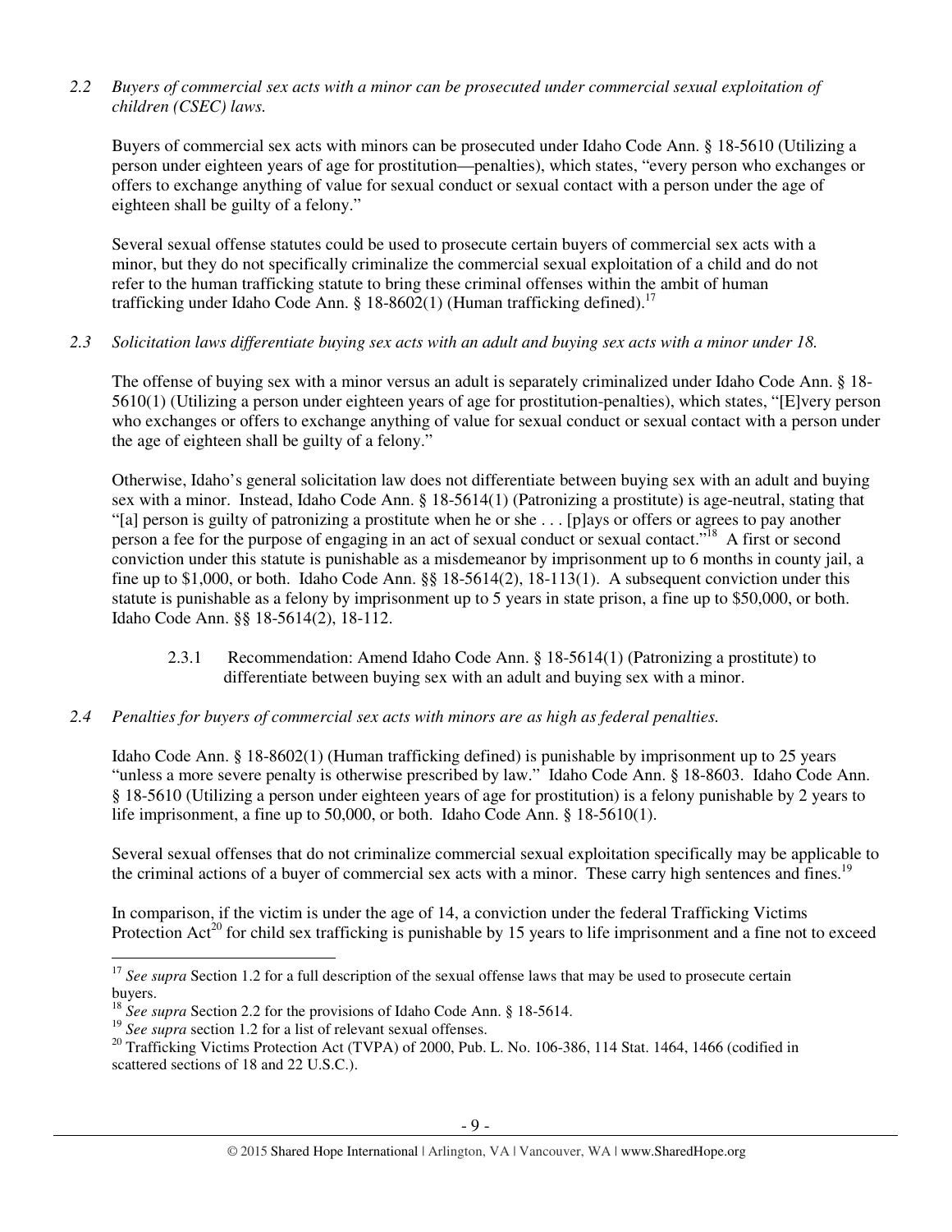*2.2 Buyers of commercial sex acts with a minor can be prosecuted under commercial sexual exploitation of children (CSEC) laws.*

Buyers of commercial sex acts with minors can be prosecuted under Idaho Code Ann. § 18-5610 (Utilizing a person under eighteen years of age for prostitution—penalties), which states, "every person who exchanges or offers to exchange anything of value for sexual conduct or sexual contact with a person under the age of eighteen shall be guilty of a felony."

Several sexual offense statutes could be used to prosecute certain buyers of commercial sex acts with a minor, but they do not specifically criminalize the commercial sexual exploitation of a child and do not refer to the human trafficking statute to bring these criminal offenses within the ambit of human trafficking under Idaho Code Ann. § 18-8602(1) (Human trafficking defined).[17]

*2.3 Solicitation laws differentiate buying sex acts with an adult and buying sex acts with a minor under 18.*

The offense of buying sex with a minor versus an adult is separately criminalized under Idaho Code Ann. § 18-5610(1) (Utilizing a person under eighteen years of age for prostitution-penalties), which states, "[E]very person who exchanges or offers to exchange anything of value for sexual conduct or sexual contact with a person under the age of eighteen shall be guilty of a felony."

Otherwise, Idaho's general solicitation law does not differentiate between buying sex with an adult and buying sex with a minor. Instead, Idaho Code Ann. § 18-5614(1) (Patronizing a prostitute) is age-neutral, stating that "[a] person is guilty of patronizing a prostitute when he or she . . . [p]ays or offers or agrees to pay another person a fee for the purpose of engaging in an act of sexual conduct or sexual contact."[18] A first or second conviction under this statute is punishable as a misdemeanor by imprisonment up to 6 months in county jail, a fine up to $1,000, or both. Idaho Code Ann. §§ 18-5614(2), 18-113(1). A subsequent conviction under this statute is punishable as a felony by imprisonment up to 5 years in state prison, a fine up to $50,000, or both. Idaho Code Ann. §§ 18-5614(2), 18-112.

2.3.1 Recommendation: Amend Idaho Code Ann. § 18-5614(1) (Patronizing a prostitute) to differentiate between buying sex with an adult and buying sex with a minor.

*2.4 Penalties for buyers of commercial sex acts with minors are as high as federal penalties.*

Idaho Code Ann. § 18-8602(1) (Human trafficking defined) is punishable by imprisonment up to 25 years "unless a more severe penalty is otherwise prescribed by law." Idaho Code Ann. § 18-8603. Idaho Code Ann. § 18-5610 (Utilizing a person under eighteen years of age for prostitution) is a felony punishable by 2 years to life imprisonment, a fine up to 50,000, or both. Idaho Code Ann. § 18-5610(1).

Several sexual offenses that do not criminalize commercial sexual exploitation specifically may be applicable to the criminal actions of a buyer of commercial sex acts with a minor. These carry high sentences and fines.[19]

In comparison, if the victim is under the age of 14, a conviction under the federal Trafficking Victims Protection Act[20] for child sex trafficking is punishable by 15 years to life imprisonment and a fine not to exceed

---

[17] *See supra* Section 1.2 for a full description of the sexual offense laws that may be used to prosecute certain buyers.

[18] *See supra* Section 2.2 for the provisions of Idaho Code Ann. § 18-5614.

[19] *See supra* section 1.2 for a list of relevant sexual offenses.

[20] Trafficking Victims Protection Act (TVPA) of 2000, Pub. L. No. 106-386, 114 Stat. 1464, 1466 (codified in scattered sections of 18 and 22 U.S.C.).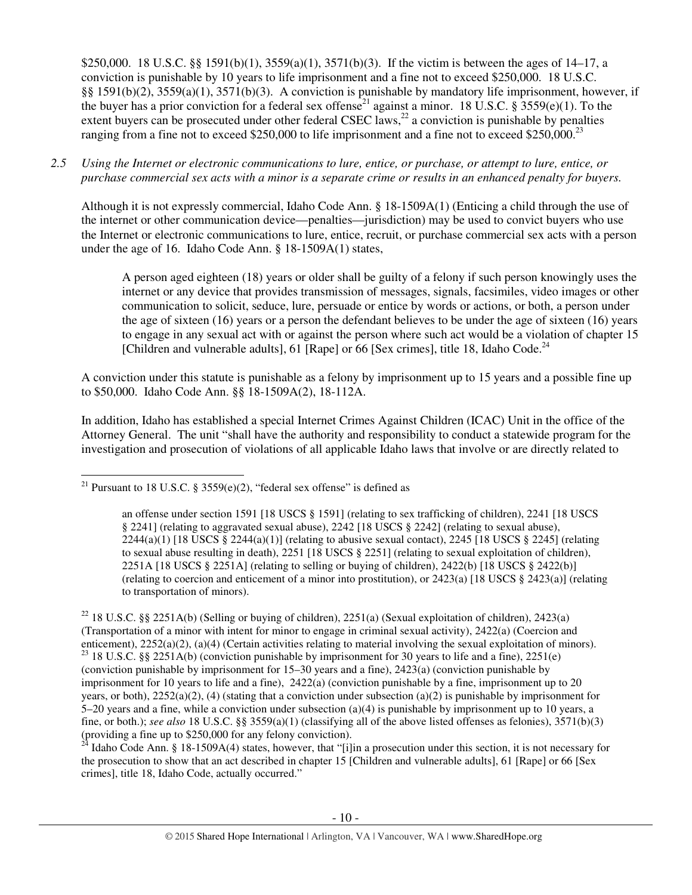$250,000. 18 U.S.C. §§ 1591(b)(1), 3559(a)(1), 3571(b)(3). If the victim is between the ages of 14–17, a conviction is punishable by 10 years to life imprisonment and a fine not to exceed $250,000. 18 U.S.C. §§ 1591(b)(2), 3559(a)(1), 3571(b)(3). A conviction is punishable by mandatory life imprisonment, however, if the buyer has a prior conviction for a federal sex offense[21] against a minor. 18 U.S.C. § 3559(e)(1). To the extent buyers can be prosecuted under other federal CSEC laws,[22] a conviction is punishable by penalties ranging from a fine not to exceed $250,000 to life imprisonment and a fine not to exceed $250,000.[23]

*2.5 Using the Internet or electronic communications to lure, entice, or purchase, or attempt to lure, entice, or purchase commercial sex acts with a minor is a separate crime or results in an enhanced penalty for buyers.*

Although it is not expressly commercial, Idaho Code Ann. § 18-1509A(1) (Enticing a child through the use of the internet or other communication device—penalties—jurisdiction) may be used to convict buyers who use the Internet or electronic communications to lure, entice, recruit, or purchase commercial sex acts with a person under the age of 16. Idaho Code Ann. § 18-1509A(1) states,

> A person aged eighteen (18) years or older shall be guilty of a felony if such person knowingly uses the internet or any device that provides transmission of messages, signals, facsimiles, video images or other communication to solicit, seduce, lure, persuade or entice by words or actions, or both, a person under the age of sixteen (16) years or a person the defendant believes to be under the age of sixteen (16) years to engage in any sexual act with or against the person where such act would be a violation of chapter 15 [Children and vulnerable adults], 61 [Rape] or 66 [Sex crimes], title 18, Idaho Code.[24]

A conviction under this statute is punishable as a felony by imprisonment up to 15 years and a possible fine up to $50,000. Idaho Code Ann. §§ 18-1509A(2), 18-112A.

In addition, Idaho has established a special Internet Crimes Against Children (ICAC) Unit in the office of the Attorney General. The unit "shall have the authority and responsibility to conduct a statewide program for the investigation and prosecution of violations of all applicable Idaho laws that involve or are directly related to

---

[21] Pursuant to 18 U.S.C. § 3559(e)(2), "federal sex offense" is defined as

> an offense under section 1591 [18 USCS § 1591] (relating to sex trafficking of children), 2241 [18 USCS § 2241] (relating to aggravated sexual abuse), 2242 [18 USCS § 2242] (relating to sexual abuse), 2244(a)(1) [18 USCS § 2244(a)(1)] (relating to abusive sexual contact), 2245 [18 USCS § 2245] (relating to sexual abuse resulting in death), 2251 [18 USCS § 2251] (relating to sexual exploitation of children), 2251A [18 USCS § 2251A] (relating to selling or buying of children), 2422(b) [18 USCS § 2422(b)] (relating to coercion and enticement of a minor into prostitution), or 2423(a) [18 USCS § 2423(a)] (relating to transportation of minors).

[22] 18 U.S.C. §§ 2251A(b) (Selling or buying of children), 2251(a) (Sexual exploitation of children), 2423(a) (Transportation of a minor with intent for minor to engage in criminal sexual activity), 2422(a) (Coercion and enticement), 2252(a)(2), (a)(4) (Certain activities relating to material involving the sexual exploitation of minors).

[23] 18 U.S.C. §§ 2251A(b) (conviction punishable by imprisonment for 30 years to life and a fine), 2251(e) (conviction punishable by imprisonment for 15–30 years and a fine), 2423(a) (conviction punishable by imprisonment for 10 years to life and a fine), 2422(a) (conviction punishable by a fine, imprisonment up to 20 years, or both), 2252(a)(2), (4) (stating that a conviction under subsection (a)(2) is punishable by imprisonment for 5–20 years and a fine, while a conviction under subsection (a)(4) is punishable by imprisonment up to 10 years, a fine, or both.); *see also* 18 U.S.C. §§ 3559(a)(1) (classifying all of the above listed offenses as felonies), 3571(b)(3) (providing a fine up to $250,000 for any felony conviction).

[24] Idaho Code Ann. § 18-1509A(4) states, however, that "[i]in a prosecution under this section, it is not necessary for the prosecution to show that an act described in chapter 15 [Children and vulnerable adults], 61 [Rape] or 66 [Sex crimes], title 18, Idaho Code, actually occurred."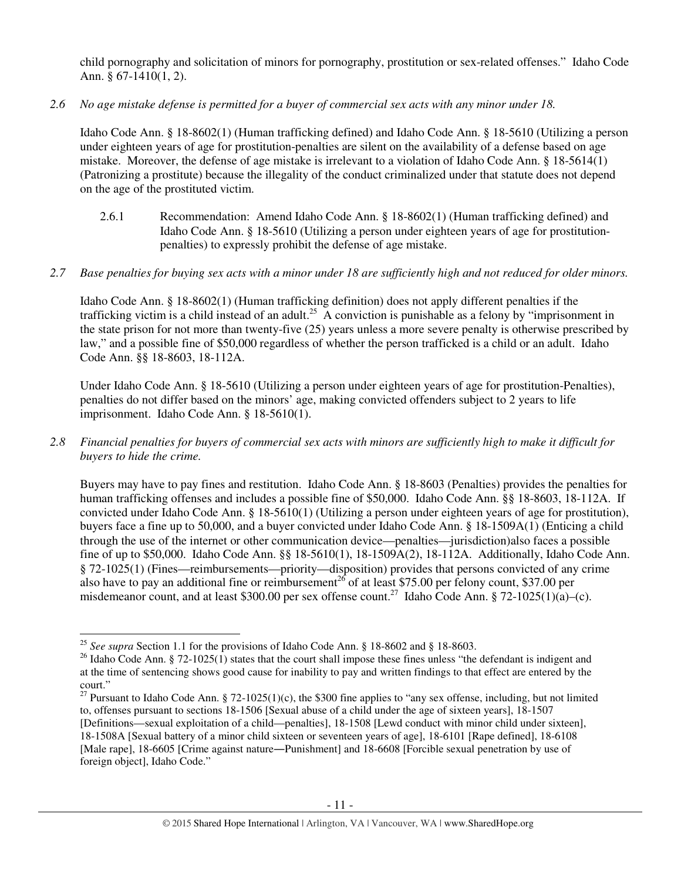child pornography and solicitation of minors for pornography, prostitution or sex-related offenses." Idaho Code Ann. § 67-1410(1, 2).

*2.6 No age mistake defense is permitted for a buyer of commercial sex acts with any minor under 18.*

Idaho Code Ann. § 18-8602(1) (Human trafficking defined) and Idaho Code Ann. § 18-5610 (Utilizing a person under eighteen years of age for prostitution-penalties are silent on the availability of a defense based on age mistake. Moreover, the defense of age mistake is irrelevant to a violation of Idaho Code Ann. § 18-5614(1) (Patronizing a prostitute) because the illegality of the conduct criminalized under that statute does not depend on the age of the prostituted victim.

2.6.1 Recommendation: Amend Idaho Code Ann. § 18-8602(1) (Human trafficking defined) and Idaho Code Ann. § 18-5610 (Utilizing a person under eighteen years of age for prostitution-penalties) to expressly prohibit the defense of age mistake.

*2.7 Base penalties for buying sex acts with a minor under 18 are sufficiently high and not reduced for older minors.*

Idaho Code Ann. § 18-8602(1) (Human trafficking definition) does not apply different penalties if the trafficking victim is a child instead of an adult.[25] A conviction is punishable as a felony by "imprisonment in the state prison for not more than twenty-five (25) years unless a more severe penalty is otherwise prescribed by law," and a possible fine of $50,000 regardless of whether the person trafficked is a child or an adult. Idaho Code Ann. §§ 18-8603, 18-112A.

Under Idaho Code Ann. § 18-5610 (Utilizing a person under eighteen years of age for prostitution-Penalties), penalties do not differ based on the minors' age, making convicted offenders subject to 2 years to life imprisonment. Idaho Code Ann. § 18-5610(1).

*2.8 Financial penalties for buyers of commercial sex acts with minors are sufficiently high to make it difficult for buyers to hide the crime.*

Buyers may have to pay fines and restitution. Idaho Code Ann. § 18-8603 (Penalties) provides the penalties for human trafficking offenses and includes a possible fine of $50,000. Idaho Code Ann. §§ 18-8603, 18-112A. If convicted under Idaho Code Ann. § 18-5610(1) (Utilizing a person under eighteen years of age for prostitution), buyers face a fine up to 50,000, and a buyer convicted under Idaho Code Ann. § 18-1509A(1) (Enticing a child through the use of the internet or other communication device—penalties—jurisdiction)also faces a possible fine of up to $50,000. Idaho Code Ann. §§ 18-5610(1), 18-1509A(2), 18-112A. Additionally, Idaho Code Ann. § 72-1025(1) (Fines—reimbursements—priority—disposition) provides that persons convicted of any crime also have to pay an additional fine or reimbursement[26] of at least $75.00 per felony count, $37.00 per misdemeanor count, and at least $300.00 per sex offense count.[27] Idaho Code Ann. § 72-1025(1)(a)–(c).

---

[25] *See supra* Section 1.1 for the provisions of Idaho Code Ann. § 18-8602 and § 18-8603.

[26] Idaho Code Ann. § 72-1025(1) states that the court shall impose these fines unless "the defendant is indigent and at the time of sentencing shows good cause for inability to pay and written findings to that effect are entered by the court."

[27] Pursuant to Idaho Code Ann. § 72-1025(1)(c), the $300 fine applies to "any sex offense, including, but not limited to, offenses pursuant to sections 18-1506 [Sexual abuse of a child under the age of sixteen years], 18-1507 [Definitions—sexual exploitation of a child—penalties], 18-1508 [Lewd conduct with minor child under sixteen], 18-1508A [Sexual battery of a minor child sixteen or seventeen years of age], 18-6101 [Rape defined], 18-6108 [Male rape], 18-6605 [Crime against nature—Punishment] and 18-6608 [Forcible sexual penetration by use of foreign object], Idaho Code."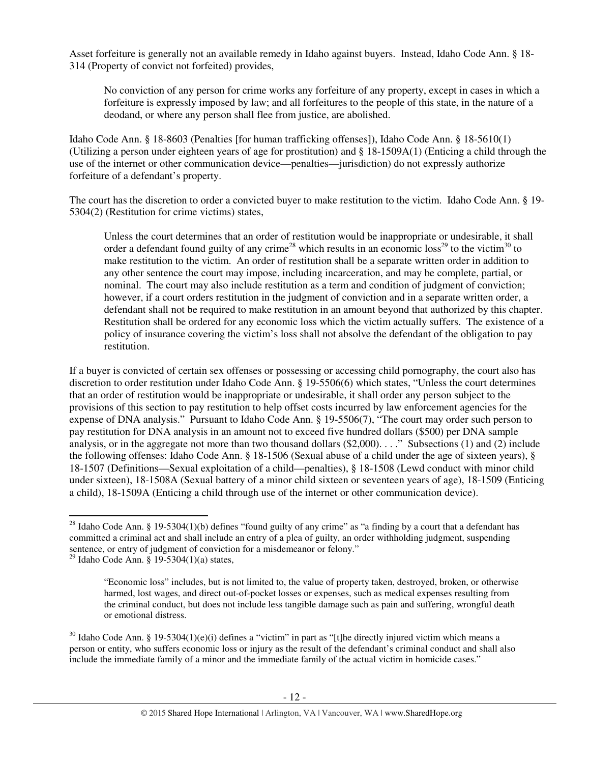Asset forfeiture is generally not an available remedy in Idaho against buyers. Instead, Idaho Code Ann. § 18-314 (Property of convict not forfeited) provides,

> No conviction of any person for crime works any forfeiture of any property, except in cases in which a forfeiture is expressly imposed by law; and all forfeitures to the people of this state, in the nature of a deodand, or where any person shall flee from justice, are abolished.

Idaho Code Ann. § 18-8603 (Penalties [for human trafficking offenses]), Idaho Code Ann. § 18-5610(1) (Utilizing a person under eighteen years of age for prostitution) and § 18-1509A(1) (Enticing a child through the use of the internet or other communication device—penalties—jurisdiction) do not expressly authorize forfeiture of a defendant's property.

The court has the discretion to order a convicted buyer to make restitution to the victim. Idaho Code Ann. § 19-5304(2) (Restitution for crime victims) states,

> Unless the court determines that an order of restitution would be inappropriate or undesirable, it shall order a defendant found guilty of any crime[28] which results in an economic loss[29] to the victim[30] to make restitution to the victim. An order of restitution shall be a separate written order in addition to any other sentence the court may impose, including incarceration, and may be complete, partial, or nominal. The court may also include restitution as a term and condition of judgment of conviction; however, if a court orders restitution in the judgment of conviction and in a separate written order, a defendant shall not be required to make restitution in an amount beyond that authorized by this chapter. Restitution shall be ordered for any economic loss which the victim actually suffers. The existence of a policy of insurance covering the victim's loss shall not absolve the defendant of the obligation to pay restitution.

If a buyer is convicted of certain sex offenses or possessing or accessing child pornography, the court also has discretion to order restitution under Idaho Code Ann. § 19-5506(6) which states, "Unless the court determines that an order of restitution would be inappropriate or undesirable, it shall order any person subject to the provisions of this section to pay restitution to help offset costs incurred by law enforcement agencies for the expense of DNA analysis." Pursuant to Idaho Code Ann. § 19-5506(7), "The court may order such person to pay restitution for DNA analysis in an amount not to exceed five hundred dollars ($500) per DNA sample analysis, or in the aggregate not more than two thousand dollars ($2,000). . . ." Subsections (1) and (2) include the following offenses: Idaho Code Ann. § 18-1506 (Sexual abuse of a child under the age of sixteen years), § 18-1507 (Definitions—Sexual exploitation of a child—penalties), § 18-1508 (Lewd conduct with minor child under sixteen), 18-1508A (Sexual battery of a minor child sixteen or seventeen years of age), 18-1509 (Enticing a child), 18-1509A (Enticing a child through use of the internet or other communication device).

---

[28] Idaho Code Ann. § 19-5304(1)(b) defines "found guilty of any crime" as "a finding by a court that a defendant has committed a criminal act and shall include an entry of a plea of guilty, an order withholding judgment, suspending sentence, or entry of judgment of conviction for a misdemeanor or felony."

[29] Idaho Code Ann. § 19-5304(1)(a) states,

> "Economic loss" includes, but is not limited to, the value of property taken, destroyed, broken, or otherwise harmed, lost wages, and direct out-of-pocket losses or expenses, such as medical expenses resulting from the criminal conduct, but does not include less tangible damage such as pain and suffering, wrongful death or emotional distress.

[30] Idaho Code Ann. § 19-5304(1)(e)(i) defines a "victim" in part as "[t]he directly injured victim which means a person or entity, who suffers economic loss or injury as the result of the defendant's criminal conduct and shall also include the immediate family of a minor and the immediate family of the actual victim in homicide cases."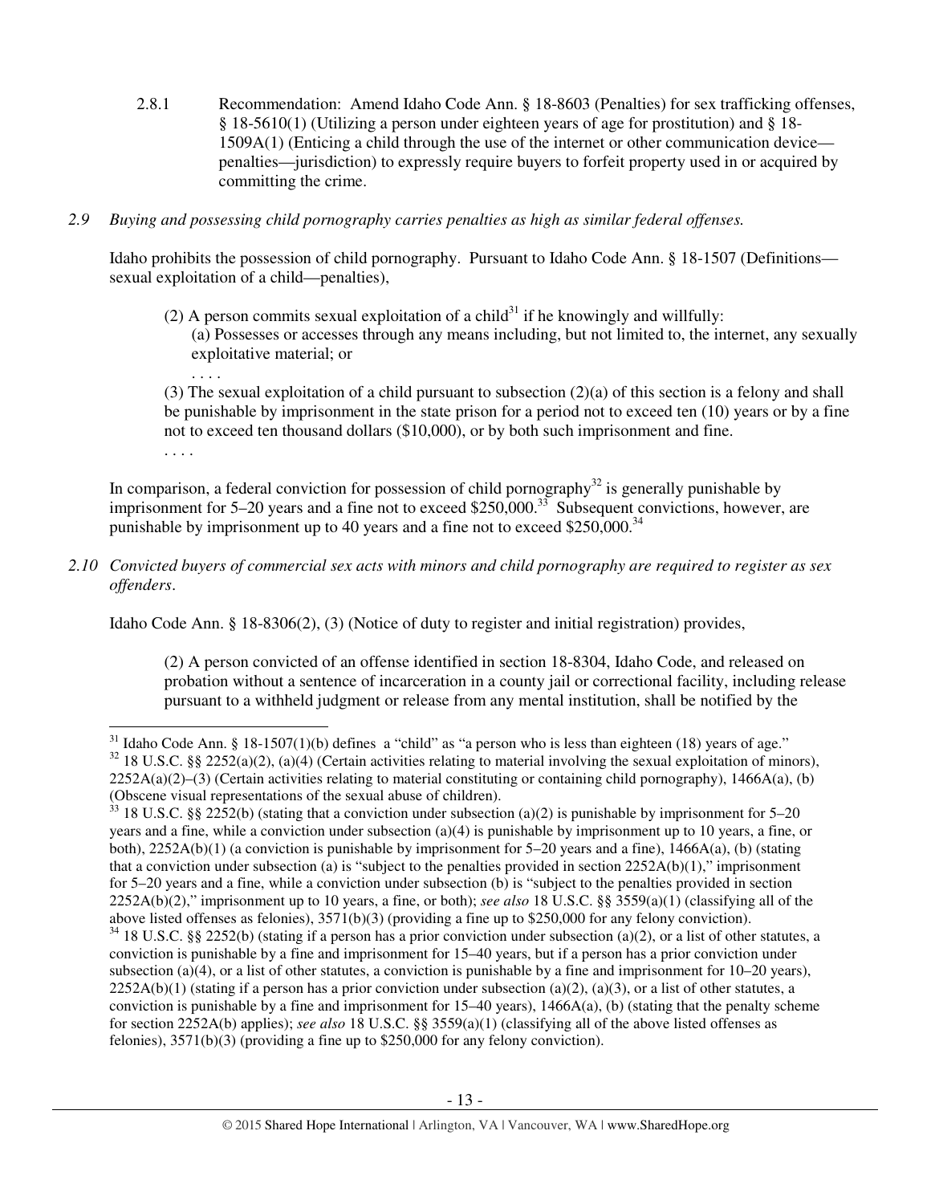2.8.1 Recommendation: Amend Idaho Code Ann. § 18-8603 (Penalties) for sex trafficking offenses, § 18-5610(1) (Utilizing a person under eighteen years of age for prostitution) and § 18-1509A(1) (Enticing a child through the use of the internet or other communication device—penalties—jurisdiction) to expressly require buyers to forfeit property used in or acquired by committing the crime.

*2.9 Buying and possessing child pornography carries penalties as high as similar federal offenses.*

Idaho prohibits the possession of child pornography. Pursuant to Idaho Code Ann. § 18-1507 (Definitions—sexual exploitation of a child—penalties),

> (2) A person commits sexual exploitation of a child[31] if he knowingly and willfully:
> (a) Possesses or accesses through any means including, but not limited to, the internet, any sexually exploitative material; or
> . . . .
> (3) The sexual exploitation of a child pursuant to subsection (2)(a) of this section is a felony and shall be punishable by imprisonment in the state prison for a period not to exceed ten (10) years or by a fine not to exceed ten thousand dollars ($10,000), or by both such imprisonment and fine.
> . . . .

In comparison, a federal conviction for possession of child pornography[32] is generally punishable by imprisonment for 5–20 years and a fine not to exceed $250,000.[33] Subsequent convictions, however, are punishable by imprisonment up to 40 years and a fine not to exceed $250,000.[34]

*2.10 Convicted buyers of commercial sex acts with minors and child pornography are required to register as sex offenders.*

Idaho Code Ann. § 18-8306(2), (3) (Notice of duty to register and initial registration) provides,

> (2) A person convicted of an offense identified in section 18-8304, Idaho Code, and released on probation without a sentence of incarceration in a county jail or correctional facility, including release pursuant to a withheld judgment or release from any mental institution, shall be notified by the

---

[31] Idaho Code Ann. § 18-1507(1)(b) defines a "child" as "a person who is less than eighteen (18) years of age."

[32] 18 U.S.C. §§ 2252(a)(2), (a)(4) (Certain activities relating to material involving the sexual exploitation of minors), 2252A(a)(2)–(3) (Certain activities relating to material constituting or containing child pornography), 1466A(a), (b) (Obscene visual representations of the sexual abuse of children).

[33] 18 U.S.C. §§ 2252(b) (stating that a conviction under subsection (a)(2) is punishable by imprisonment for 5–20 years and a fine, while a conviction under subsection (a)(4) is punishable by imprisonment up to 10 years, a fine, or both), 2252A(b)(1) (a conviction is punishable by imprisonment for 5–20 years and a fine), 1466A(a), (b) (stating that a conviction under subsection (a) is "subject to the penalties provided in section 2252A(b)(1)," imprisonment for 5–20 years and a fine, while a conviction under subsection (b) is "subject to the penalties provided in section 2252A(b)(2)," imprisonment up to 10 years, a fine, or both); *see also* 18 U.S.C. §§ 3559(a)(1) (classifying all of the above listed offenses as felonies), 3571(b)(3) (providing a fine up to $250,000 for any felony conviction).

[34] 18 U.S.C. §§ 2252(b) (stating if a person has a prior conviction under subsection (a)(2), or a list of other statutes, a conviction is punishable by a fine and imprisonment for 15–40 years, but if a person has a prior conviction under subsection (a)(4), or a list of other statutes, a conviction is punishable by a fine and imprisonment for 10–20 years), 2252A(b)(1) (stating if a person has a prior conviction under subsection (a)(2), (a)(3), or a list of other statutes, a conviction is punishable by a fine and imprisonment for 15–40 years), 1466A(a), (b) (stating that the penalty scheme for section 2252A(b) applies); *see also* 18 U.S.C. §§ 3559(a)(1) (classifying all of the above listed offenses as felonies), 3571(b)(3) (providing a fine up to $250,000 for any felony conviction).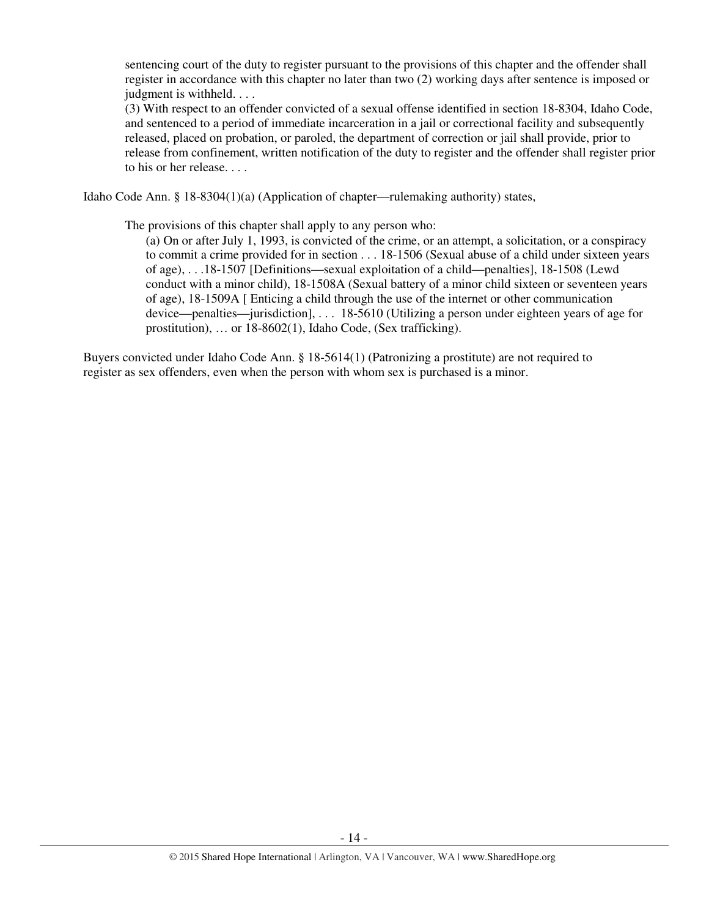> sentencing court of the duty to register pursuant to the provisions of this chapter and the offender shall register in accordance with this chapter no later than two (2) working days after sentence is imposed or judgment is withheld. . . .
>
> (3) With respect to an offender convicted of a sexual offense identified in section 18-8304, Idaho Code, and sentenced to a period of immediate incarceration in a jail or correctional facility and subsequently released, placed on probation, or paroled, the department of correction or jail shall provide, prior to release from confinement, written notification of the duty to register and the offender shall register prior to his or her release. . . .

Idaho Code Ann. § 18-8304(1)(a) (Application of chapter—rulemaking authority) states,

> The provisions of this chapter shall apply to any person who:
>
> (a) On or after July 1, 1993, is convicted of the crime, or an attempt, a solicitation, or a conspiracy to commit a crime provided for in section . . . 18-1506 (Sexual abuse of a child under sixteen years of age), . . .18-1507 [Definitions—sexual exploitation of a child—penalties], 18-1508 (Lewd conduct with a minor child), 18-1508A (Sexual battery of a minor child sixteen or seventeen years of age), 18-1509A [ Enticing a child through the use of the internet or other communication device—penalties—jurisdiction], . . . 18-5610 (Utilizing a person under eighteen years of age for prostitution), … or 18-8602(1), Idaho Code, (Sex trafficking).

Buyers convicted under Idaho Code Ann. § 18-5614(1) (Patronizing a prostitute) are not required to register as sex offenders, even when the person with whom sex is purchased is a minor.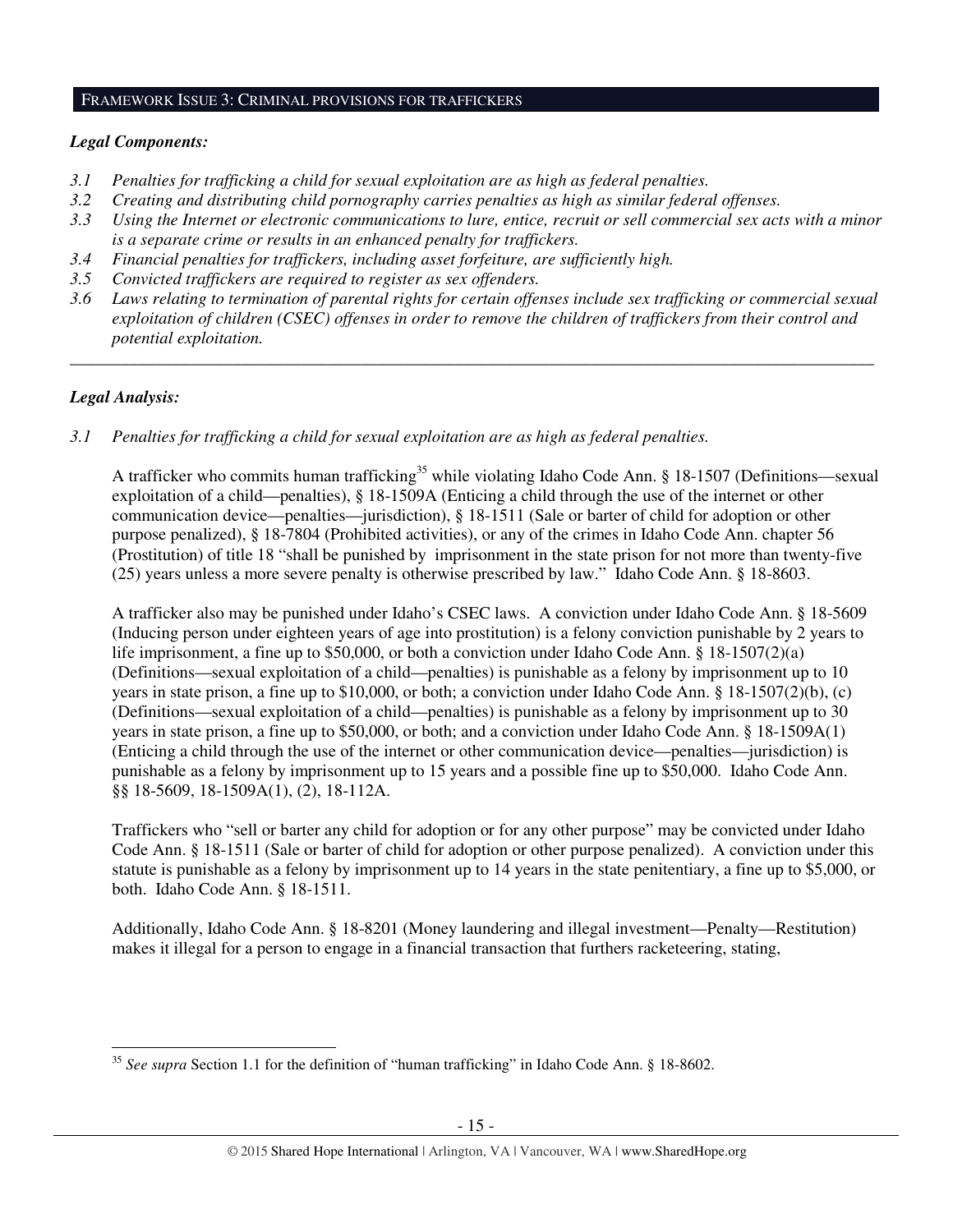## FRAMEWORK ISSUE 3: CRIMINAL PROVISIONS FOR TRAFFICKERS

***Legal Components:***

*3.1 Penalties for trafficking a child for sexual exploitation are as high as federal penalties.*
*3.2 Creating and distributing child pornography carries penalties as high as similar federal offenses.*
*3.3 Using the Internet or electronic communications to lure, entice, recruit or sell commercial sex acts with a minor is a separate crime or results in an enhanced penalty for traffickers.*
*3.4 Financial penalties for traffickers, including asset forfeiture, are sufficiently high.*
*3.5 Convicted traffickers are required to register as sex offenders.*
*3.6 Laws relating to termination of parental rights for certain offenses include sex trafficking or commercial sexual exploitation of children (CSEC) offenses in order to remove the children of traffickers from their control and potential exploitation.*

---

***Legal Analysis:***

*3.1 Penalties for trafficking a child for sexual exploitation are as high as federal penalties.*

A trafficker who commits human trafficking[35] while violating Idaho Code Ann. § 18-1507 (Definitions—sexual exploitation of a child—penalties), § 18-1509A (Enticing a child through the use of the internet or other communication device—penalties—jurisdiction), § 18-1511 (Sale or barter of child for adoption or other purpose penalized), § 18-7804 (Prohibited activities), or any of the crimes in Idaho Code Ann. chapter 56 (Prostitution) of title 18 "shall be punished by imprisonment in the state prison for not more than twenty-five (25) years unless a more severe penalty is otherwise prescribed by law." Idaho Code Ann. § 18-8603.

A trafficker also may be punished under Idaho's CSEC laws. A conviction under Idaho Code Ann. § 18-5609 (Inducing person under eighteen years of age into prostitution) is a felony conviction punishable by 2 years to life imprisonment, a fine up to $50,000, or both a conviction under Idaho Code Ann. § 18-1507(2)(a) (Definitions—sexual exploitation of a child—penalties) is punishable as a felony by imprisonment up to 10 years in state prison, a fine up to $10,000, or both; a conviction under Idaho Code Ann. § 18-1507(2)(b), (c) (Definitions—sexual exploitation of a child—penalties) is punishable as a felony by imprisonment up to 30 years in state prison, a fine up to $50,000, or both; and a conviction under Idaho Code Ann. § 18-1509A(1) (Enticing a child through the use of the internet or other communication device—penalties—jurisdiction) is punishable as a felony by imprisonment up to 15 years and a possible fine up to $50,000. Idaho Code Ann. §§ 18-5609, 18-1509A(1), (2), 18-112A.

Traffickers who "sell or barter any child for adoption or for any other purpose" may be convicted under Idaho Code Ann. § 18-1511 (Sale or barter of child for adoption or other purpose penalized). A conviction under this statute is punishable as a felony by imprisonment up to 14 years in the state penitentiary, a fine up to $5,000, or both. Idaho Code Ann. § 18-1511.

Additionally, Idaho Code Ann. § 18-8201 (Money laundering and illegal investment—Penalty—Restitution) makes it illegal for a person to engage in a financial transaction that furthers racketeering, stating,

---

[35] *See supra* Section 1.1 for the definition of "human trafficking" in Idaho Code Ann. § 18-8602.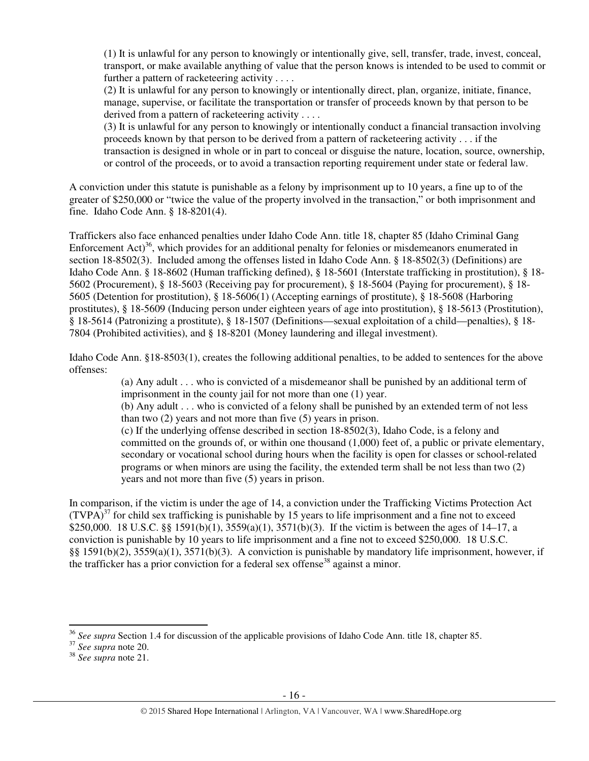> (1) It is unlawful for any person to knowingly or intentionally give, sell, transfer, trade, invest, conceal, transport, or make available anything of value that the person knows is intended to be used to commit or further a pattern of racketeering activity . . . .
>
> (2) It is unlawful for any person to knowingly or intentionally direct, plan, organize, initiate, finance, manage, supervise, or facilitate the transportation or transfer of proceeds known by that person to be derived from a pattern of racketeering activity . . . .
>
> (3) It is unlawful for any person to knowingly or intentionally conduct a financial transaction involving proceeds known by that person to be derived from a pattern of racketeering activity . . . if the transaction is designed in whole or in part to conceal or disguise the nature, location, source, ownership, or control of the proceeds, or to avoid a transaction reporting requirement under state or federal law.

A conviction under this statute is punishable as a felony by imprisonment up to 10 years, a fine up to of the greater of $250,000 or "twice the value of the property involved in the transaction," or both imprisonment and fine. Idaho Code Ann. § 18-8201(4).

Traffickers also face enhanced penalties under Idaho Code Ann. title 18, chapter 85 (Idaho Criminal Gang Enforcement Act)[36], which provides for an additional penalty for felonies or misdemeanors enumerated in section 18-8502(3). Included among the offenses listed in Idaho Code Ann. § 18-8502(3) (Definitions) are Idaho Code Ann. § 18-8602 (Human trafficking defined), § 18-5601 (Interstate trafficking in prostitution), § 18-5602 (Procurement), § 18-5603 (Receiving pay for procurement), § 18-5604 (Paying for procurement), § 18-5605 (Detention for prostitution), § 18-5606(1) (Accepting earnings of prostitute), § 18-5608 (Harboring prostitutes), § 18-5609 (Inducing person under eighteen years of age into prostitution), § 18-5613 (Prostitution), § 18-5614 (Patronizing a prostitute), § 18-1507 (Definitions—sexual exploitation of a child—penalties), § 18-7804 (Prohibited activities), and § 18-8201 (Money laundering and illegal investment).

Idaho Code Ann. §18-8503(1), creates the following additional penalties, to be added to sentences for the above offenses:

> (a) Any adult . . . who is convicted of a misdemeanor shall be punished by an additional term of imprisonment in the county jail for not more than one (1) year.
>
> (b) Any adult . . . who is convicted of a felony shall be punished by an extended term of not less than two (2) years and not more than five (5) years in prison.
>
> (c) If the underlying offense described in section 18-8502(3), Idaho Code, is a felony and committed on the grounds of, or within one thousand (1,000) feet of, a public or private elementary, secondary or vocational school during hours when the facility is open for classes or school-related programs or when minors are using the facility, the extended term shall be not less than two (2) years and not more than five (5) years in prison.

In comparison, if the victim is under the age of 14, a conviction under the Trafficking Victims Protection Act (TVPA)[37] for child sex trafficking is punishable by 15 years to life imprisonment and a fine not to exceed $250,000. 18 U.S.C. §§ 1591(b)(1), 3559(a)(1), 3571(b)(3). If the victim is between the ages of 14–17, a conviction is punishable by 10 years to life imprisonment and a fine not to exceed $250,000. 18 U.S.C. §§ 1591(b)(2), 3559(a)(1), 3571(b)(3). A conviction is punishable by mandatory life imprisonment, however, if the trafficker has a prior conviction for a federal sex offense[38] against a minor.

---

[36] *See supra* Section 1.4 for discussion of the applicable provisions of Idaho Code Ann. title 18, chapter 85.

[37] *See supra* note 20.

[38] *See supra* note 21.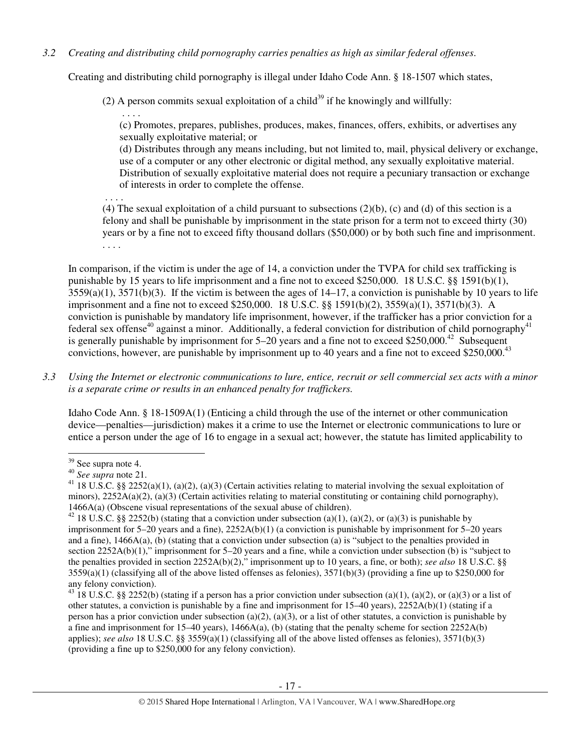*3.2 Creating and distributing child pornography carries penalties as high as similar federal offenses.*

Creating and distributing child pornography is illegal under Idaho Code Ann. § 18-1507 which states,

> (2) A person commits sexual exploitation of a child[39] if he knowingly and willfully:
>
> . . . .
>
> (c) Promotes, prepares, publishes, produces, makes, finances, offers, exhibits, or advertises any sexually exploitative material; or
>
> (d) Distributes through any means including, but not limited to, mail, physical delivery or exchange, use of a computer or any other electronic or digital method, any sexually exploitative material. Distribution of sexually exploitative material does not require a pecuniary transaction or exchange of interests in order to complete the offense.
>
> . . . .
>
> (4) The sexual exploitation of a child pursuant to subsections (2)(b), (c) and (d) of this section is a felony and shall be punishable by imprisonment in the state prison for a term not to exceed thirty (30) years or by a fine not to exceed fifty thousand dollars ($50,000) or by both such fine and imprisonment.
>
> . . . .

In comparison, if the victim is under the age of 14, a conviction under the TVPA for child sex trafficking is punishable by 15 years to life imprisonment and a fine not to exceed $250,000. 18 U.S.C. §§ 1591(b)(1), 3559(a)(1), 3571(b)(3). If the victim is between the ages of 14–17, a conviction is punishable by 10 years to life imprisonment and a fine not to exceed $250,000. 18 U.S.C. §§ 1591(b)(2), 3559(a)(1), 3571(b)(3). A conviction is punishable by mandatory life imprisonment, however, if the trafficker has a prior conviction for a federal sex offense[40] against a minor. Additionally, a federal conviction for distribution of child pornography[41] is generally punishable by imprisonment for 5–20 years and a fine not to exceed $250,000.[42] Subsequent convictions, however, are punishable by imprisonment up to 40 years and a fine not to exceed $250,000.[43]

*3.3 Using the Internet or electronic communications to lure, entice, recruit or sell commercial sex acts with a minor is a separate crime or results in an enhanced penalty for traffickers.*

Idaho Code Ann. § 18-1509A(1) (Enticing a child through the use of the internet or other communication device—penalties—jurisdiction) makes it a crime to use the Internet or electronic communications to lure or entice a person under the age of 16 to engage in a sexual act; however, the statute has limited applicability to

---

[39] See supra note 4.

[40] *See supra* note 21.

[41] 18 U.S.C. §§ 2252(a)(1), (a)(2), (a)(3) (Certain activities relating to material involving the sexual exploitation of minors), 2252A(a)(2), (a)(3) (Certain activities relating to material constituting or containing child pornography), 1466A(a) (Obscene visual representations of the sexual abuse of children).

[42] 18 U.S.C. §§ 2252(b) (stating that a conviction under subsection (a)(1), (a)(2), or (a)(3) is punishable by imprisonment for 5–20 years and a fine), 2252A(b)(1) (a conviction is punishable by imprisonment for 5–20 years and a fine), 1466A(a), (b) (stating that a conviction under subsection (a) is "subject to the penalties provided in section 2252A(b)(1)," imprisonment for 5–20 years and a fine, while a conviction under subsection (b) is "subject to the penalties provided in section 2252A(b)(2)," imprisonment up to 10 years, a fine, or both); *see also* 18 U.S.C. §§ 3559(a)(1) (classifying all of the above listed offenses as felonies), 3571(b)(3) (providing a fine up to $250,000 for any felony conviction).

[43] 18 U.S.C. §§ 2252(b) (stating if a person has a prior conviction under subsection (a)(1), (a)(2), or (a)(3) or a list of other statutes, a conviction is punishable by a fine and imprisonment for 15–40 years), 2252A(b)(1) (stating if a person has a prior conviction under subsection (a)(2), (a)(3), or a list of other statutes, a conviction is punishable by a fine and imprisonment for 15–40 years), 1466A(a), (b) (stating that the penalty scheme for section 2252A(b) applies); *see also* 18 U.S.C. §§ 3559(a)(1) (classifying all of the above listed offenses as felonies), 3571(b)(3) (providing a fine up to $250,000 for any felony conviction).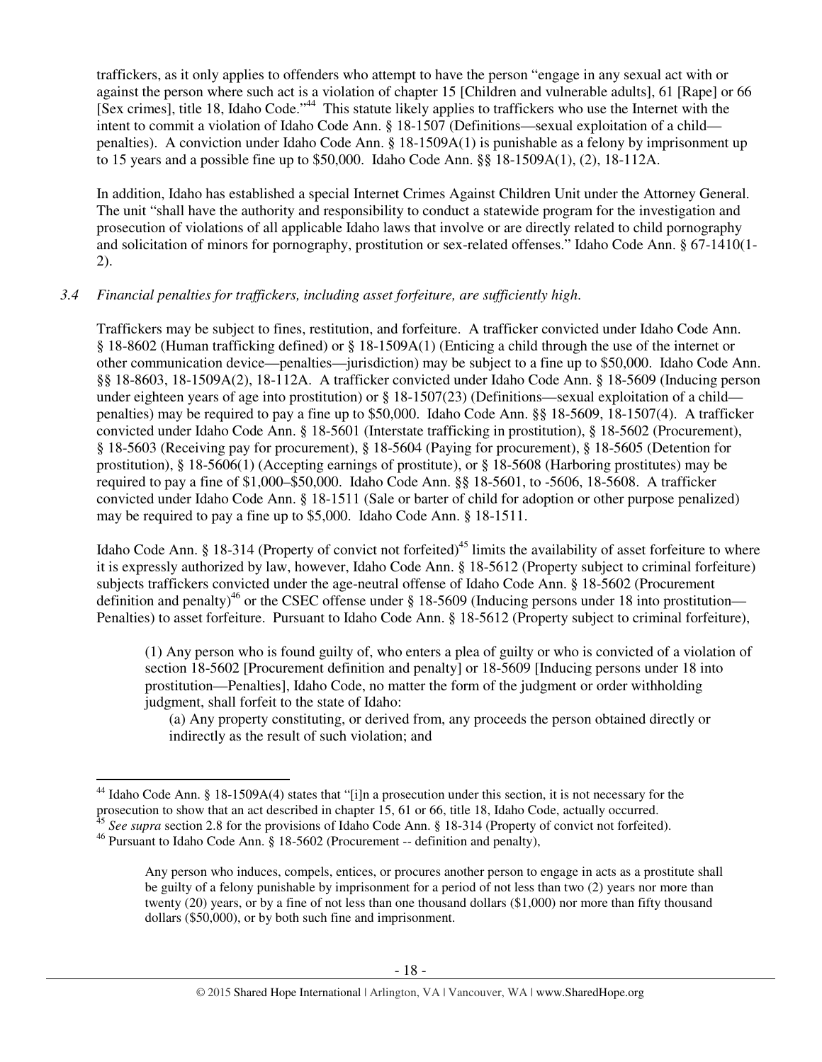traffickers, as it only applies to offenders who attempt to have the person "engage in any sexual act with or against the person where such act is a violation of chapter 15 [Children and vulnerable adults], 61 [Rape] or 66 [Sex crimes], title 18, Idaho Code."[44] This statute likely applies to traffickers who use the Internet with the intent to commit a violation of Idaho Code Ann. § 18-1507 (Definitions—sexual exploitation of a child—penalties). A conviction under Idaho Code Ann. § 18-1509A(1) is punishable as a felony by imprisonment up to 15 years and a possible fine up to $50,000. Idaho Code Ann. §§ 18-1509A(1), (2), 18-112A.

In addition, Idaho has established a special Internet Crimes Against Children Unit under the Attorney General. The unit "shall have the authority and responsibility to conduct a statewide program for the investigation and prosecution of violations of all applicable Idaho laws that involve or are directly related to child pornography and solicitation of minors for pornography, prostitution or sex-related offenses." Idaho Code Ann. § 67-1410(1-2).

*3.4 Financial penalties for traffickers, including asset forfeiture, are sufficiently high.*

Traffickers may be subject to fines, restitution, and forfeiture. A trafficker convicted under Idaho Code Ann. § 18-8602 (Human trafficking defined) or § 18-1509A(1) (Enticing a child through the use of the internet or other communication device—penalties—jurisdiction) may be subject to a fine up to $50,000. Idaho Code Ann. §§ 18-8603, 18-1509A(2), 18-112A. A trafficker convicted under Idaho Code Ann. § 18-5609 (Inducing person under eighteen years of age into prostitution) or § 18-1507(23) (Definitions—sexual exploitation of a child—penalties) may be required to pay a fine up to $50,000. Idaho Code Ann. §§ 18-5609, 18-1507(4). A trafficker convicted under Idaho Code Ann. § 18-5601 (Interstate trafficking in prostitution), § 18-5602 (Procurement), § 18-5603 (Receiving pay for procurement), § 18-5604 (Paying for procurement), § 18-5605 (Detention for prostitution), § 18-5606(1) (Accepting earnings of prostitute), or § 18-5608 (Harboring prostitutes) may be required to pay a fine of $1,000–$50,000. Idaho Code Ann. §§ 18-5601, to -5606, 18-5608. A trafficker convicted under Idaho Code Ann. § 18-1511 (Sale or barter of child for adoption or other purpose penalized) may be required to pay a fine up to $5,000. Idaho Code Ann. § 18-1511.

Idaho Code Ann. § 18-314 (Property of convict not forfeited)[45] limits the availability of asset forfeiture to where it is expressly authorized by law, however, Idaho Code Ann. § 18-5612 (Property subject to criminal forfeiture) subjects traffickers convicted under the age-neutral offense of Idaho Code Ann. § 18-5602 (Procurement definition and penalty)[46] or the CSEC offense under § 18-5609 (Inducing persons under 18 into prostitution—Penalties) to asset forfeiture. Pursuant to Idaho Code Ann. § 18-5612 (Property subject to criminal forfeiture),

> (1) Any person who is found guilty of, who enters a plea of guilty or who is convicted of a violation of section 18-5602 [Procurement definition and penalty] or 18-5609 [Inducing persons under 18 into prostitution—Penalties], Idaho Code, no matter the form of the judgment or order withholding judgment, shall forfeit to the state of Idaho:
>
> (a) Any property constituting, or derived from, any proceeds the person obtained directly or indirectly as the result of such violation; and

---

[44] Idaho Code Ann. § 18-1509A(4) states that "[i]n a prosecution under this section, it is not necessary for the prosecution to show that an act described in chapter 15, 61 or 66, title 18, Idaho Code, actually occurred.

[45] *See supra* section 2.8 for the provisions of Idaho Code Ann. § 18-314 (Property of convict not forfeited).

[46] Pursuant to Idaho Code Ann. § 18-5602 (Procurement -- definition and penalty),

> Any person who induces, compels, entices, or procures another person to engage in acts as a prostitute shall be guilty of a felony punishable by imprisonment for a period of not less than two (2) years nor more than twenty (20) years, or by a fine of not less than one thousand dollars ($1,000) nor more than fifty thousand dollars ($50,000), or by both such fine and imprisonment.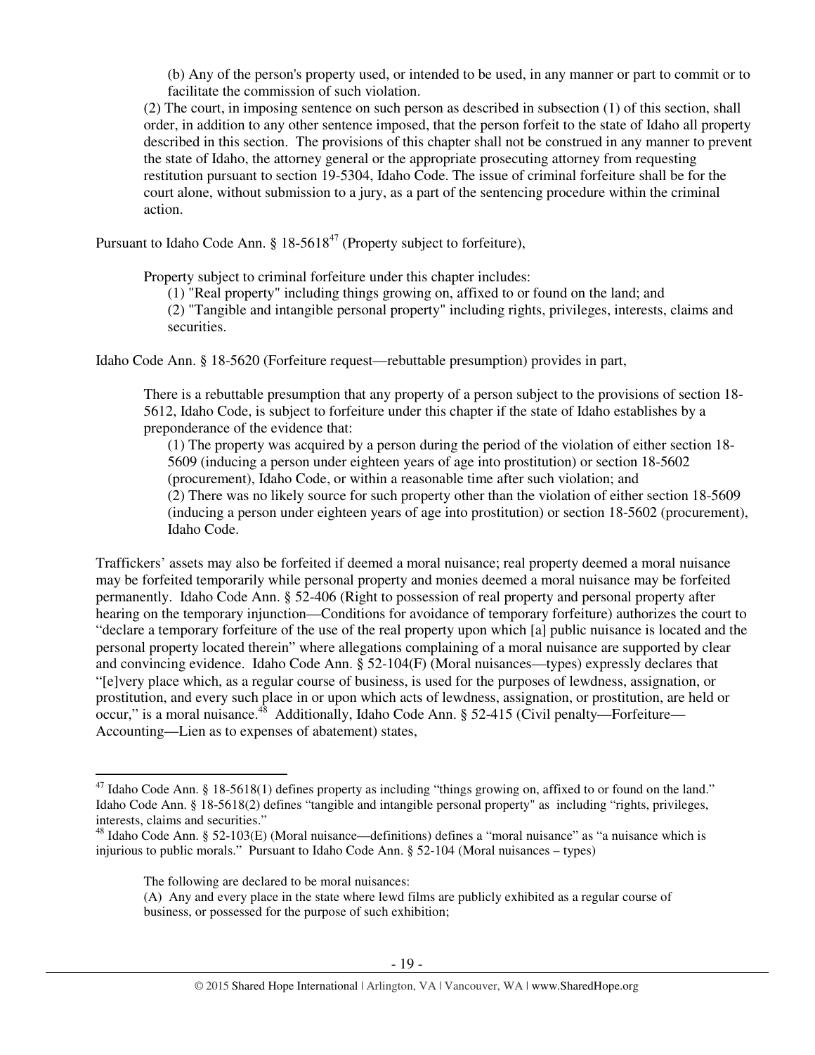> (b) Any of the person's property used, or intended to be used, in any manner or part to commit or to facilitate the commission of such violation.
>
> (2) The court, in imposing sentence on such person as described in subsection (1) of this section, shall order, in addition to any other sentence imposed, that the person forfeit to the state of Idaho all property described in this section. The provisions of this chapter shall not be construed in any manner to prevent the state of Idaho, the attorney general or the appropriate prosecuting attorney from requesting restitution pursuant to section 19-5304, Idaho Code. The issue of criminal forfeiture shall be for the court alone, without submission to a jury, as a part of the sentencing procedure within the criminal action.

Pursuant to Idaho Code Ann. § 18-5618[47] (Property subject to forfeiture),

> Property subject to criminal forfeiture under this chapter includes:
>
> (1) "Real property" including things growing on, affixed to or found on the land; and
>
> (2) "Tangible and intangible personal property" including rights, privileges, interests, claims and securities.

Idaho Code Ann. § 18-5620 (Forfeiture request—rebuttable presumption) provides in part,

> There is a rebuttable presumption that any property of a person subject to the provisions of section 18-5612, Idaho Code, is subject to forfeiture under this chapter if the state of Idaho establishes by a preponderance of the evidence that:
>
> (1) The property was acquired by a person during the period of the violation of either section 18-5609 (inducing a person under eighteen years of age into prostitution) or section 18-5602 (procurement), Idaho Code, or within a reasonable time after such violation; and
>
> (2) There was no likely source for such property other than the violation of either section 18-5609 (inducing a person under eighteen years of age into prostitution) or section 18-5602 (procurement), Idaho Code.

Traffickers' assets may also be forfeited if deemed a moral nuisance; real property deemed a moral nuisance may be forfeited temporarily while personal property and monies deemed a moral nuisance may be forfeited permanently. Idaho Code Ann. § 52-406 (Right to possession of real property and personal property after hearing on the temporary injunction—Conditions for avoidance of temporary forfeiture) authorizes the court to "declare a temporary forfeiture of the use of the real property upon which [a] public nuisance is located and the personal property located therein" where allegations complaining of a moral nuisance are supported by clear and convincing evidence. Idaho Code Ann. § 52-104(F) (Moral nuisances—types) expressly declares that "[e]very place which, as a regular course of business, is used for the purposes of lewdness, assignation, or prostitution, and every such place in or upon which acts of lewdness, assignation, or prostitution, are held or occur," is a moral nuisance.[48] Additionally, Idaho Code Ann. § 52-415 (Civil penalty—Forfeiture—Accounting—Lien as to expenses of abatement) states,

---

[47] Idaho Code Ann. § 18-5618(1) defines property as including "things growing on, affixed to or found on the land." Idaho Code Ann. § 18-5618(2) defines "tangible and intangible personal property" as including "rights, privileges, interests, claims and securities."

[48] Idaho Code Ann. § 52-103(E) (Moral nuisance—definitions) defines a "moral nuisance" as "a nuisance which is injurious to public morals." Pursuant to Idaho Code Ann. § 52-104 (Moral nuisances – types)

> The following are declared to be moral nuisances:
>
> (A) Any and every place in the state where lewd films are publicly exhibited as a regular course of business, or possessed for the purpose of such exhibition;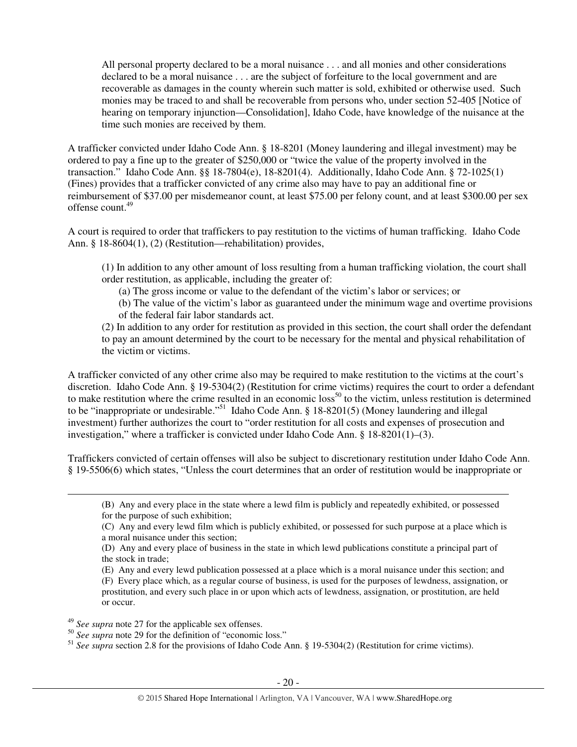> All personal property declared to be a moral nuisance . . . and all monies and other considerations declared to be a moral nuisance . . . are the subject of forfeiture to the local government and are recoverable as damages in the county wherein such matter is sold, exhibited or otherwise used. Such monies may be traced to and shall be recoverable from persons who, under section 52-405 [Notice of hearing on temporary injunction—Consolidation], Idaho Code, have knowledge of the nuisance at the time such monies are received by them.

A trafficker convicted under Idaho Code Ann. § 18-8201 (Money laundering and illegal investment) may be ordered to pay a fine up to the greater of $250,000 or "twice the value of the property involved in the transaction." Idaho Code Ann. §§ 18-7804(e), 18-8201(4). Additionally, Idaho Code Ann. § 72-1025(1) (Fines) provides that a trafficker convicted of any crime also may have to pay an additional fine or reimbursement of $37.00 per misdemeanor count, at least $75.00 per felony count, and at least $300.00 per sex offense count.[49]

A court is required to order that traffickers to pay restitution to the victims of human trafficking. Idaho Code Ann. § 18-8604(1), (2) (Restitution—rehabilitation) provides,

> (1) In addition to any other amount of loss resulting from a human trafficking violation, the court shall order restitution, as applicable, including the greater of:
>
> (a) The gross income or value to the defendant of the victim's labor or services; or
>
> (b) The value of the victim's labor as guaranteed under the minimum wage and overtime provisions of the federal fair labor standards act.
>
> (2) In addition to any order for restitution as provided in this section, the court shall order the defendant to pay an amount determined by the court to be necessary for the mental and physical rehabilitation of the victim or victims.

A trafficker convicted of any other crime also may be required to make restitution to the victims at the court's discretion. Idaho Code Ann. § 19-5304(2) (Restitution for crime victims) requires the court to order a defendant to make restitution where the crime resulted in an economic loss[50] to the victim, unless restitution is determined to be "inappropriate or undesirable."[51] Idaho Code Ann. § 18-8201(5) (Money laundering and illegal investment) further authorizes the court to "order restitution for all costs and expenses of prosecution and investigation," where a trafficker is convicted under Idaho Code Ann. § 18-8201(1)–(3).

Traffickers convicted of certain offenses will also be subject to discretionary restitution under Idaho Code Ann. § 19-5506(6) which states, "Unless the court determines that an order of restitution would be inappropriate or

---

(B) Any and every place in the state where a lewd film is publicly and repeatedly exhibited, or possessed for the purpose of such exhibition;

(C) Any and every lewd film which is publicly exhibited, or possessed for such purpose at a place which is a moral nuisance under this section;

(D) Any and every place of business in the state in which lewd publications constitute a principal part of the stock in trade;

(E) Any and every lewd publication possessed at a place which is a moral nuisance under this section; and

(F) Every place which, as a regular course of business, is used for the purposes of lewdness, assignation, or prostitution, and every such place in or upon which acts of lewdness, assignation, or prostitution, are held or occur.

[49] *See supra* note 27 for the applicable sex offenses.

[50] *See supra* note 29 for the definition of "economic loss."

[51] *See supra* section 2.8 for the provisions of Idaho Code Ann. § 19-5304(2) (Restitution for crime victims).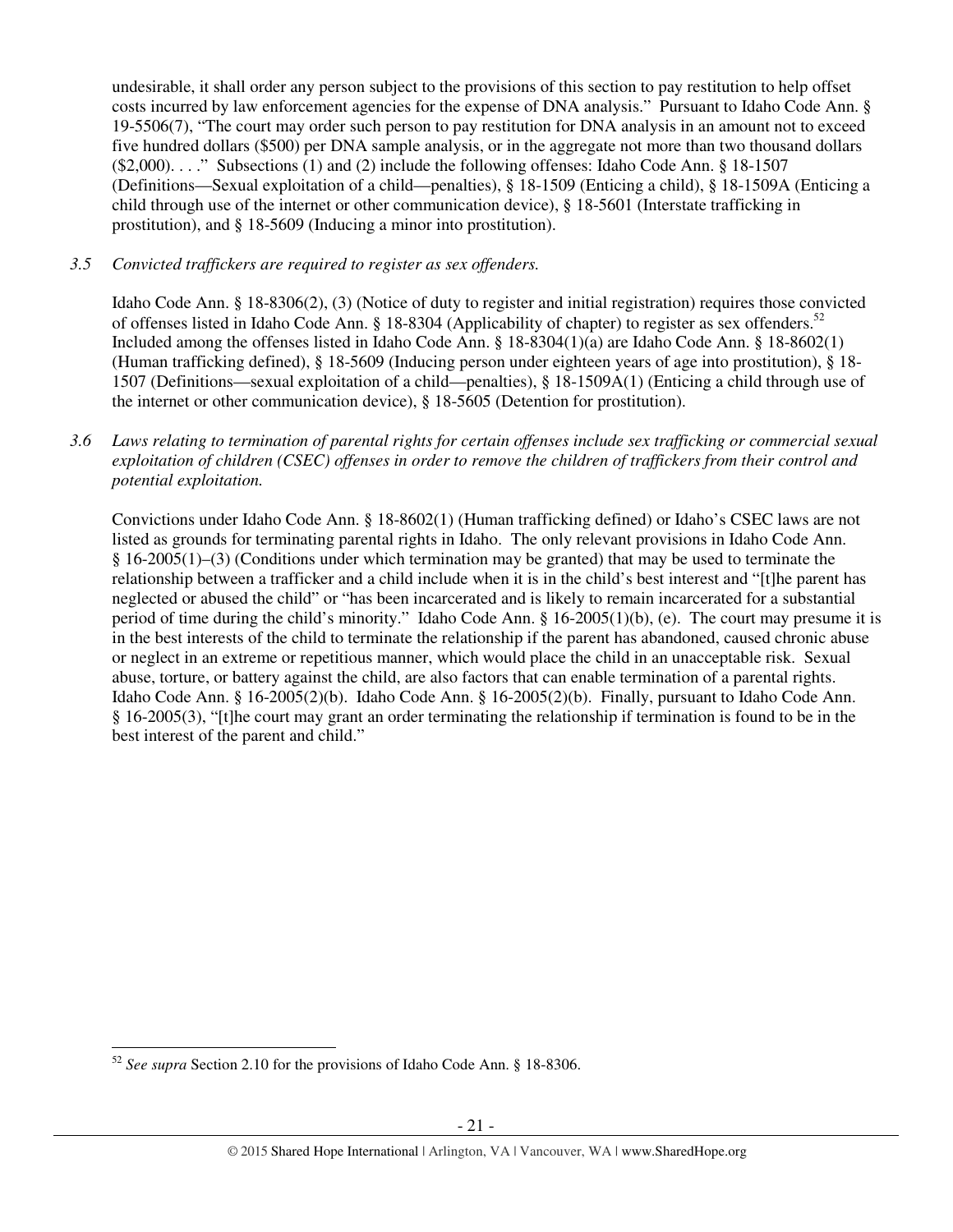undesirable, it shall order any person subject to the provisions of this section to pay restitution to help offset costs incurred by law enforcement agencies for the expense of DNA analysis." Pursuant to Idaho Code Ann. § 19-5506(7), "The court may order such person to pay restitution for DNA analysis in an amount not to exceed five hundred dollars ($500) per DNA sample analysis, or in the aggregate not more than two thousand dollars ($2,000). . . ." Subsections (1) and (2) include the following offenses: Idaho Code Ann. § 18-1507 (Definitions—Sexual exploitation of a child—penalties), § 18-1509 (Enticing a child), § 18-1509A (Enticing a child through use of the internet or other communication device), § 18-5601 (Interstate trafficking in prostitution), and § 18-5609 (Inducing a minor into prostitution).

*3.5 Convicted traffickers are required to register as sex offenders.*

Idaho Code Ann. § 18-8306(2), (3) (Notice of duty to register and initial registration) requires those convicted of offenses listed in Idaho Code Ann. § 18-8304 (Applicability of chapter) to register as sex offenders.[52] Included among the offenses listed in Idaho Code Ann. § 18-8304(1)(a) are Idaho Code Ann. § 18-8602(1) (Human trafficking defined), § 18-5609 (Inducing person under eighteen years of age into prostitution), § 18-1507 (Definitions—sexual exploitation of a child—penalties), § 18-1509A(1) (Enticing a child through use of the internet or other communication device), § 18-5605 (Detention for prostitution).

*3.6 Laws relating to termination of parental rights for certain offenses include sex trafficking or commercial sexual exploitation of children (CSEC) offenses in order to remove the children of traffickers from their control and potential exploitation.*

Convictions under Idaho Code Ann. § 18-8602(1) (Human trafficking defined) or Idaho's CSEC laws are not listed as grounds for terminating parental rights in Idaho. The only relevant provisions in Idaho Code Ann. § 16-2005(1)–(3) (Conditions under which termination may be granted) that may be used to terminate the relationship between a trafficker and a child include when it is in the child's best interest and "[t]he parent has neglected or abused the child" or "has been incarcerated and is likely to remain incarcerated for a substantial period of time during the child's minority." Idaho Code Ann. § 16-2005(1)(b), (e). The court may presume it is in the best interests of the child to terminate the relationship if the parent has abandoned, caused chronic abuse or neglect in an extreme or repetitious manner, which would place the child in an unacceptable risk. Sexual abuse, torture, or battery against the child, are also factors that can enable termination of a parental rights. Idaho Code Ann. § 16-2005(2)(b). Idaho Code Ann. § 16-2005(2)(b). Finally, pursuant to Idaho Code Ann. § 16-2005(3), "[t]he court may grant an order terminating the relationship if termination is found to be in the best interest of the parent and child."

[52] *See supra* Section 2.10 for the provisions of Idaho Code Ann. § 18-8306.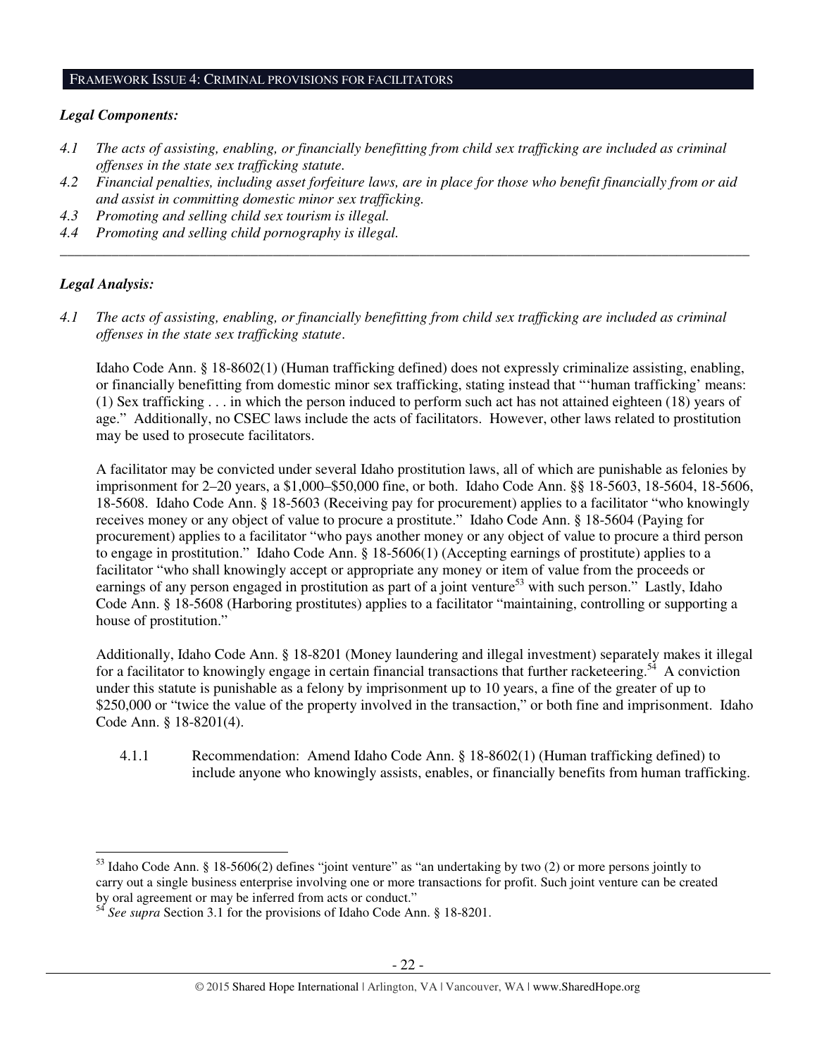## FRAMEWORK ISSUE 4: CRIMINAL PROVISIONS FOR FACILITATORS

***Legal Components:***

*4.1 The acts of assisting, enabling, or financially benefitting from child sex trafficking are included as criminal offenses in the state sex trafficking statute.*

*4.2 Financial penalties, including asset forfeiture laws, are in place for those who benefit financially from or aid and assist in committing domestic minor sex trafficking.*

*4.3 Promoting and selling child sex tourism is illegal.*

*4.4 Promoting and selling child pornography is illegal.*

---

***Legal Analysis:***

*4.1 The acts of assisting, enabling, or financially benefitting from child sex trafficking are included as criminal offenses in the state sex trafficking statute.*

Idaho Code Ann. § 18-8602(1) (Human trafficking defined) does not expressly criminalize assisting, enabling, or financially benefitting from domestic minor sex trafficking, stating instead that "'human trafficking' means: (1) Sex trafficking . . . in which the person induced to perform such act has not attained eighteen (18) years of age." Additionally, no CSEC laws include the acts of facilitators. However, other laws related to prostitution may be used to prosecute facilitators.

A facilitator may be convicted under several Idaho prostitution laws, all of which are punishable as felonies by imprisonment for 2–20 years, a $1,000–$50,000 fine, or both. Idaho Code Ann. §§ 18-5603, 18-5604, 18-5606, 18-5608. Idaho Code Ann. § 18-5603 (Receiving pay for procurement) applies to a facilitator "who knowingly receives money or any object of value to procure a prostitute." Idaho Code Ann. § 18-5604 (Paying for procurement) applies to a facilitator "who pays another money or any object of value to procure a third person to engage in prostitution." Idaho Code Ann. § 18-5606(1) (Accepting earnings of prostitute) applies to a facilitator "who shall knowingly accept or appropriate any money or item of value from the proceeds or earnings of any person engaged in prostitution as part of a joint venture[53] with such person." Lastly, Idaho Code Ann. § 18-5608 (Harboring prostitutes) applies to a facilitator "maintaining, controlling or supporting a house of prostitution."

Additionally, Idaho Code Ann. § 18-8201 (Money laundering and illegal investment) separately makes it illegal for a facilitator to knowingly engage in certain financial transactions that further racketeering.[54] A conviction under this statute is punishable as a felony by imprisonment up to 10 years, a fine of the greater of up to $250,000 or "twice the value of the property involved in the transaction," or both fine and imprisonment. Idaho Code Ann. § 18-8201(4).

4.1.1 Recommendation: Amend Idaho Code Ann. § 18-8602(1) (Human trafficking defined) to include anyone who knowingly assists, enables, or financially benefits from human trafficking.

---

[53] Idaho Code Ann. § 18-5606(2) defines "joint venture" as "an undertaking by two (2) or more persons jointly to carry out a single business enterprise involving one or more transactions for profit. Such joint venture can be created by oral agreement or may be inferred from acts or conduct."

[54] *See supra* Section 3.1 for the provisions of Idaho Code Ann. § 18-8201.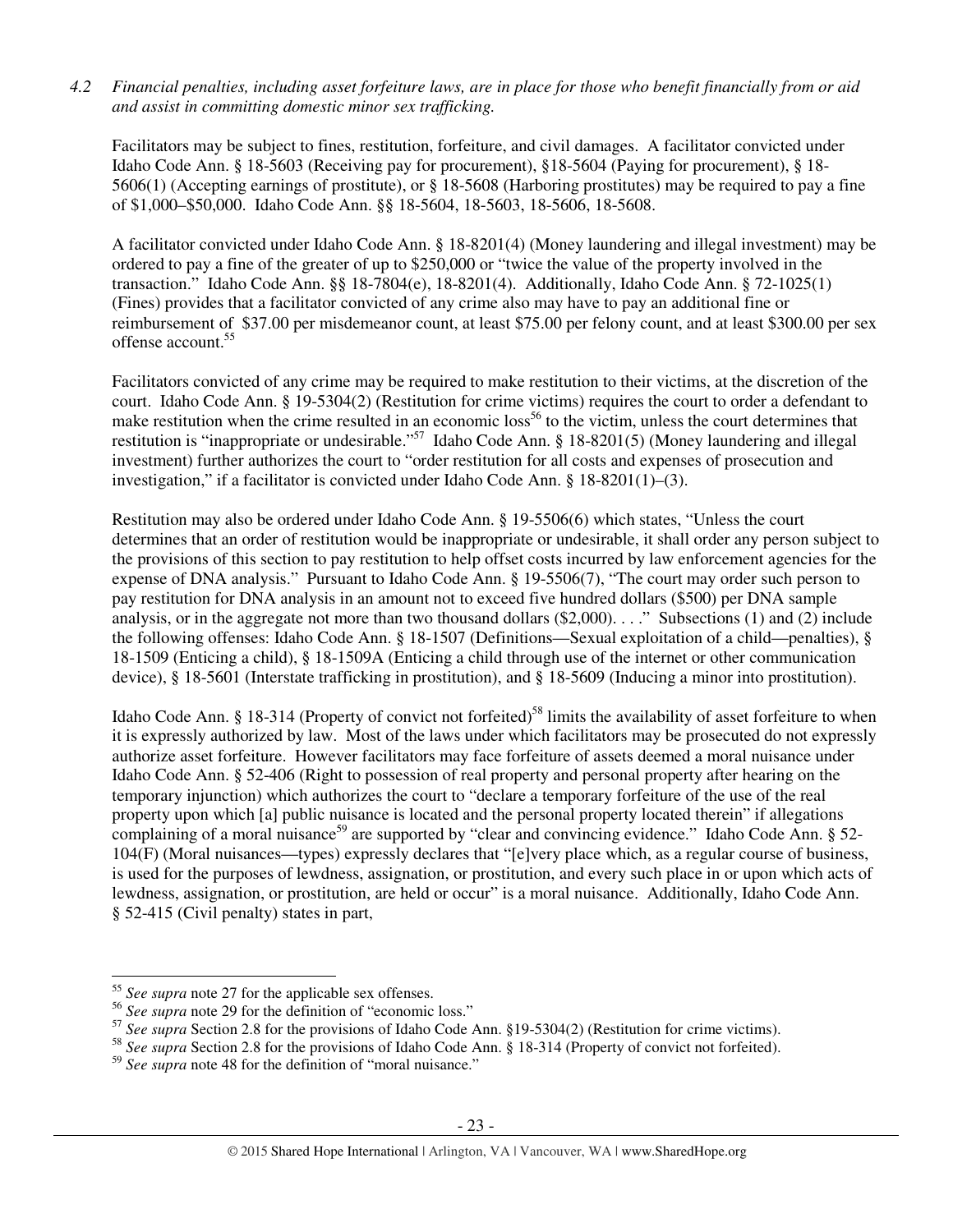*4.2 Financial penalties, including asset forfeiture laws, are in place for those who benefit financially from or aid and assist in committing domestic minor sex trafficking.*

Facilitators may be subject to fines, restitution, forfeiture, and civil damages. A facilitator convicted under Idaho Code Ann. § 18-5603 (Receiving pay for procurement), §18-5604 (Paying for procurement), § 18-5606(1) (Accepting earnings of prostitute), or § 18-5608 (Harboring prostitutes) may be required to pay a fine of $1,000–$50,000. Idaho Code Ann. §§ 18-5604, 18-5603, 18-5606, 18-5608.

A facilitator convicted under Idaho Code Ann. § 18-8201(4) (Money laundering and illegal investment) may be ordered to pay a fine of the greater of up to $250,000 or "twice the value of the property involved in the transaction." Idaho Code Ann. §§ 18-7804(e), 18-8201(4). Additionally, Idaho Code Ann. § 72-1025(1) (Fines) provides that a facilitator convicted of any crime also may have to pay an additional fine or reimbursement of $37.00 per misdemeanor count, at least $75.00 per felony count, and at least $300.00 per sex offense account.[55]

Facilitators convicted of any crime may be required to make restitution to their victims, at the discretion of the court. Idaho Code Ann. § 19-5304(2) (Restitution for crime victims) requires the court to order a defendant to make restitution when the crime resulted in an economic loss[56] to the victim, unless the court determines that restitution is "inappropriate or undesirable."[57] Idaho Code Ann. § 18-8201(5) (Money laundering and illegal investment) further authorizes the court to "order restitution for all costs and expenses of prosecution and investigation," if a facilitator is convicted under Idaho Code Ann. § 18-8201(1)–(3).

Restitution may also be ordered under Idaho Code Ann. § 19-5506(6) which states, "Unless the court determines that an order of restitution would be inappropriate or undesirable, it shall order any person subject to the provisions of this section to pay restitution to help offset costs incurred by law enforcement agencies for the expense of DNA analysis." Pursuant to Idaho Code Ann. § 19-5506(7), "The court may order such person to pay restitution for DNA analysis in an amount not to exceed five hundred dollars ($500) per DNA sample analysis, or in the aggregate not more than two thousand dollars ($2,000). . . ." Subsections (1) and (2) include the following offenses: Idaho Code Ann. § 18-1507 (Definitions—Sexual exploitation of a child—penalties), § 18-1509 (Enticing a child), § 18-1509A (Enticing a child through use of the internet or other communication device), § 18-5601 (Interstate trafficking in prostitution), and § 18-5609 (Inducing a minor into prostitution).

Idaho Code Ann. § 18-314 (Property of convict not forfeited)[58] limits the availability of asset forfeiture to when it is expressly authorized by law. Most of the laws under which facilitators may be prosecuted do not expressly authorize asset forfeiture. However facilitators may face forfeiture of assets deemed a moral nuisance under Idaho Code Ann. § 52-406 (Right to possession of real property and personal property after hearing on the temporary injunction) which authorizes the court to "declare a temporary forfeiture of the use of the real property upon which [a] public nuisance is located and the personal property located therein" if allegations complaining of a moral nuisance[59] are supported by "clear and convincing evidence." Idaho Code Ann. § 52-104(F) (Moral nuisances—types) expressly declares that "[e]very place which, as a regular course of business, is used for the purposes of lewdness, assignation, or prostitution, and every such place in or upon which acts of lewdness, assignation, or prostitution, are held or occur" is a moral nuisance. Additionally, Idaho Code Ann. § 52-415 (Civil penalty) states in part,

---

[55] *See supra* note 27 for the applicable sex offenses.

[56] *See supra* note 29 for the definition of "economic loss."

[57] *See supra* Section 2.8 for the provisions of Idaho Code Ann. §19-5304(2) (Restitution for crime victims).

[58] *See supra* Section 2.8 for the provisions of Idaho Code Ann. § 18-314 (Property of convict not forfeited).

[59] *See supra* note 48 for the definition of "moral nuisance."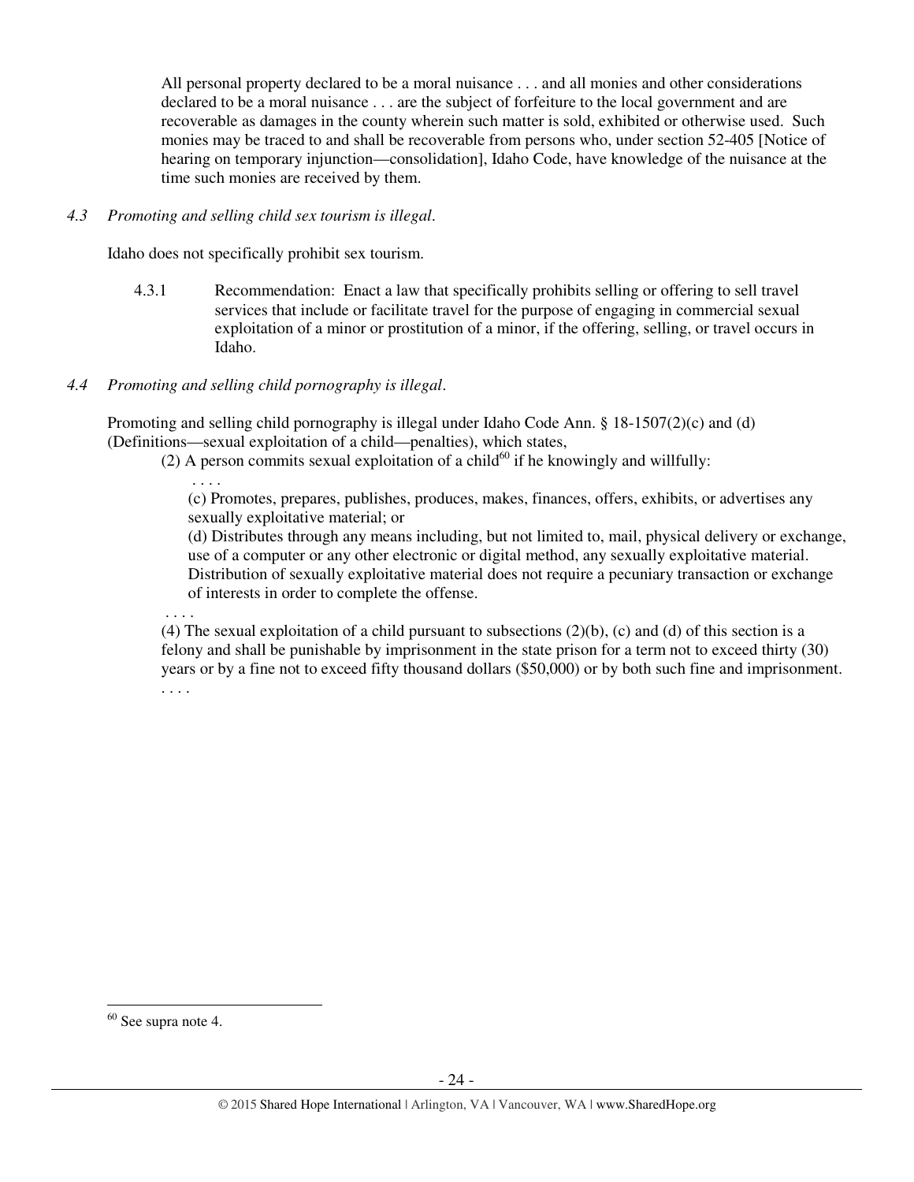All personal property declared to be a moral nuisance . . . and all monies and other considerations declared to be a moral nuisance . . . are the subject of forfeiture to the local government and are recoverable as damages in the county wherein such matter is sold, exhibited or otherwise used. Such monies may be traced to and shall be recoverable from persons who, under section 52-405 [Notice of hearing on temporary injunction—consolidation], Idaho Code, have knowledge of the nuisance at the time such monies are received by them.

*4.3 Promoting and selling child sex tourism is illegal.*

Idaho does not specifically prohibit sex tourism.

4.3.1 Recommendation: Enact a law that specifically prohibits selling or offering to sell travel services that include or facilitate travel for the purpose of engaging in commercial sexual exploitation of a minor or prostitution of a minor, if the offering, selling, or travel occurs in Idaho.

*4.4 Promoting and selling child pornography is illegal.*

Promoting and selling child pornography is illegal under Idaho Code Ann. § 18-1507(2)(c) and (d) (Definitions—sexual exploitation of a child—penalties), which states,

(2) A person commits sexual exploitation of a child[60] if he knowingly and willfully:

. . . .

(c) Promotes, prepares, publishes, produces, makes, finances, offers, exhibits, or advertises any sexually exploitative material; or

(d) Distributes through any means including, but not limited to, mail, physical delivery or exchange, use of a computer or any other electronic or digital method, any sexually exploitative material. Distribution of sexually exploitative material does not require a pecuniary transaction or exchange of interests in order to complete the offense.

. . . .

(4) The sexual exploitation of a child pursuant to subsections (2)(b), (c) and (d) of this section is a felony and shall be punishable by imprisonment in the state prison for a term not to exceed thirty (30) years or by a fine not to exceed fifty thousand dollars ($50,000) or by both such fine and imprisonment. . . . .

---

[60] See supra note 4.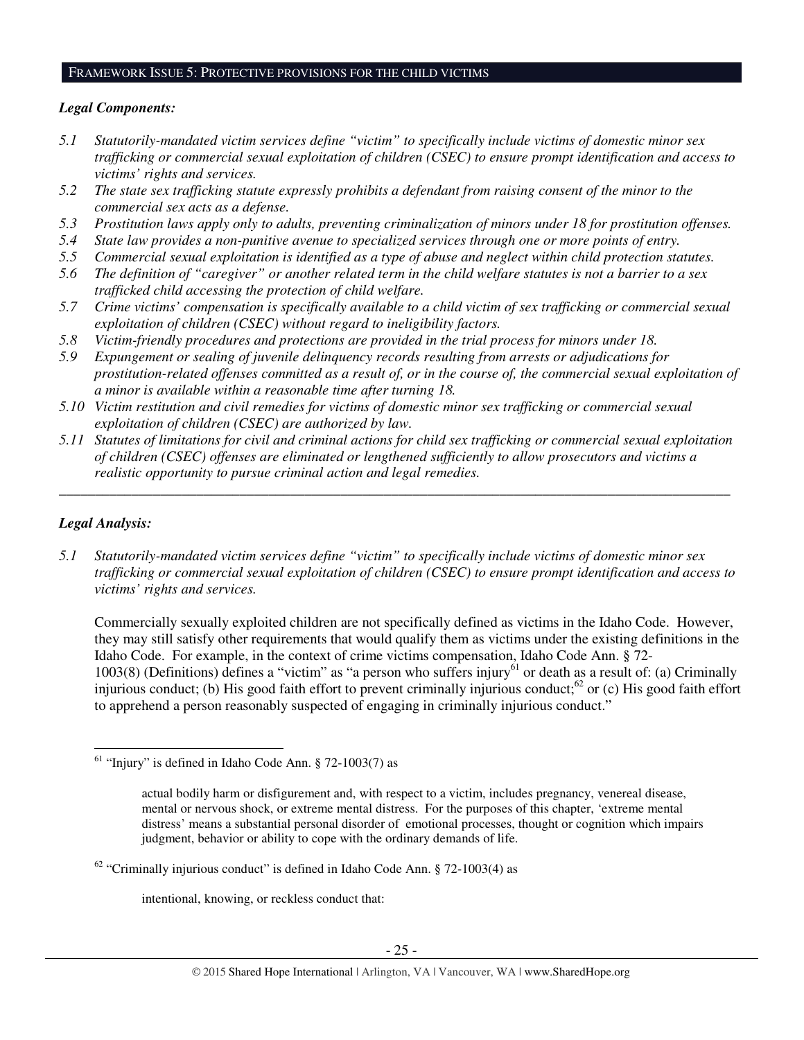## FRAMEWORK ISSUE 5: PROTECTIVE PROVISIONS FOR THE CHILD VICTIMS

***Legal Components:***

- *5.1 Statutorily-mandated victim services define "victim" to specifically include victims of domestic minor sex trafficking or commercial sexual exploitation of children (CSEC) to ensure prompt identification and access to victims' rights and services.*
- *5.2 The state sex trafficking statute expressly prohibits a defendant from raising consent of the minor to the commercial sex acts as a defense.*
- *5.3 Prostitution laws apply only to adults, preventing criminalization of minors under 18 for prostitution offenses.*
- *5.4 State law provides a non-punitive avenue to specialized services through one or more points of entry.*
- *5.5 Commercial sexual exploitation is identified as a type of abuse and neglect within child protection statutes.*
- *5.6 The definition of "caregiver" or another related term in the child welfare statutes is not a barrier to a sex trafficked child accessing the protection of child welfare.*
- *5.7 Crime victims' compensation is specifically available to a child victim of sex trafficking or commercial sexual exploitation of children (CSEC) without regard to ineligibility factors.*
- *5.8 Victim-friendly procedures and protections are provided in the trial process for minors under 18.*
- *5.9 Expungement or sealing of juvenile delinquency records resulting from arrests or adjudications for prostitution-related offenses committed as a result of, or in the course of, the commercial sexual exploitation of a minor is available within a reasonable time after turning 18.*
- *5.10 Victim restitution and civil remedies for victims of domestic minor sex trafficking or commercial sexual exploitation of children (CSEC) are authorized by law.*
- *5.11 Statutes of limitations for civil and criminal actions for child sex trafficking or commercial sexual exploitation of children (CSEC) offenses are eliminated or lengthened sufficiently to allow prosecutors and victims a realistic opportunity to pursue criminal action and legal remedies.*

---

***Legal Analysis:***

*5.1 Statutorily-mandated victim services define "victim" to specifically include victims of domestic minor sex trafficking or commercial sexual exploitation of children (CSEC) to ensure prompt identification and access to victims' rights and services.*

Commercially sexually exploited children are not specifically defined as victims in the Idaho Code. However, they may still satisfy other requirements that would qualify them as victims under the existing definitions in the Idaho Code. For example, in the context of crime victims compensation, Idaho Code Ann. § 72-1003(8) (Definitions) defines a "victim" as "a person who suffers injury[61] or death as a result of: (a) Criminally injurious conduct; (b) His good faith effort to prevent criminally injurious conduct;[62] or (c) His good faith effort to apprehend a person reasonably suspected of engaging in criminally injurious conduct."

---

[61] "Injury" is defined in Idaho Code Ann. § 72-1003(7) as

> actual bodily harm or disfigurement and, with respect to a victim, includes pregnancy, venereal disease, mental or nervous shock, or extreme mental distress. For the purposes of this chapter, 'extreme mental distress' means a substantial personal disorder of emotional processes, thought or cognition which impairs judgment, behavior or ability to cope with the ordinary demands of life.

[62] "Criminally injurious conduct" is defined in Idaho Code Ann. § 72-1003(4) as

> intentional, knowing, or reckless conduct that: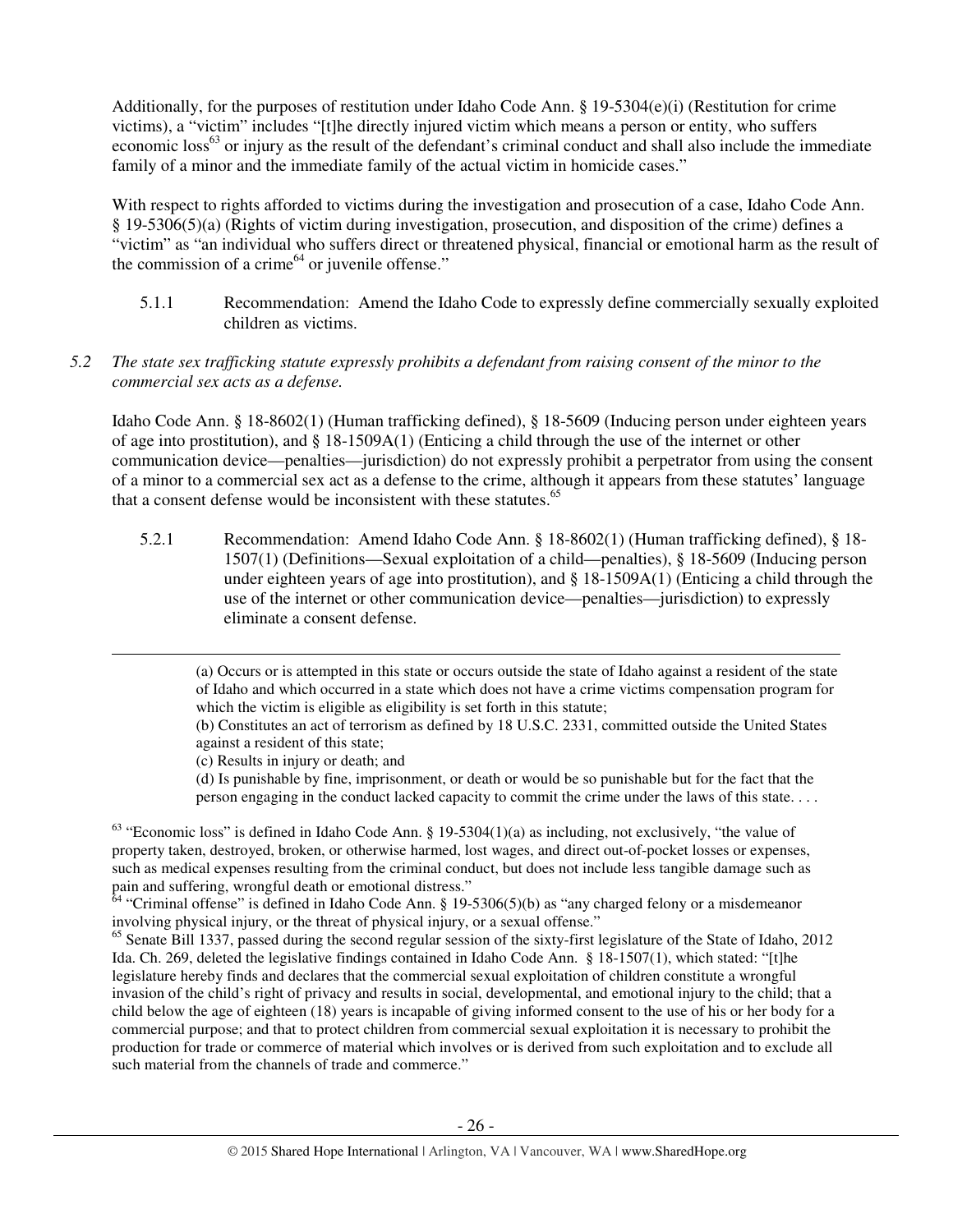Additionally, for the purposes of restitution under Idaho Code Ann. § 19-5304(e)(i) (Restitution for crime victims), a "victim" includes "[t]he directly injured victim which means a person or entity, who suffers economic loss[63] or injury as the result of the defendant's criminal conduct and shall also include the immediate family of a minor and the immediate family of the actual victim in homicide cases."

With respect to rights afforded to victims during the investigation and prosecution of a case, Idaho Code Ann. § 19-5306(5)(a) (Rights of victim during investigation, prosecution, and disposition of the crime) defines a "victim" as "an individual who suffers direct or threatened physical, financial or emotional harm as the result of the commission of a crime[64] or juvenile offense."

5.1.1 Recommendation: Amend the Idaho Code to expressly define commercially sexually exploited children as victims.

*5.2 The state sex trafficking statute expressly prohibits a defendant from raising consent of the minor to the commercial sex acts as a defense.*

Idaho Code Ann. § 18-8602(1) (Human trafficking defined), § 18-5609 (Inducing person under eighteen years of age into prostitution), and § 18-1509A(1) (Enticing a child through the use of the internet or other communication device—penalties—jurisdiction) do not expressly prohibit a perpetrator from using the consent of a minor to a commercial sex act as a defense to the crime, although it appears from these statutes' language that a consent defense would be inconsistent with these statutes.[65]

5.2.1 Recommendation: Amend Idaho Code Ann. § 18-8602(1) (Human trafficking defined), § 18-1507(1) (Definitions—Sexual exploitation of a child—penalties), § 18-5609 (Inducing person under eighteen years of age into prostitution), and § 18-1509A(1) (Enticing a child through the use of the internet or other communication device—penalties—jurisdiction) to expressly eliminate a consent defense.

---

(a) Occurs or is attempted in this state or occurs outside the state of Idaho against a resident of the state of Idaho and which occurred in a state which does not have a crime victims compensation program for which the victim is eligible as eligibility is set forth in this statute;

(b) Constitutes an act of terrorism as defined by 18 U.S.C. 2331, committed outside the United States against a resident of this state;

(c) Results in injury or death; and

(d) Is punishable by fine, imprisonment, or death or would be so punishable but for the fact that the person engaging in the conduct lacked capacity to commit the crime under the laws of this state. . . .

[63] "Economic loss" is defined in Idaho Code Ann. § 19-5304(1)(a) as including, not exclusively, "the value of property taken, destroyed, broken, or otherwise harmed, lost wages, and direct out-of-pocket losses or expenses, such as medical expenses resulting from the criminal conduct, but does not include less tangible damage such as pain and suffering, wrongful death or emotional distress."

[64] "Criminal offense" is defined in Idaho Code Ann. § 19-5306(5)(b) as "any charged felony or a misdemeanor involving physical injury, or the threat of physical injury, or a sexual offense."

[65] Senate Bill 1337, passed during the second regular session of the sixty-first legislature of the State of Idaho, 2012 Ida. Ch. 269, deleted the legislative findings contained in Idaho Code Ann. § 18-1507(1), which stated: "[t]he legislature hereby finds and declares that the commercial sexual exploitation of children constitute a wrongful invasion of the child's right of privacy and results in social, developmental, and emotional injury to the child; that a child below the age of eighteen (18) years is incapable of giving informed consent to the use of his or her body for a commercial purpose; and that to protect children from commercial sexual exploitation it is necessary to prohibit the production for trade or commerce of material which involves or is derived from such exploitation and to exclude all such material from the channels of trade and commerce."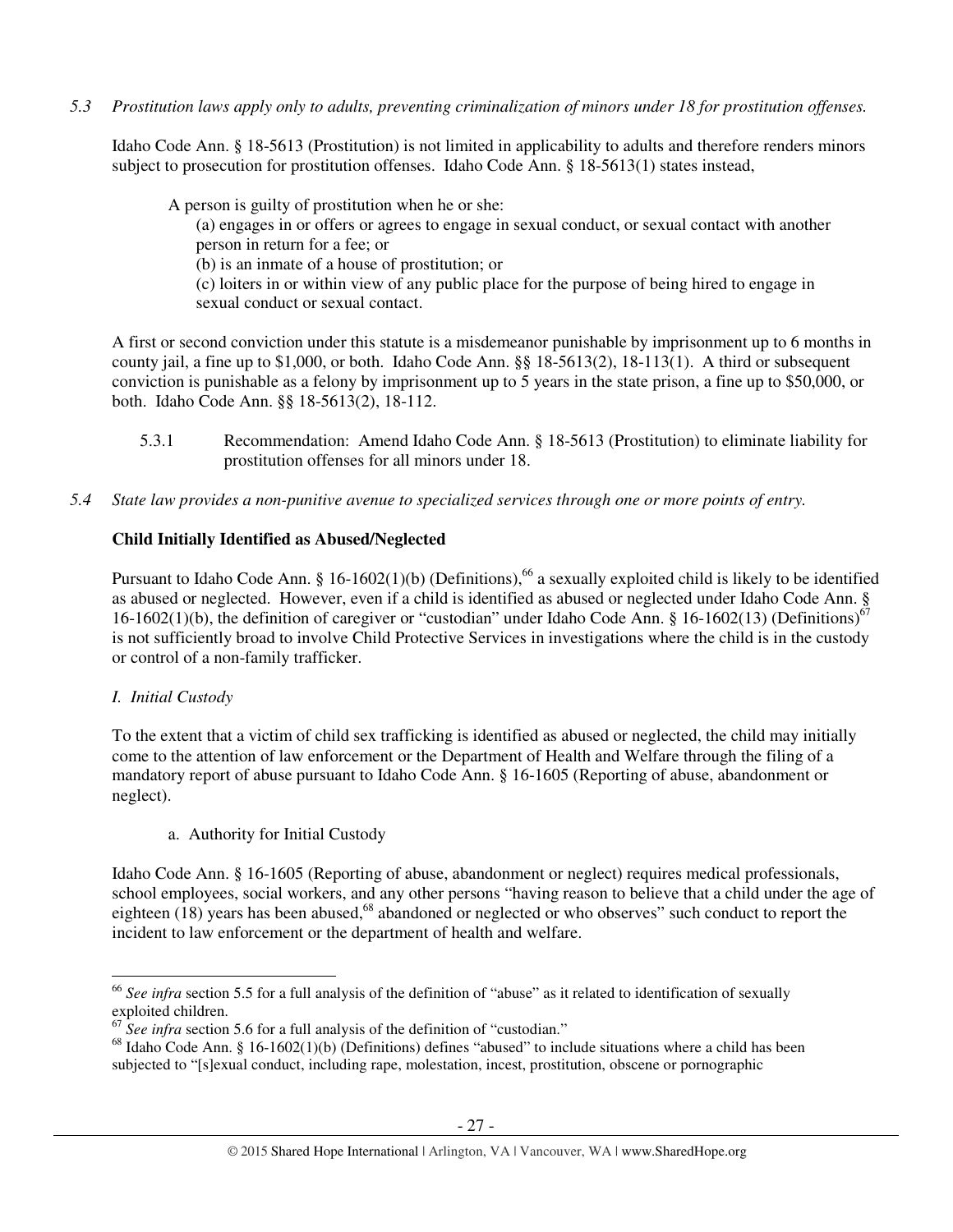*5.3 Prostitution laws apply only to adults, preventing criminalization of minors under 18 for prostitution offenses.*

Idaho Code Ann. § 18-5613 (Prostitution) is not limited in applicability to adults and therefore renders minors subject to prosecution for prostitution offenses. Idaho Code Ann. § 18-5613(1) states instead,

> A person is guilty of prostitution when he or she:
> (a) engages in or offers or agrees to engage in sexual conduct, or sexual contact with another person in return for a fee; or
> (b) is an inmate of a house of prostitution; or
> (c) loiters in or within view of any public place for the purpose of being hired to engage in sexual conduct or sexual contact.

A first or second conviction under this statute is a misdemeanor punishable by imprisonment up to 6 months in county jail, a fine up to $1,000, or both. Idaho Code Ann. §§ 18-5613(2), 18-113(1). A third or subsequent conviction is punishable as a felony by imprisonment up to 5 years in the state prison, a fine up to $50,000, or both. Idaho Code Ann. §§ 18-5613(2), 18-112.

5.3.1 Recommendation: Amend Idaho Code Ann. § 18-5613 (Prostitution) to eliminate liability for prostitution offenses for all minors under 18.

*5.4 State law provides a non-punitive avenue to specialized services through one or more points of entry.*

**Child Initially Identified as Abused/Neglected**

Pursuant to Idaho Code Ann. § 16-1602(1)(b) (Definitions),[66] a sexually exploited child is likely to be identified as abused or neglected. However, even if a child is identified as abused or neglected under Idaho Code Ann. § 16-1602(1)(b), the definition of caregiver or "custodian" under Idaho Code Ann. § 16-1602(13) (Definitions)[67] is not sufficiently broad to involve Child Protective Services in investigations where the child is in the custody or control of a non-family trafficker.

*I. Initial Custody*

To the extent that a victim of child sex trafficking is identified as abused or neglected, the child may initially come to the attention of law enforcement or the Department of Health and Welfare through the filing of a mandatory report of abuse pursuant to Idaho Code Ann. § 16-1605 (Reporting of abuse, abandonment or neglect).

a. Authority for Initial Custody

Idaho Code Ann. § 16-1605 (Reporting of abuse, abandonment or neglect) requires medical professionals, school employees, social workers, and any other persons "having reason to believe that a child under the age of eighteen (18) years has been abused,[68] abandoned or neglected or who observes" such conduct to report the incident to law enforcement or the department of health and welfare.

---

[66] *See infra* section 5.5 for a full analysis of the definition of "abuse" as it related to identification of sexually exploited children.

[67] *See infra* section 5.6 for a full analysis of the definition of "custodian."

[68] Idaho Code Ann. § 16-1602(1)(b) (Definitions) defines "abused" to include situations where a child has been subjected to "[s]exual conduct, including rape, molestation, incest, prostitution, obscene or pornographic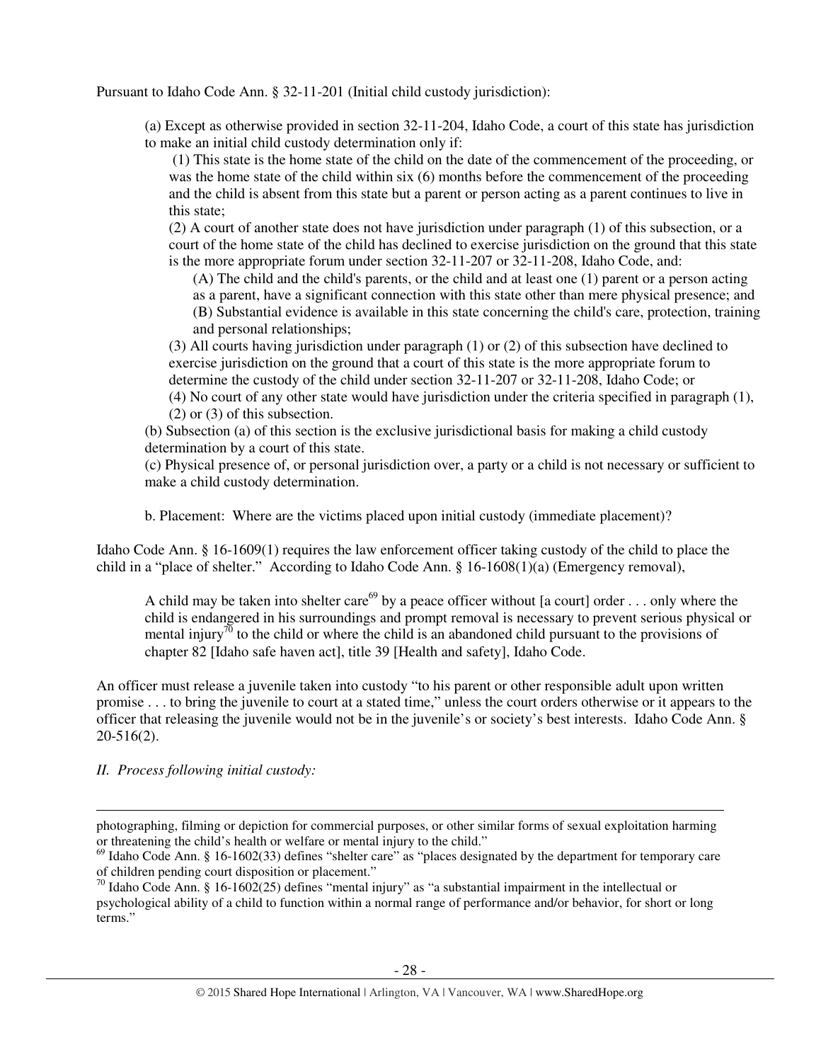Pursuant to Idaho Code Ann. § 32-11-201 (Initial child custody jurisdiction):

> (a) Except as otherwise provided in section 32-11-204, Idaho Code, a court of this state has jurisdiction to make an initial child custody determination only if:
>
> (1) This state is the home state of the child on the date of the commencement of the proceeding, or was the home state of the child within six (6) months before the commencement of the proceeding and the child is absent from this state but a parent or person acting as a parent continues to live in this state;
>
> (2) A court of another state does not have jurisdiction under paragraph (1) of this subsection, or a court of the home state of the child has declined to exercise jurisdiction on the ground that this state is the more appropriate forum under section 32-11-207 or 32-11-208, Idaho Code, and:
>
> (A) The child and the child's parents, or the child and at least one (1) parent or a person acting as a parent, have a significant connection with this state other than mere physical presence; and
>
> (B) Substantial evidence is available in this state concerning the child's care, protection, training and personal relationships;
>
> (3) All courts having jurisdiction under paragraph (1) or (2) of this subsection have declined to exercise jurisdiction on the ground that a court of this state is the more appropriate forum to determine the custody of the child under section 32-11-207 or 32-11-208, Idaho Code; or
>
> (4) No court of any other state would have jurisdiction under the criteria specified in paragraph (1), (2) or (3) of this subsection.
>
> (b) Subsection (a) of this section is the exclusive jurisdictional basis for making a child custody determination by a court of this state.
>
> (c) Physical presence of, or personal jurisdiction over, a party or a child is not necessary or sufficient to make a child custody determination.

b. Placement: Where are the victims placed upon initial custody (immediate placement)?

Idaho Code Ann. § 16-1609(1) requires the law enforcement officer taking custody of the child to place the child in a "place of shelter." According to Idaho Code Ann. § 16-1608(1)(a) (Emergency removal),

> A child may be taken into shelter care[69] by a peace officer without [a court] order . . . only where the child is endangered in his surroundings and prompt removal is necessary to prevent serious physical or mental injury[70] to the child or where the child is an abandoned child pursuant to the provisions of chapter 82 [Idaho safe haven act], title 39 [Health and safety], Idaho Code.

An officer must release a juvenile taken into custody "to his parent or other responsible adult upon written promise . . . to bring the juvenile to court at a stated time," unless the court orders otherwise or it appears to the officer that releasing the juvenile would not be in the juvenile's or society's best interests. Idaho Code Ann. § 20-516(2).

*II. Process following initial custody:*

---

photographing, filming or depiction for commercial purposes, or other similar forms of sexual exploitation harming or threatening the child's health or welfare or mental injury to the child."

[69] Idaho Code Ann. § 16-1602(33) defines "shelter care" as "places designated by the department for temporary care of children pending court disposition or placement."

[70] Idaho Code Ann. § 16-1602(25) defines "mental injury" as "a substantial impairment in the intellectual or psychological ability of a child to function within a normal range of performance and/or behavior, for short or long terms."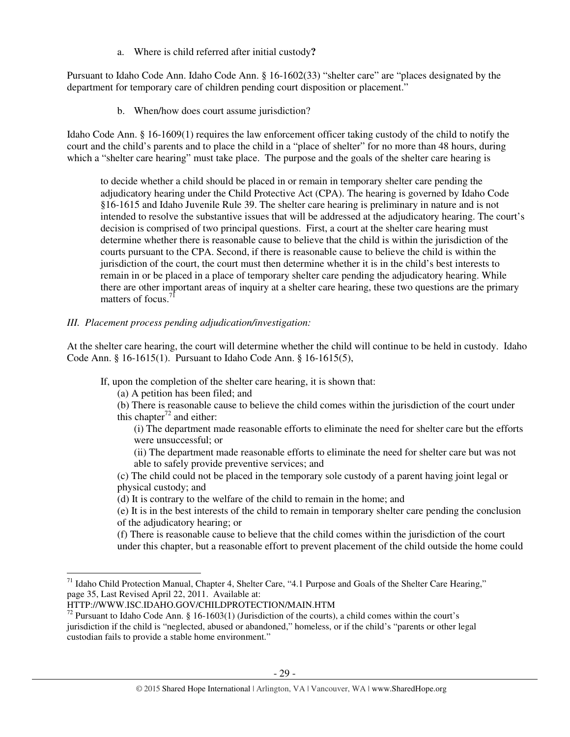a. Where is child referred after initial custody**?**

Pursuant to Idaho Code Ann. Idaho Code Ann. § 16-1602(33) "shelter care" are "places designated by the department for temporary care of children pending court disposition or placement."

b. When/how does court assume jurisdiction?

Idaho Code Ann. § 16-1609(1) requires the law enforcement officer taking custody of the child to notify the court and the child's parents and to place the child in a "place of shelter" for no more than 48 hours, during which a "shelter care hearing" must take place. The purpose and the goals of the shelter care hearing is

> to decide whether a child should be placed in or remain in temporary shelter care pending the adjudicatory hearing under the Child Protective Act (CPA). The hearing is governed by Idaho Code §16-1615 and Idaho Juvenile Rule 39. The shelter care hearing is preliminary in nature and is not intended to resolve the substantive issues that will be addressed at the adjudicatory hearing. The court's decision is comprised of two principal questions. First, a court at the shelter care hearing must determine whether there is reasonable cause to believe that the child is within the jurisdiction of the courts pursuant to the CPA. Second, if there is reasonable cause to believe the child is within the jurisdiction of the court, the court must then determine whether it is in the child's best interests to remain in or be placed in a place of temporary shelter care pending the adjudicatory hearing. While there are other important areas of inquiry at a shelter care hearing, these two questions are the primary matters of focus.[71]

*III. Placement process pending adjudication/investigation:*

At the shelter care hearing, the court will determine whether the child will continue to be held in custody. Idaho Code Ann. § 16-1615(1). Pursuant to Idaho Code Ann. § 16-1615(5),

> If, upon the completion of the shelter care hearing, it is shown that:
>
> (a) A petition has been filed; and
>
> (b) There is reasonable cause to believe the child comes within the jurisdiction of the court under this chapter[72] and either:
>
> (i) The department made reasonable efforts to eliminate the need for shelter care but the efforts were unsuccessful; or
>
> (ii) The department made reasonable efforts to eliminate the need for shelter care but was not able to safely provide preventive services; and
>
> (c) The child could not be placed in the temporary sole custody of a parent having joint legal or physical custody; and
>
> (d) It is contrary to the welfare of the child to remain in the home; and
>
> (e) It is in the best interests of the child to remain in temporary shelter care pending the conclusion of the adjudicatory hearing; or
>
> (f) There is reasonable cause to believe that the child comes within the jurisdiction of the court under this chapter, but a reasonable effort to prevent placement of the child outside the home could

---

[71] Idaho Child Protection Manual, Chapter 4, Shelter Care, "4.1 Purpose and Goals of the Shelter Care Hearing," page 35, Last Revised April 22, 2011. Available at: HTTP://WWW.ISC.IDAHO.GOV/CHILDPROTECTION/MAIN.HTM

[72] Pursuant to Idaho Code Ann. § 16-1603(1) (Jurisdiction of the courts), a child comes within the court's jurisdiction if the child is "neglected, abused or abandoned," homeless, or if the child's "parents or other legal custodian fails to provide a stable home environment."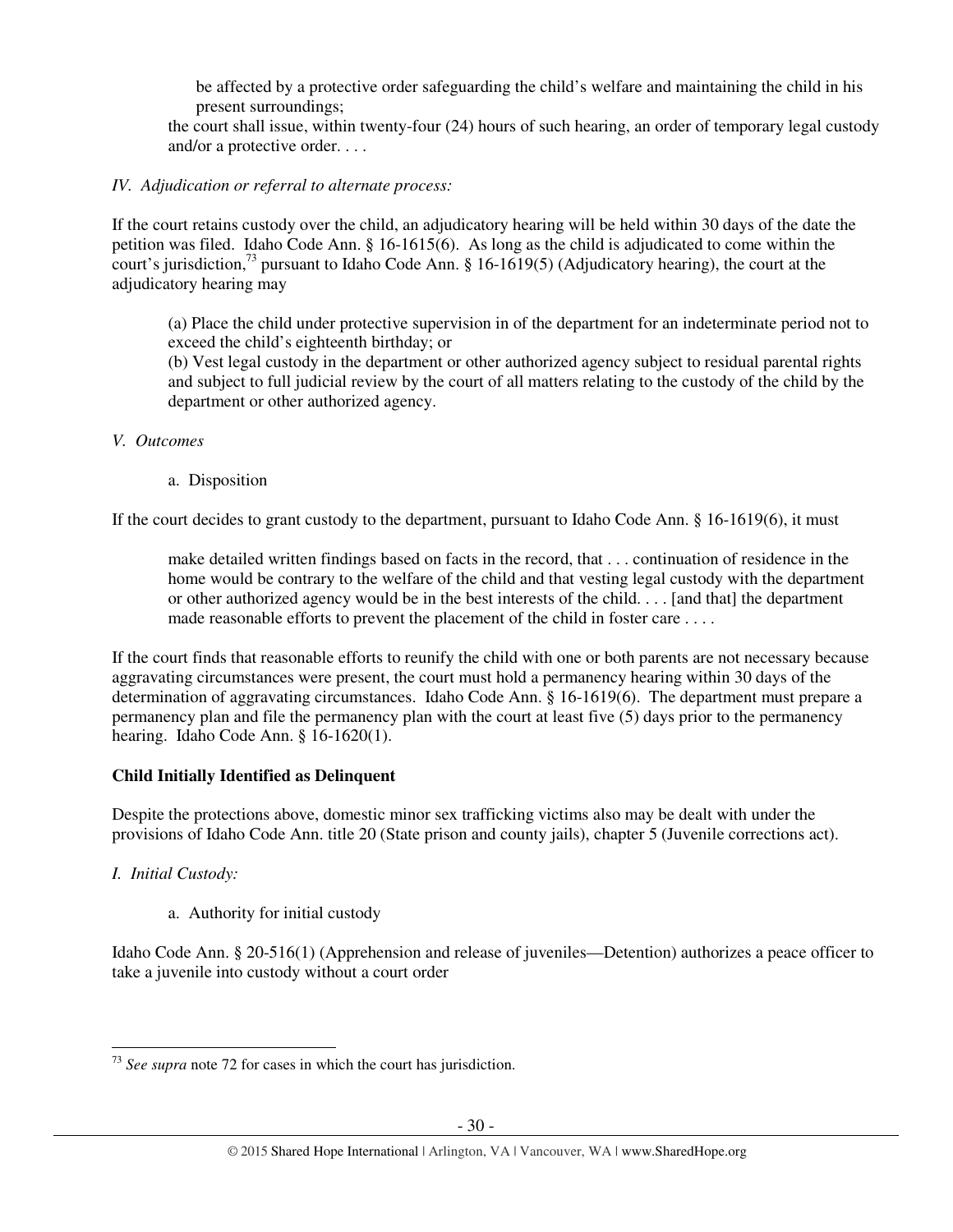be affected by a protective order safeguarding the child's welfare and maintaining the child in his present surroundings;

the court shall issue, within twenty-four (24) hours of such hearing, an order of temporary legal custody and/or a protective order. . . .

*IV. Adjudication or referral to alternate process:*

If the court retains custody over the child, an adjudicatory hearing will be held within 30 days of the date the petition was filed. Idaho Code Ann. § 16-1615(6). As long as the child is adjudicated to come within the court's jurisdiction,[73] pursuant to Idaho Code Ann. § 16-1619(5) (Adjudicatory hearing), the court at the adjudicatory hearing may

> (a) Place the child under protective supervision in of the department for an indeterminate period not to exceed the child's eighteenth birthday; or
> (b) Vest legal custody in the department or other authorized agency subject to residual parental rights and subject to full judicial review by the court of all matters relating to the custody of the child by the department or other authorized agency.

*V. Outcomes*

a. Disposition

If the court decides to grant custody to the department, pursuant to Idaho Code Ann. § 16-1619(6), it must

> make detailed written findings based on facts in the record, that . . . continuation of residence in the home would be contrary to the welfare of the child and that vesting legal custody with the department or other authorized agency would be in the best interests of the child. . . . [and that] the department made reasonable efforts to prevent the placement of the child in foster care . . . .

If the court finds that reasonable efforts to reunify the child with one or both parents are not necessary because aggravating circumstances were present, the court must hold a permanency hearing within 30 days of the determination of aggravating circumstances. Idaho Code Ann. § 16-1619(6). The department must prepare a permanency plan and file the permanency plan with the court at least five (5) days prior to the permanency hearing. Idaho Code Ann. § 16-1620(1).

**Child Initially Identified as Delinquent**

Despite the protections above, domestic minor sex trafficking victims also may be dealt with under the provisions of Idaho Code Ann. title 20 (State prison and county jails), chapter 5 (Juvenile corrections act).

*I. Initial Custody:*

a. Authority for initial custody

Idaho Code Ann. § 20-516(1) (Apprehension and release of juveniles—Detention) authorizes a peace officer to take a juvenile into custody without a court order

[73] *See supra* note 72 for cases in which the court has jurisdiction.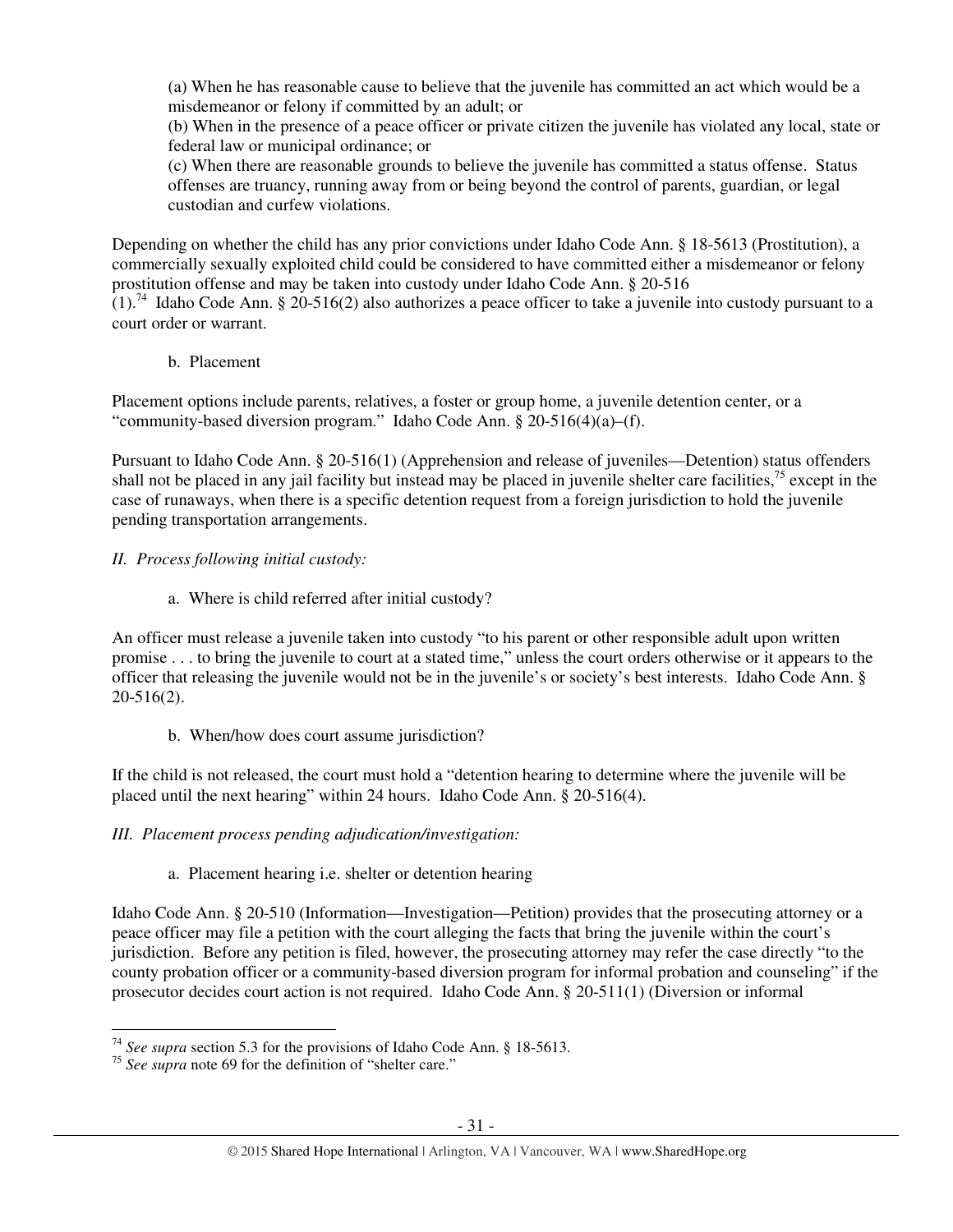(a) When he has reasonable cause to believe that the juvenile has committed an act which would be a misdemeanor or felony if committed by an adult; or

(b) When in the presence of a peace officer or private citizen the juvenile has violated any local, state or federal law or municipal ordinance; or

(c) When there are reasonable grounds to believe the juvenile has committed a status offense. Status offenses are truancy, running away from or being beyond the control of parents, guardian, or legal custodian and curfew violations.

Depending on whether the child has any prior convictions under Idaho Code Ann. § 18-5613 (Prostitution), a commercially sexually exploited child could be considered to have committed either a misdemeanor or felony prostitution offense and may be taken into custody under Idaho Code Ann. § 20-516 (1).[74] Idaho Code Ann. § 20-516(2) also authorizes a peace officer to take a juvenile into custody pursuant to a court order or warrant.

b. Placement

Placement options include parents, relatives, a foster or group home, a juvenile detention center, or a "community-based diversion program." Idaho Code Ann. § 20-516(4)(a)–(f).

Pursuant to Idaho Code Ann. § 20-516(1) (Apprehension and release of juveniles—Detention) status offenders shall not be placed in any jail facility but instead may be placed in juvenile shelter care facilities,[75] except in the case of runaways, when there is a specific detention request from a foreign jurisdiction to hold the juvenile pending transportation arrangements.

*II. Process following initial custody:*

a. Where is child referred after initial custody?

An officer must release a juvenile taken into custody "to his parent or other responsible adult upon written promise . . . to bring the juvenile to court at a stated time," unless the court orders otherwise or it appears to the officer that releasing the juvenile would not be in the juvenile's or society's best interests. Idaho Code Ann. § 20-516(2).

b. When/how does court assume jurisdiction?

If the child is not released, the court must hold a "detention hearing to determine where the juvenile will be placed until the next hearing" within 24 hours. Idaho Code Ann. § 20-516(4).

*III. Placement process pending adjudication/investigation:*

a. Placement hearing i.e. shelter or detention hearing

Idaho Code Ann. § 20-510 (Information—Investigation—Petition) provides that the prosecuting attorney or a peace officer may file a petition with the court alleging the facts that bring the juvenile within the court's jurisdiction. Before any petition is filed, however, the prosecuting attorney may refer the case directly "to the county probation officer or a community-based diversion program for informal probation and counseling" if the prosecutor decides court action is not required. Idaho Code Ann. § 20-511(1) (Diversion or informal

---

[74] *See supra* section 5.3 for the provisions of Idaho Code Ann. § 18-5613.

[75] *See supra* note 69 for the definition of "shelter care."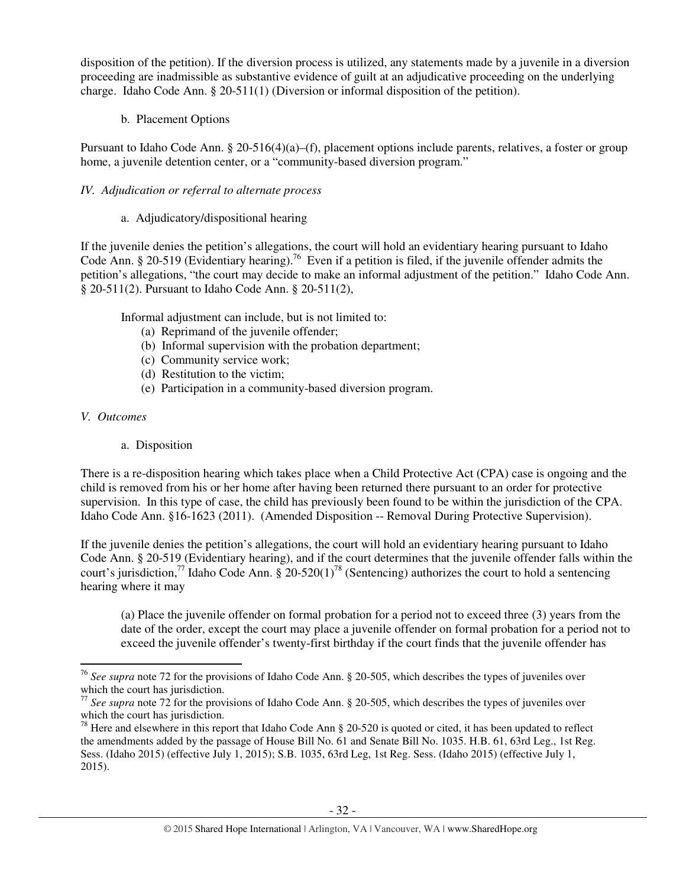disposition of the petition). If the diversion process is utilized, any statements made by a juvenile in a diversion proceeding are inadmissible as substantive evidence of guilt at an adjudicative proceeding on the underlying charge. Idaho Code Ann. § 20-511(1) (Diversion or informal disposition of the petition).

b. Placement Options

Pursuant to Idaho Code Ann. § 20-516(4)(a)–(f), placement options include parents, relatives, a foster or group home, a juvenile detention center, or a "community-based diversion program."

*IV. Adjudication or referral to alternate process*

a. Adjudicatory/dispositional hearing

If the juvenile denies the petition's allegations, the court will hold an evidentiary hearing pursuant to Idaho Code Ann. § 20-519 (Evidentiary hearing).[76] Even if a petition is filed, if the juvenile offender admits the petition's allegations, "the court may decide to make an informal adjustment of the petition." Idaho Code Ann. § 20-511(2). Pursuant to Idaho Code Ann. § 20-511(2),

> Informal adjustment can include, but is not limited to:
> (a) Reprimand of the juvenile offender;
> (b) Informal supervision with the probation department;
> (c) Community service work;
> (d) Restitution to the victim;
> (e) Participation in a community-based diversion program.

*V. Outcomes*

a. Disposition

There is a re-disposition hearing which takes place when a Child Protective Act (CPA) case is ongoing and the child is removed from his or her home after having been returned there pursuant to an order for protective supervision. In this type of case, the child has previously been found to be within the jurisdiction of the CPA. Idaho Code Ann. §16-1623 (2011). (Amended Disposition -- Removal During Protective Supervision).

If the juvenile denies the petition's allegations, the court will hold an evidentiary hearing pursuant to Idaho Code Ann. § 20-519 (Evidentiary hearing), and if the court determines that the juvenile offender falls within the court's jurisdiction,[77] Idaho Code Ann. § 20-520(1)[78] (Sentencing) authorizes the court to hold a sentencing hearing where it may

> (a) Place the juvenile offender on formal probation for a period not to exceed three (3) years from the date of the order, except the court may place a juvenile offender on formal probation for a period not to exceed the juvenile offender's twenty-first birthday if the court finds that the juvenile offender has

---

[76] *See supra* note 72 for the provisions of Idaho Code Ann. § 20-505, which describes the types of juveniles over which the court has jurisdiction.

[77] *See supra* note 72 for the provisions of Idaho Code Ann. § 20-505, which describes the types of juveniles over which the court has jurisdiction.

[78] Here and elsewhere in this report that Idaho Code Ann § 20-520 is quoted or cited, it has been updated to reflect the amendments added by the passage of House Bill No. 61 and Senate Bill No. 1035. H.B. 61, 63rd Leg., 1st Reg. Sess. (Idaho 2015) (effective July 1, 2015); S.B. 1035, 63rd Leg, 1st Reg. Sess. (Idaho 2015) (effective July 1, 2015).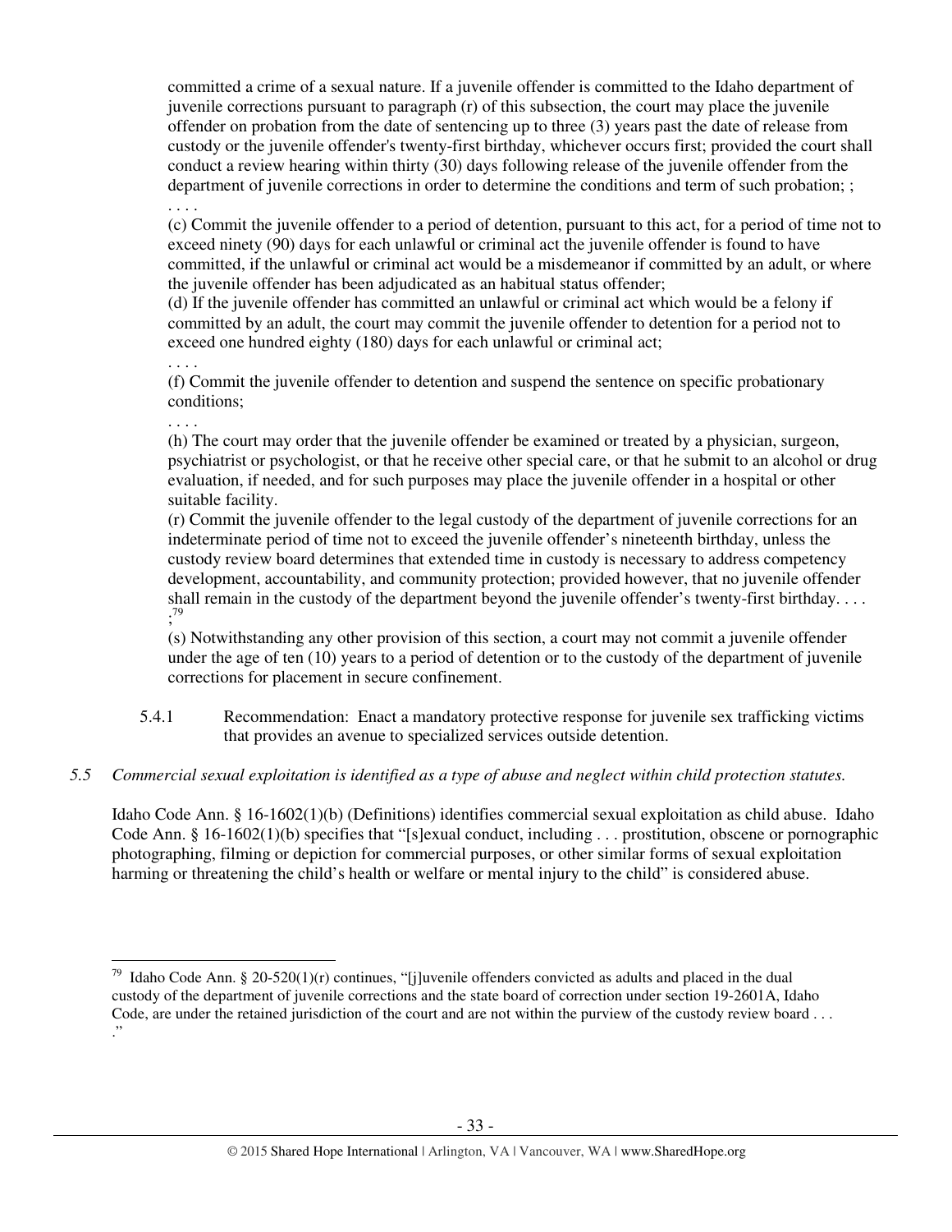committed a crime of a sexual nature. If a juvenile offender is committed to the Idaho department of juvenile corrections pursuant to paragraph (r) of this subsection, the court may place the juvenile offender on probation from the date of sentencing up to three (3) years past the date of release from custody or the juvenile offender's twenty-first birthday, whichever occurs first; provided the court shall conduct a review hearing within thirty (30) days following release of the juvenile offender from the department of juvenile corrections in order to determine the conditions and term of such probation; ;

. . . .

(c) Commit the juvenile offender to a period of detention, pursuant to this act, for a period of time not to exceed ninety (90) days for each unlawful or criminal act the juvenile offender is found to have committed, if the unlawful or criminal act would be a misdemeanor if committed by an adult, or where the juvenile offender has been adjudicated as an habitual status offender;

(d) If the juvenile offender has committed an unlawful or criminal act which would be a felony if committed by an adult, the court may commit the juvenile offender to detention for a period not to exceed one hundred eighty (180) days for each unlawful or criminal act;

. . . .

(f) Commit the juvenile offender to detention and suspend the sentence on specific probationary conditions;

. . . .

(h) The court may order that the juvenile offender be examined or treated by a physician, surgeon, psychiatrist or psychologist, or that he receive other special care, or that he submit to an alcohol or drug evaluation, if needed, and for such purposes may place the juvenile offender in a hospital or other suitable facility.

(r) Commit the juvenile offender to the legal custody of the department of juvenile corrections for an indeterminate period of time not to exceed the juvenile offender's nineteenth birthday, unless the custody review board determines that extended time in custody is necessary to address competency development, accountability, and community protection; provided however, that no juvenile offender shall remain in the custody of the department beyond the juvenile offender's twenty-first birthday. . . . ;[79]

(s) Notwithstanding any other provision of this section, a court may not commit a juvenile offender under the age of ten (10) years to a period of detention or to the custody of the department of juvenile corrections for placement in secure confinement.

5.4.1 Recommendation: Enact a mandatory protective response for juvenile sex trafficking victims that provides an avenue to specialized services outside detention.

*5.5 Commercial sexual exploitation is identified as a type of abuse and neglect within child protection statutes.*

Idaho Code Ann. § 16-1602(1)(b) (Definitions) identifies commercial sexual exploitation as child abuse. Idaho Code Ann. § 16-1602(1)(b) specifies that "[s]exual conduct, including . . . prostitution, obscene or pornographic photographing, filming or depiction for commercial purposes, or other similar forms of sexual exploitation harming or threatening the child's health or welfare or mental injury to the child" is considered abuse.

---

[79] Idaho Code Ann. § 20-520(1)(r) continues, "[j]uvenile offenders convicted as adults and placed in the dual custody of the department of juvenile corrections and the state board of correction under section 19-2601A, Idaho Code, are under the retained jurisdiction of the court and are not within the purview of the custody review board . . . ."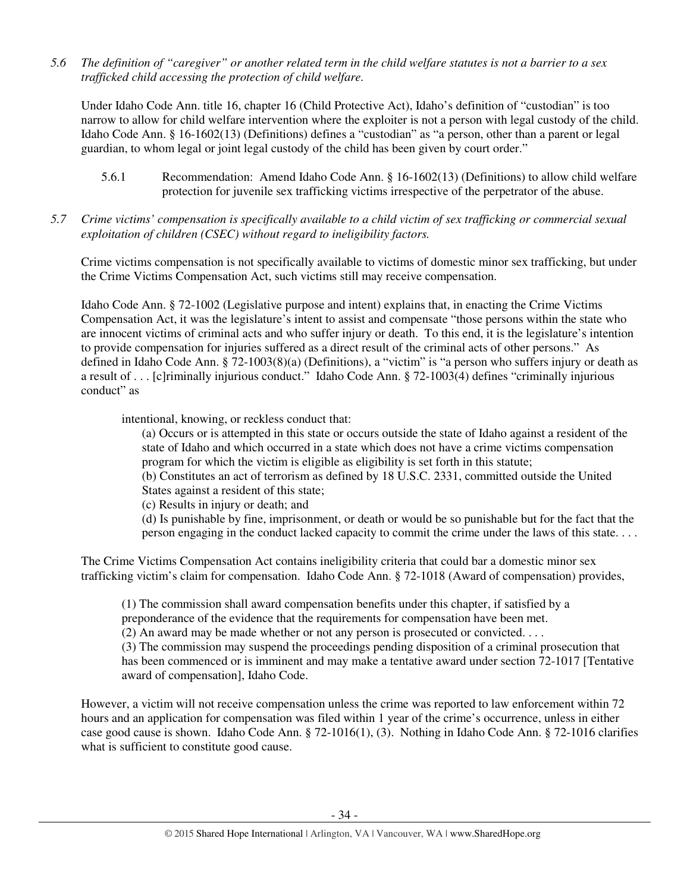*5.6 The definition of "caregiver" or another related term in the child welfare statutes is not a barrier to a sex trafficked child accessing the protection of child welfare.*

Under Idaho Code Ann. title 16, chapter 16 (Child Protective Act), Idaho's definition of "custodian" is too narrow to allow for child welfare intervention where the exploiter is not a person with legal custody of the child. Idaho Code Ann. § 16-1602(13) (Definitions) defines a "custodian" as "a person, other than a parent or legal guardian, to whom legal or joint legal custody of the child has been given by court order."

> 5.6.1 Recommendation: Amend Idaho Code Ann. § 16-1602(13) (Definitions) to allow child welfare protection for juvenile sex trafficking victims irrespective of the perpetrator of the abuse.

*5.7 Crime victims' compensation is specifically available to a child victim of sex trafficking or commercial sexual exploitation of children (CSEC) without regard to ineligibility factors.*

Crime victims compensation is not specifically available to victims of domestic minor sex trafficking, but under the Crime Victims Compensation Act, such victims still may receive compensation.

Idaho Code Ann. § 72-1002 (Legislative purpose and intent) explains that, in enacting the Crime Victims Compensation Act, it was the legislature's intent to assist and compensate "those persons within the state who are innocent victims of criminal acts and who suffer injury or death. To this end, it is the legislature's intention to provide compensation for injuries suffered as a direct result of the criminal acts of other persons." As defined in Idaho Code Ann. § 72-1003(8)(a) (Definitions), a "victim" is "a person who suffers injury or death as a result of . . . [c]riminally injurious conduct." Idaho Code Ann. § 72-1003(4) defines "criminally injurious conduct" as

> intentional, knowing, or reckless conduct that:
>
> (a) Occurs or is attempted in this state or occurs outside the state of Idaho against a resident of the state of Idaho and which occurred in a state which does not have a crime victims compensation program for which the victim is eligible as eligibility is set forth in this statute;
>
> (b) Constitutes an act of terrorism as defined by 18 U.S.C. 2331, committed outside the United States against a resident of this state;
>
> (c) Results in injury or death; and
>
> (d) Is punishable by fine, imprisonment, or death or would be so punishable but for the fact that the person engaging in the conduct lacked capacity to commit the crime under the laws of this state. . . .

The Crime Victims Compensation Act contains ineligibility criteria that could bar a domestic minor sex trafficking victim's claim for compensation. Idaho Code Ann. § 72-1018 (Award of compensation) provides,

> (1) The commission shall award compensation benefits under this chapter, if satisfied by a preponderance of the evidence that the requirements for compensation have been met.
>
> (2) An award may be made whether or not any person is prosecuted or convicted. . . .
>
> (3) The commission may suspend the proceedings pending disposition of a criminal prosecution that has been commenced or is imminent and may make a tentative award under section 72-1017 [Tentative award of compensation], Idaho Code.

However, a victim will not receive compensation unless the crime was reported to law enforcement within 72 hours and an application for compensation was filed within 1 year of the crime's occurrence, unless in either case good cause is shown. Idaho Code Ann. § 72-1016(1), (3). Nothing in Idaho Code Ann. § 72-1016 clarifies what is sufficient to constitute good cause.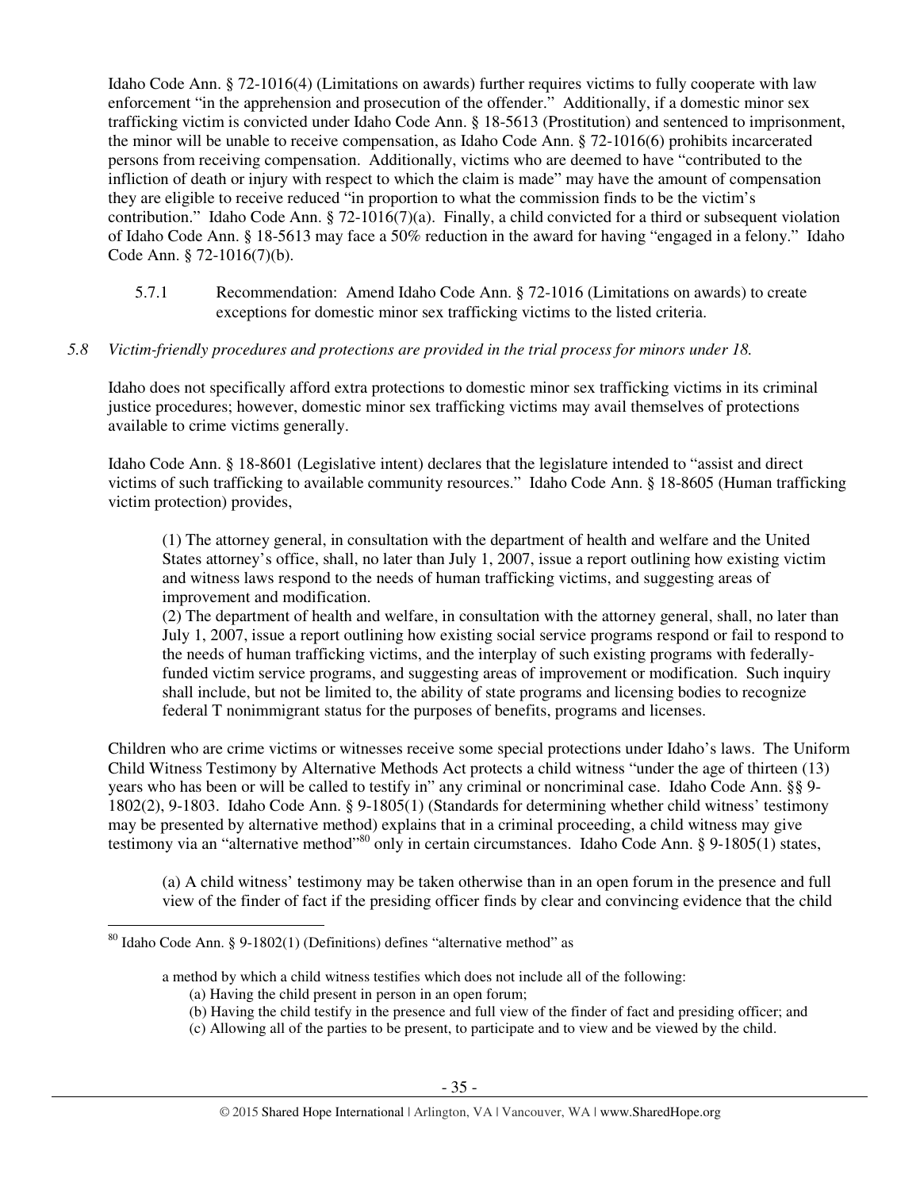Idaho Code Ann. § 72-1016(4) (Limitations on awards) further requires victims to fully cooperate with law enforcement "in the apprehension and prosecution of the offender." Additionally, if a domestic minor sex trafficking victim is convicted under Idaho Code Ann. § 18-5613 (Prostitution) and sentenced to imprisonment, the minor will be unable to receive compensation, as Idaho Code Ann. § 72-1016(6) prohibits incarcerated persons from receiving compensation. Additionally, victims who are deemed to have "contributed to the infliction of death or injury with respect to which the claim is made" may have the amount of compensation they are eligible to receive reduced "in proportion to what the commission finds to be the victim's contribution." Idaho Code Ann. § 72-1016(7)(a). Finally, a child convicted for a third or subsequent violation of Idaho Code Ann. § 18-5613 may face a 50% reduction in the award for having "engaged in a felony." Idaho Code Ann. § 72-1016(7)(b).

5.7.1 Recommendation: Amend Idaho Code Ann. § 72-1016 (Limitations on awards) to create exceptions for domestic minor sex trafficking victims to the listed criteria.

*5.8 Victim-friendly procedures and protections are provided in the trial process for minors under 18.*

Idaho does not specifically afford extra protections to domestic minor sex trafficking victims in its criminal justice procedures; however, domestic minor sex trafficking victims may avail themselves of protections available to crime victims generally.

Idaho Code Ann. § 18-8601 (Legislative intent) declares that the legislature intended to "assist and direct victims of such trafficking to available community resources." Idaho Code Ann. § 18-8605 (Human trafficking victim protection) provides,

> (1) The attorney general, in consultation with the department of health and welfare and the United States attorney's office, shall, no later than July 1, 2007, issue a report outlining how existing victim and witness laws respond to the needs of human trafficking victims, and suggesting areas of improvement and modification.
> (2) The department of health and welfare, in consultation with the attorney general, shall, no later than July 1, 2007, issue a report outlining how existing social service programs respond or fail to respond to the needs of human trafficking victims, and the interplay of such existing programs with federally-funded victim service programs, and suggesting areas of improvement or modification. Such inquiry shall include, but not be limited to, the ability of state programs and licensing bodies to recognize federal T nonimmigrant status for the purposes of benefits, programs and licenses.

Children who are crime victims or witnesses receive some special protections under Idaho's laws. The Uniform Child Witness Testimony by Alternative Methods Act protects a child witness "under the age of thirteen (13) years who has been or will be called to testify in" any criminal or noncriminal case. Idaho Code Ann. §§ 9-1802(2), 9-1803. Idaho Code Ann. § 9-1805(1) (Standards for determining whether child witness' testimony may be presented by alternative method) explains that in a criminal proceeding, a child witness may give testimony via an "alternative method"[80] only in certain circumstances. Idaho Code Ann. § 9-1805(1) states,

> (a) A child witness' testimony may be taken otherwise than in an open forum in the presence and full view of the finder of fact if the presiding officer finds by clear and convincing evidence that the child

---

[80] Idaho Code Ann. § 9-1802(1) (Definitions) defines "alternative method" as

> a method by which a child witness testifies which does not include all of the following:
> (a) Having the child present in person in an open forum;
> (b) Having the child testify in the presence and full view of the finder of fact and presiding officer; and
> (c) Allowing all of the parties to be present, to participate and to view and be viewed by the child.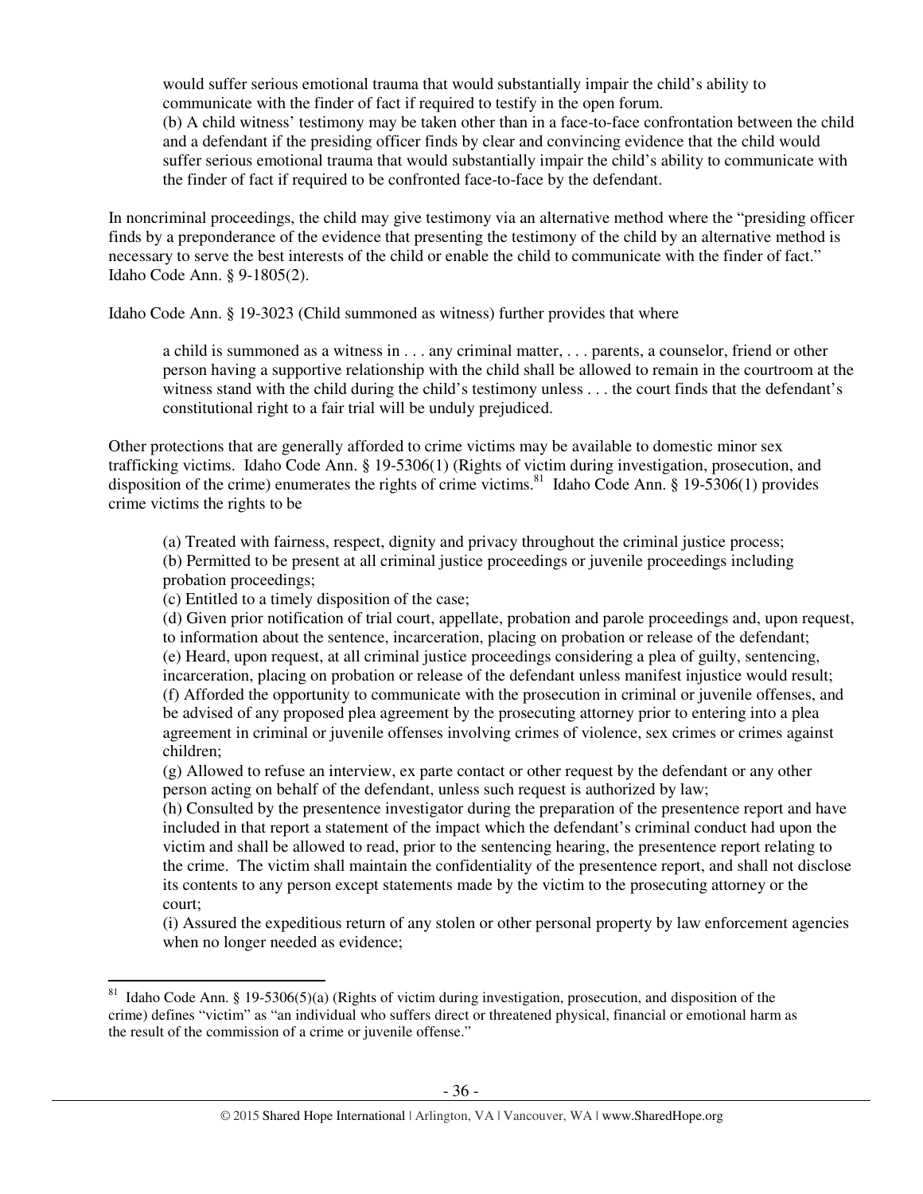> would suffer serious emotional trauma that would substantially impair the child's ability to communicate with the finder of fact if required to testify in the open forum.
> (b) A child witness' testimony may be taken other than in a face-to-face confrontation between the child and a defendant if the presiding officer finds by clear and convincing evidence that the child would suffer serious emotional trauma that would substantially impair the child's ability to communicate with the finder of fact if required to be confronted face-to-face by the defendant.

In noncriminal proceedings, the child may give testimony via an alternative method where the "presiding officer finds by a preponderance of the evidence that presenting the testimony of the child by an alternative method is necessary to serve the best interests of the child or enable the child to communicate with the finder of fact." Idaho Code Ann. § 9-1805(2).

Idaho Code Ann. § 19-3023 (Child summoned as witness) further provides that where

> a child is summoned as a witness in . . . any criminal matter, . . . parents, a counselor, friend or other person having a supportive relationship with the child shall be allowed to remain in the courtroom at the witness stand with the child during the child's testimony unless . . . the court finds that the defendant's constitutional right to a fair trial will be unduly prejudiced.

Other protections that are generally afforded to crime victims may be available to domestic minor sex trafficking victims. Idaho Code Ann. § 19-5306(1) (Rights of victim during investigation, prosecution, and disposition of the crime) enumerates the rights of crime victims.[81] Idaho Code Ann. § 19-5306(1) provides crime victims the rights to be

> (a) Treated with fairness, respect, dignity and privacy throughout the criminal justice process;
> (b) Permitted to be present at all criminal justice proceedings or juvenile proceedings including probation proceedings;
> (c) Entitled to a timely disposition of the case;
> (d) Given prior notification of trial court, appellate, probation and parole proceedings and, upon request, to information about the sentence, incarceration, placing on probation or release of the defendant;
> (e) Heard, upon request, at all criminal justice proceedings considering a plea of guilty, sentencing, incarceration, placing on probation or release of the defendant unless manifest injustice would result;
> (f) Afforded the opportunity to communicate with the prosecution in criminal or juvenile offenses, and be advised of any proposed plea agreement by the prosecuting attorney prior to entering into a plea agreement in criminal or juvenile offenses involving crimes of violence, sex crimes or crimes against children;
> (g) Allowed to refuse an interview, ex parte contact or other request by the defendant or any other person acting on behalf of the defendant, unless such request is authorized by law;
> (h) Consulted by the presentence investigator during the preparation of the presentence report and have included in that report a statement of the impact which the defendant's criminal conduct had upon the victim and shall be allowed to read, prior to the sentencing hearing, the presentence report relating to the crime. The victim shall maintain the confidentiality of the presentence report, and shall not disclose its contents to any person except statements made by the victim to the prosecuting attorney or the court;
> (i) Assured the expeditious return of any stolen or other personal property by law enforcement agencies when no longer needed as evidence;

---

[81] Idaho Code Ann. § 19-5306(5)(a) (Rights of victim during investigation, prosecution, and disposition of the crime) defines "victim" as "an individual who suffers direct or threatened physical, financial or emotional harm as the result of the commission of a crime or juvenile offense."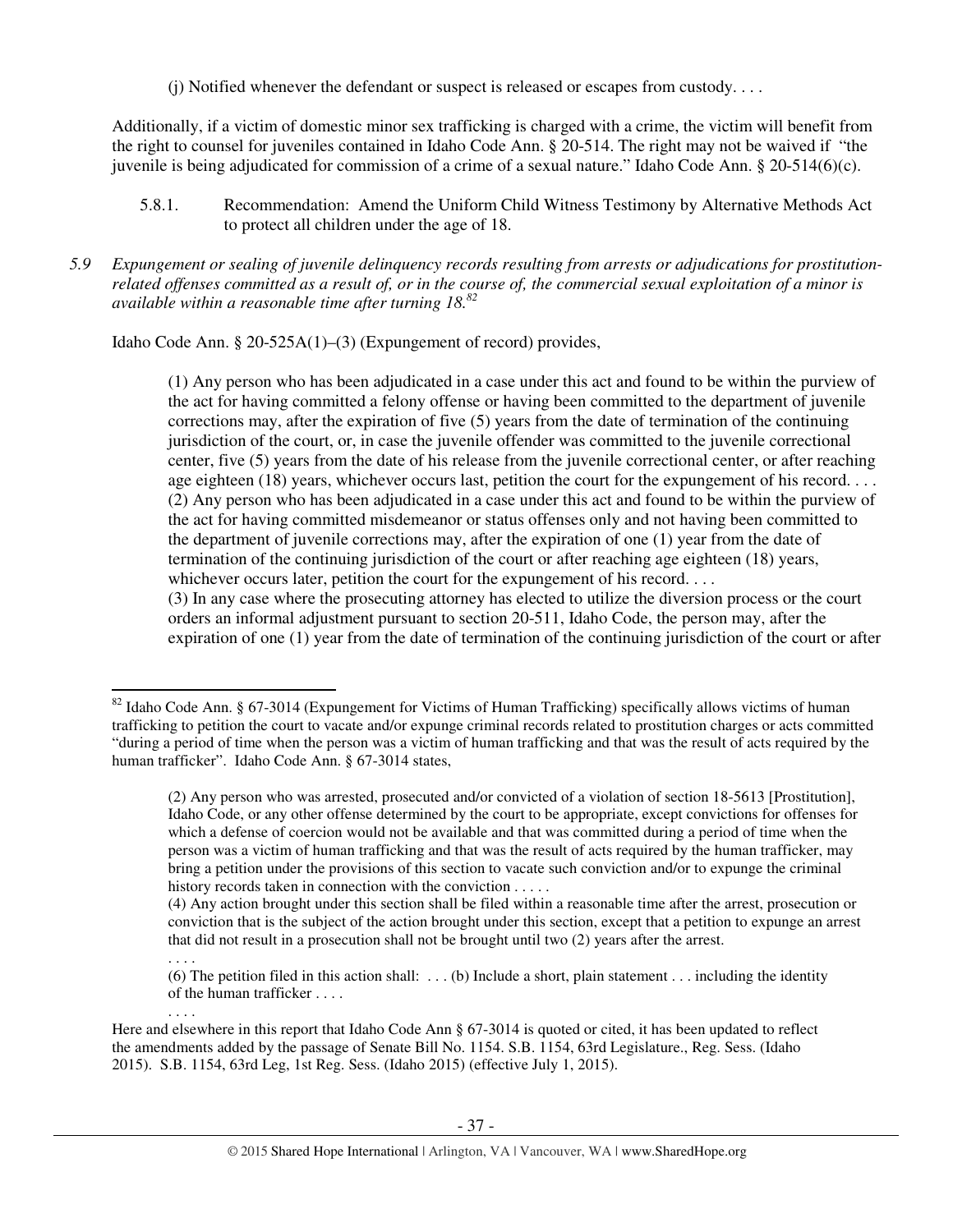(j) Notified whenever the defendant or suspect is released or escapes from custody. . . .

Additionally, if a victim of domestic minor sex trafficking is charged with a crime, the victim will benefit from the right to counsel for juveniles contained in Idaho Code Ann. § 20-514. The right may not be waived if "the juvenile is being adjudicated for commission of a crime of a sexual nature." Idaho Code Ann. § 20-514(6)(c).

5.8.1. Recommendation: Amend the Uniform Child Witness Testimony by Alternative Methods Act to protect all children under the age of 18.

*5.9 Expungement or sealing of juvenile delinquency records resulting from arrests or adjudications for prostitution-related offenses committed as a result of, or in the course of, the commercial sexual exploitation of a minor is available within a reasonable time after turning 18.*[82]

Idaho Code Ann. § 20-525A(1)–(3) (Expungement of record) provides,

> (1) Any person who has been adjudicated in a case under this act and found to be within the purview of the act for having committed a felony offense or having been committed to the department of juvenile corrections may, after the expiration of five (5) years from the date of termination of the continuing jurisdiction of the court, or, in case the juvenile offender was committed to the juvenile correctional center, five (5) years from the date of his release from the juvenile correctional center, or after reaching age eighteen (18) years, whichever occurs last, petition the court for the expungement of his record. . . .
> (2) Any person who has been adjudicated in a case under this act and found to be within the purview of the act for having committed misdemeanor or status offenses only and not having been committed to the department of juvenile corrections may, after the expiration of one (1) year from the date of termination of the continuing jurisdiction of the court or after reaching age eighteen (18) years, whichever occurs later, petition the court for the expungement of his record. . . .
> (3) In any case where the prosecuting attorney has elected to utilize the diversion process or the court orders an informal adjustment pursuant to section 20-511, Idaho Code, the person may, after the expiration of one (1) year from the date of termination of the continuing jurisdiction of the court or after

---

[82] Idaho Code Ann. § 67-3014 (Expungement for Victims of Human Trafficking) specifically allows victims of human trafficking to petition the court to vacate and/or expunge criminal records related to prostitution charges or acts committed "during a period of time when the person was a victim of human trafficking and that was the result of acts required by the human trafficker". Idaho Code Ann. § 67-3014 states,

> (2) Any person who was arrested, prosecuted and/or convicted of a violation of section 18-5613 [Prostitution], Idaho Code, or any other offense determined by the court to be appropriate, except convictions for offenses for which a defense of coercion would not be available and that was committed during a period of time when the person was a victim of human trafficking and that was the result of acts required by the human trafficker, may bring a petition under the provisions of this section to vacate such conviction and/or to expunge the criminal history records taken in connection with the conviction . . . . .
> (4) Any action brought under this section shall be filed within a reasonable time after the arrest, prosecution or conviction that is the subject of the action brought under this section, except that a petition to expunge an arrest that did not result in a prosecution shall not be brought until two (2) years after the arrest.
> . . . .
> (6) The petition filed in this action shall: . . . (b) Include a short, plain statement . . . including the identity of the human trafficker . . . .
> . . . .

Here and elsewhere in this report that Idaho Code Ann § 67-3014 is quoted or cited, it has been updated to reflect the amendments added by the passage of Senate Bill No. 1154. S.B. 1154, 63rd Legislature., Reg. Sess. (Idaho 2015). S.B. 1154, 63rd Leg, 1st Reg. Sess. (Idaho 2015) (effective July 1, 2015).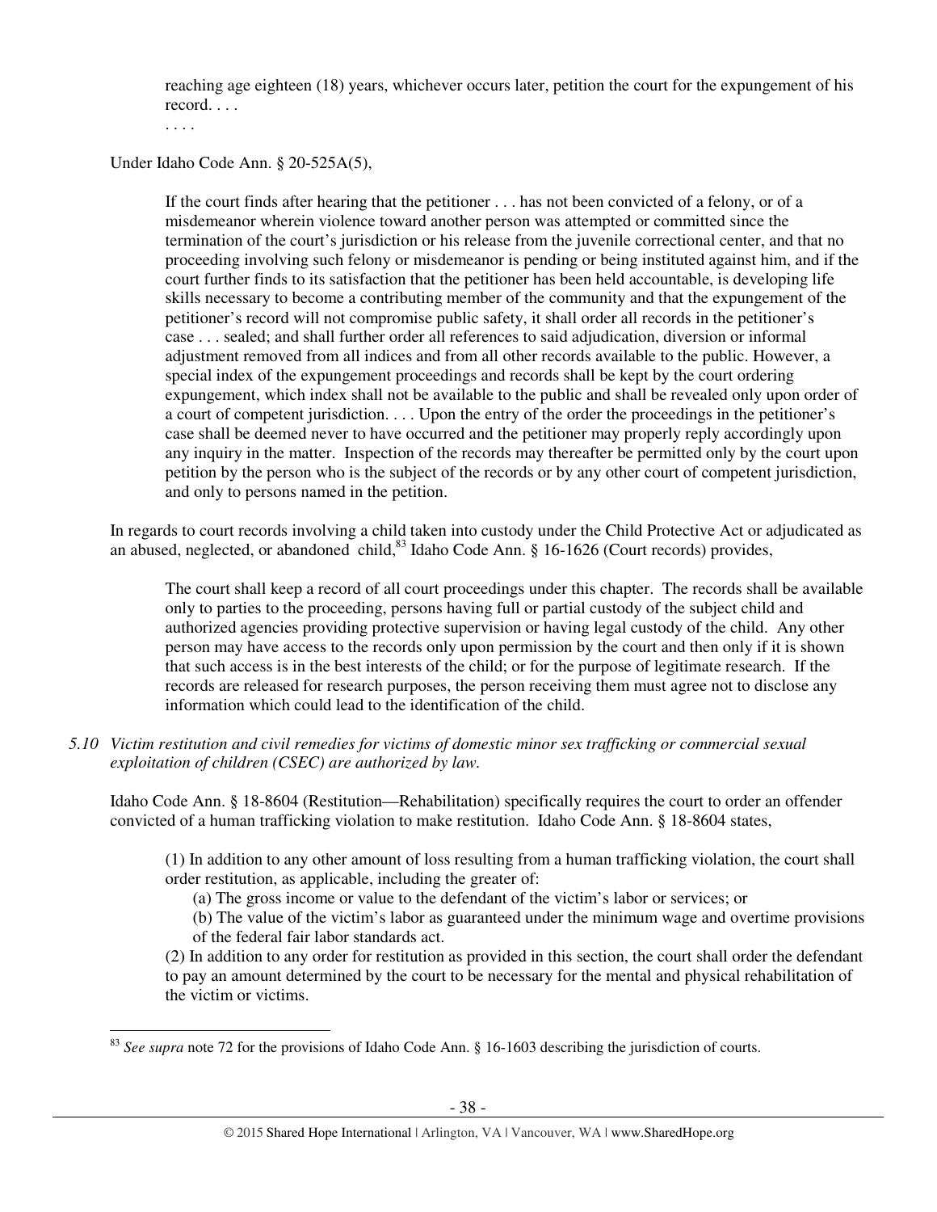> reaching age eighteen (18) years, whichever occurs later, petition the court for the expungement of his record. . . .
>
> . . . .

Under Idaho Code Ann. § 20-525A(5),

> If the court finds after hearing that the petitioner . . . has not been convicted of a felony, or of a misdemeanor wherein violence toward another person was attempted or committed since the termination of the court's jurisdiction or his release from the juvenile correctional center, and that no proceeding involving such felony or misdemeanor is pending or being instituted against him, and if the court further finds to its satisfaction that the petitioner has been held accountable, is developing life skills necessary to become a contributing member of the community and that the expungement of the petitioner's record will not compromise public safety, it shall order all records in the petitioner's case . . . sealed; and shall further order all references to said adjudication, diversion or informal adjustment removed from all indices and from all other records available to the public. However, a special index of the expungement proceedings and records shall be kept by the court ordering expungement, which index shall not be available to the public and shall be revealed only upon order of a court of competent jurisdiction. . . . Upon the entry of the order the proceedings in the petitioner's case shall be deemed never to have occurred and the petitioner may properly reply accordingly upon any inquiry in the matter. Inspection of the records may thereafter be permitted only by the court upon petition by the person who is the subject of the records or by any other court of competent jurisdiction, and only to persons named in the petition.

In regards to court records involving a child taken into custody under the Child Protective Act or adjudicated as an abused, neglected, or abandoned child,[83] Idaho Code Ann. § 16-1626 (Court records) provides,

> The court shall keep a record of all court proceedings under this chapter. The records shall be available only to parties to the proceeding, persons having full or partial custody of the subject child and authorized agencies providing protective supervision or having legal custody of the child. Any other person may have access to the records only upon permission by the court and then only if it is shown that such access is in the best interests of the child; or for the purpose of legitimate research. If the records are released for research purposes, the person receiving them must agree not to disclose any information which could lead to the identification of the child.

*5.10 Victim restitution and civil remedies for victims of domestic minor sex trafficking or commercial sexual exploitation of children (CSEC) are authorized by law.*

Idaho Code Ann. § 18-8604 (Restitution—Rehabilitation) specifically requires the court to order an offender convicted of a human trafficking violation to make restitution. Idaho Code Ann. § 18-8604 states,

> (1) In addition to any other amount of loss resulting from a human trafficking violation, the court shall order restitution, as applicable, including the greater of:
>
> (a) The gross income or value to the defendant of the victim's labor or services; or
>
> (b) The value of the victim's labor as guaranteed under the minimum wage and overtime provisions of the federal fair labor standards act.
>
> (2) In addition to any order for restitution as provided in this section, the court shall order the defendant to pay an amount determined by the court to be necessary for the mental and physical rehabilitation of the victim or victims.

---

[83] *See supra* note 72 for the provisions of Idaho Code Ann. § 16-1603 describing the jurisdiction of courts.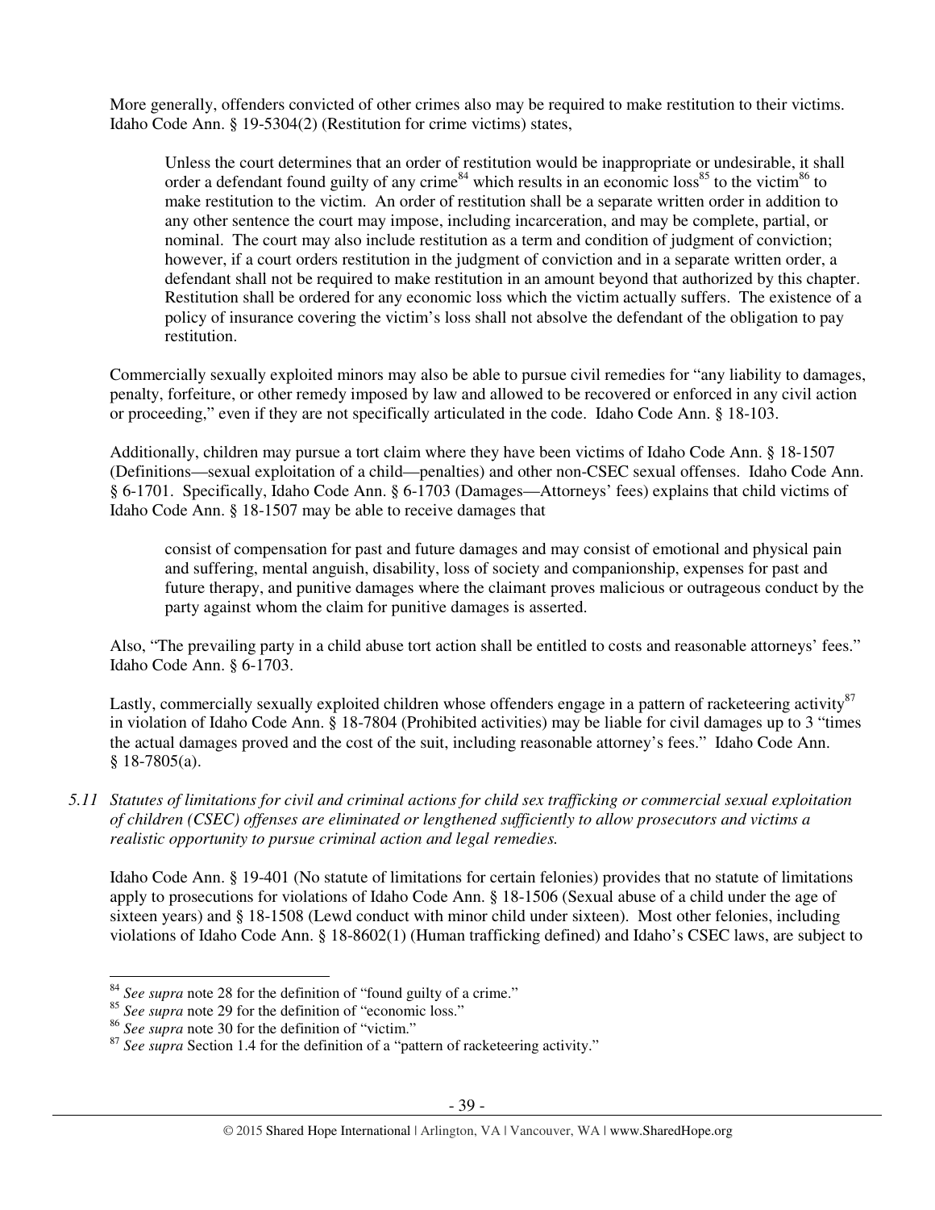More generally, offenders convicted of other crimes also may be required to make restitution to their victims. Idaho Code Ann. § 19-5304(2) (Restitution for crime victims) states,

> Unless the court determines that an order of restitution would be inappropriate or undesirable, it shall order a defendant found guilty of any crime[84] which results in an economic loss[85] to the victim[86] to make restitution to the victim. An order of restitution shall be a separate written order in addition to any other sentence the court may impose, including incarceration, and may be complete, partial, or nominal. The court may also include restitution as a term and condition of judgment of conviction; however, if a court orders restitution in the judgment of conviction and in a separate written order, a defendant shall not be required to make restitution in an amount beyond that authorized by this chapter. Restitution shall be ordered for any economic loss which the victim actually suffers. The existence of a policy of insurance covering the victim's loss shall not absolve the defendant of the obligation to pay restitution.

Commercially sexually exploited minors may also be able to pursue civil remedies for "any liability to damages, penalty, forfeiture, or other remedy imposed by law and allowed to be recovered or enforced in any civil action or proceeding," even if they are not specifically articulated in the code. Idaho Code Ann. § 18-103.

Additionally, children may pursue a tort claim where they have been victims of Idaho Code Ann. § 18-1507 (Definitions—sexual exploitation of a child—penalties) and other non-CSEC sexual offenses. Idaho Code Ann. § 6-1701. Specifically, Idaho Code Ann. § 6-1703 (Damages—Attorneys' fees) explains that child victims of Idaho Code Ann. § 18-1507 may be able to receive damages that

> consist of compensation for past and future damages and may consist of emotional and physical pain and suffering, mental anguish, disability, loss of society and companionship, expenses for past and future therapy, and punitive damages where the claimant proves malicious or outrageous conduct by the party against whom the claim for punitive damages is asserted.

Also, "The prevailing party in a child abuse tort action shall be entitled to costs and reasonable attorneys' fees." Idaho Code Ann. § 6-1703.

Lastly, commercially sexually exploited children whose offenders engage in a pattern of racketeering activity[87] in violation of Idaho Code Ann. § 18-7804 (Prohibited activities) may be liable for civil damages up to 3 "times the actual damages proved and the cost of the suit, including reasonable attorney's fees." Idaho Code Ann. § 18-7805(a).

*5.11 Statutes of limitations for civil and criminal actions for child sex trafficking or commercial sexual exploitation of children (CSEC) offenses are eliminated or lengthened sufficiently to allow prosecutors and victims a realistic opportunity to pursue criminal action and legal remedies.*

Idaho Code Ann. § 19-401 (No statute of limitations for certain felonies) provides that no statute of limitations apply to prosecutions for violations of Idaho Code Ann. § 18-1506 (Sexual abuse of a child under the age of sixteen years) and § 18-1508 (Lewd conduct with minor child under sixteen). Most other felonies, including violations of Idaho Code Ann. § 18-8602(1) (Human trafficking defined) and Idaho's CSEC laws, are subject to

---

[84] *See supra* note 28 for the definition of "found guilty of a crime."

[85] *See supra* note 29 for the definition of "economic loss."

[86] *See supra* note 30 for the definition of "victim."

[87] *See supra* Section 1.4 for the definition of a "pattern of racketeering activity."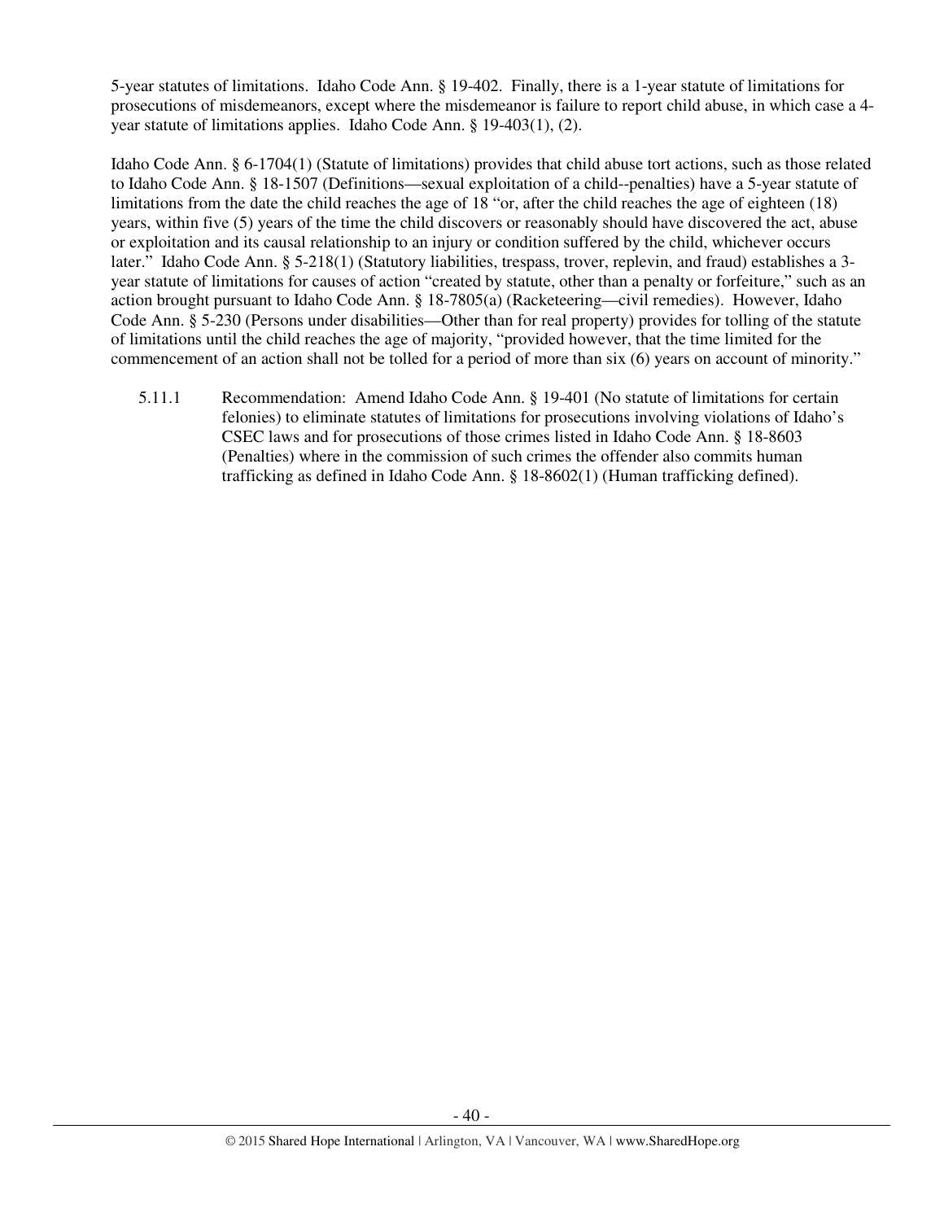5-year statutes of limitations. Idaho Code Ann. § 19-402. Finally, there is a 1-year statute of limitations for prosecutions of misdemeanors, except where the misdemeanor is failure to report child abuse, in which case a 4-year statute of limitations applies. Idaho Code Ann. § 19-403(1), (2).

Idaho Code Ann. § 6-1704(1) (Statute of limitations) provides that child abuse tort actions, such as those related to Idaho Code Ann. § 18-1507 (Definitions—sexual exploitation of a child--penalties) have a 5-year statute of limitations from the date the child reaches the age of 18 "or, after the child reaches the age of eighteen (18) years, within five (5) years of the time the child discovers or reasonably should have discovered the act, abuse or exploitation and its causal relationship to an injury or condition suffered by the child, whichever occurs later." Idaho Code Ann. § 5-218(1) (Statutory liabilities, trespass, trover, replevin, and fraud) establishes a 3-year statute of limitations for causes of action "created by statute, other than a penalty or forfeiture," such as an action brought pursuant to Idaho Code Ann. § 18-7805(a) (Racketeering—civil remedies). However, Idaho Code Ann. § 5-230 (Persons under disabilities—Other than for real property) provides for tolling of the statute of limitations until the child reaches the age of majority, "provided however, that the time limited for the commencement of an action shall not be tolled for a period of more than six (6) years on account of minority."

5.11.1 Recommendation: Amend Idaho Code Ann. § 19-401 (No statute of limitations for certain felonies) to eliminate statutes of limitations for prosecutions involving violations of Idaho's CSEC laws and for prosecutions of those crimes listed in Idaho Code Ann. § 18-8603 (Penalties) where in the commission of such crimes the offender also commits human trafficking as defined in Idaho Code Ann. § 18-8602(1) (Human trafficking defined).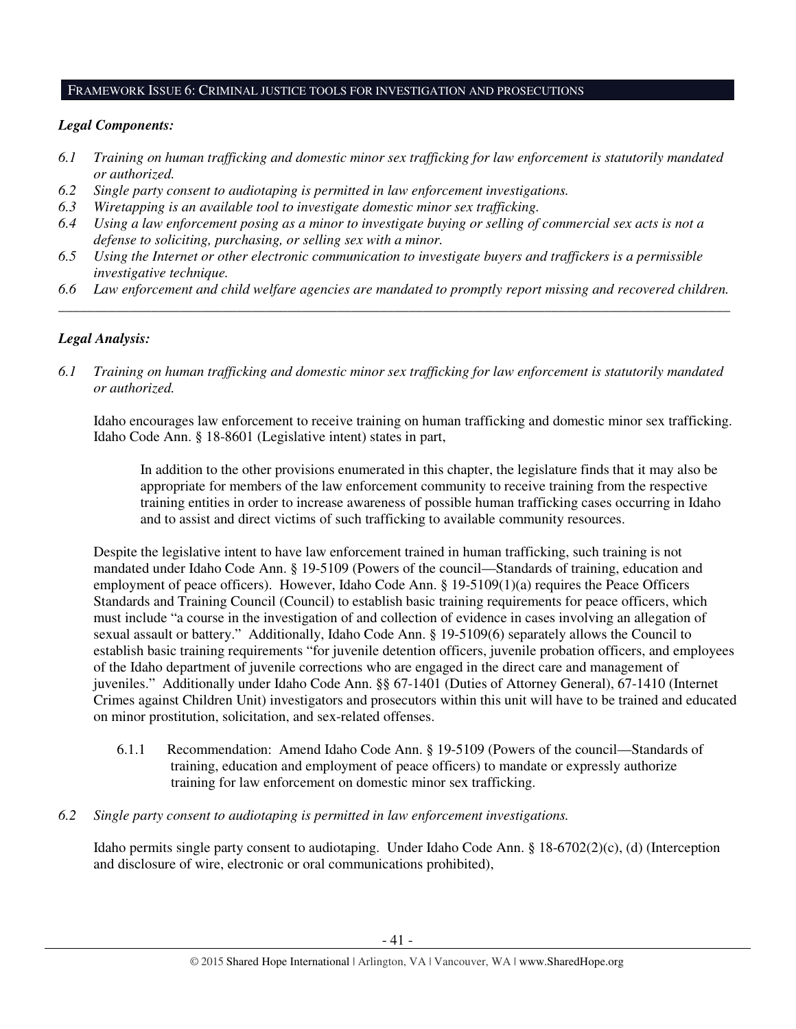## Framework Issue 6: Criminal justice tools for investigation and prosecutions

### *Legal Components:*

- *6.1 Training on human trafficking and domestic minor sex trafficking for law enforcement is statutorily mandated or authorized.*
- *6.2 Single party consent to audiotaping is permitted in law enforcement investigations.*
- *6.3 Wiretapping is an available tool to investigate domestic minor sex trafficking.*
- *6.4 Using a law enforcement posing as a minor to investigate buying or selling of commercial sex acts is not a defense to soliciting, purchasing, or selling sex with a minor.*
- *6.5 Using the Internet or other electronic communication to investigate buyers and traffickers is a permissible investigative technique.*
- *6.6 Law enforcement and child welfare agencies are mandated to promptly report missing and recovered children.*

---

### *Legal Analysis:*

*6.1 Training on human trafficking and domestic minor sex trafficking for law enforcement is statutorily mandated or authorized.*

Idaho encourages law enforcement to receive training on human trafficking and domestic minor sex trafficking. Idaho Code Ann. § 18-8601 (Legislative intent) states in part,

> In addition to the other provisions enumerated in this chapter, the legislature finds that it may also be appropriate for members of the law enforcement community to receive training from the respective training entities in order to increase awareness of possible human trafficking cases occurring in Idaho and to assist and direct victims of such trafficking to available community resources.

Despite the legislative intent to have law enforcement trained in human trafficking, such training is not mandated under Idaho Code Ann. § 19-5109 (Powers of the council—Standards of training, education and employment of peace officers). However, Idaho Code Ann. § 19-5109(1)(a) requires the Peace Officers Standards and Training Council (Council) to establish basic training requirements for peace officers, which must include "a course in the investigation of and collection of evidence in cases involving an allegation of sexual assault or battery." Additionally, Idaho Code Ann. § 19-5109(6) separately allows the Council to establish basic training requirements "for juvenile detention officers, juvenile probation officers, and employees of the Idaho department of juvenile corrections who are engaged in the direct care and management of juveniles." Additionally under Idaho Code Ann. §§ 67-1401 (Duties of Attorney General), 67-1410 (Internet Crimes against Children Unit) investigators and prosecutors within this unit will have to be trained and educated on minor prostitution, solicitation, and sex-related offenses.

> 6.1.1 Recommendation: Amend Idaho Code Ann. § 19-5109 (Powers of the council—Standards of training, education and employment of peace officers) to mandate or expressly authorize training for law enforcement on domestic minor sex trafficking.

*6.2 Single party consent to audiotaping is permitted in law enforcement investigations.*

Idaho permits single party consent to audiotaping. Under Idaho Code Ann. § 18-6702(2)(c), (d) (Interception and disclosure of wire, electronic or oral communications prohibited),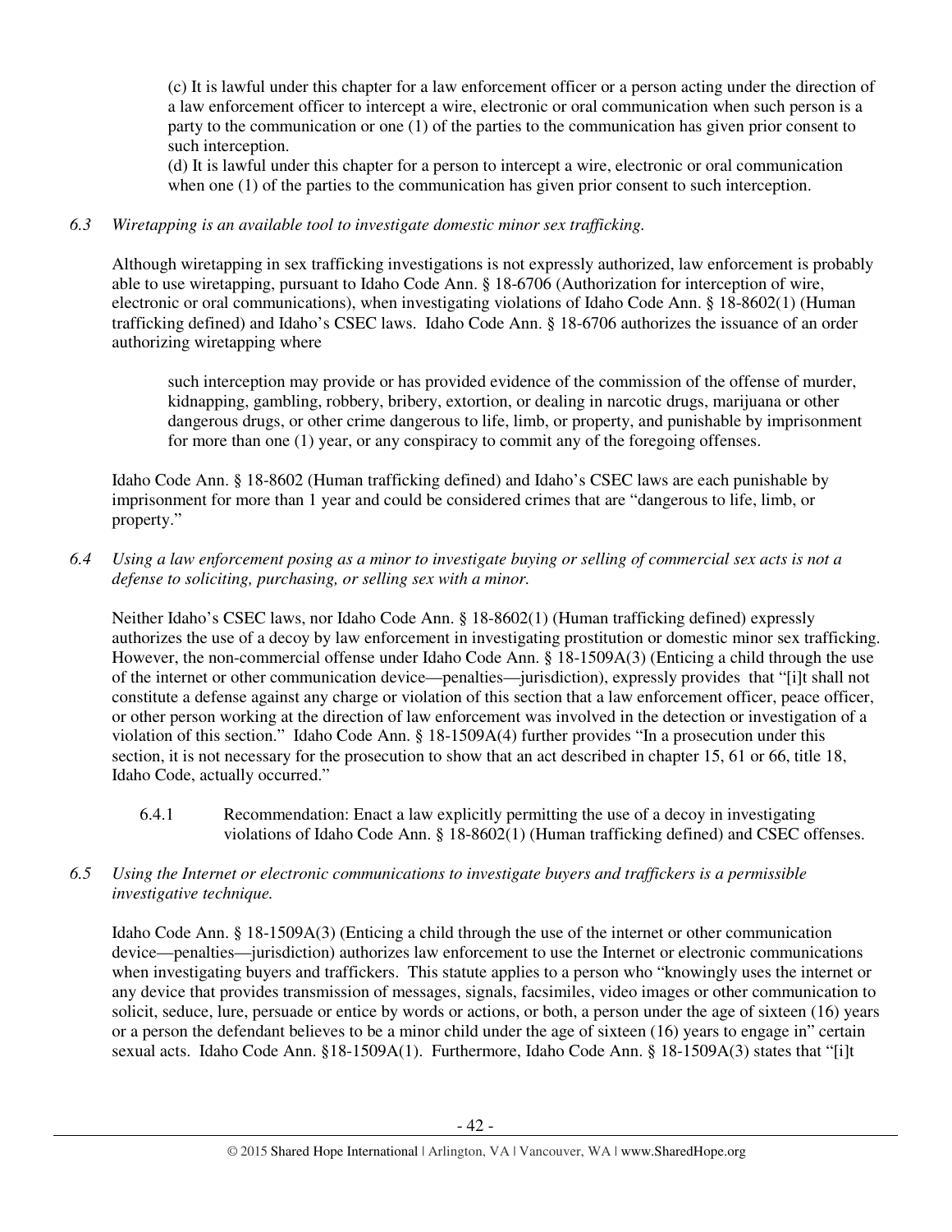(c) It is lawful under this chapter for a law enforcement officer or a person acting under the direction of a law enforcement officer to intercept a wire, electronic or oral communication when such person is a party to the communication or one (1) of the parties to the communication has given prior consent to such interception.

(d) It is lawful under this chapter for a person to intercept a wire, electronic or oral communication when one (1) of the parties to the communication has given prior consent to such interception.

*6.3 Wiretapping is an available tool to investigate domestic minor sex trafficking.*

Although wiretapping in sex trafficking investigations is not expressly authorized, law enforcement is probably able to use wiretapping, pursuant to Idaho Code Ann. § 18-6706 (Authorization for interception of wire, electronic or oral communications), when investigating violations of Idaho Code Ann. § 18-8602(1) (Human trafficking defined) and Idaho's CSEC laws. Idaho Code Ann. § 18-6706 authorizes the issuance of an order authorizing wiretapping where

> such interception may provide or has provided evidence of the commission of the offense of murder, kidnapping, gambling, robbery, bribery, extortion, or dealing in narcotic drugs, marijuana or other dangerous drugs, or other crime dangerous to life, limb, or property, and punishable by imprisonment for more than one (1) year, or any conspiracy to commit any of the foregoing offenses.

Idaho Code Ann. § 18-8602 (Human trafficking defined) and Idaho's CSEC laws are each punishable by imprisonment for more than 1 year and could be considered crimes that are "dangerous to life, limb, or property."

*6.4 Using a law enforcement posing as a minor to investigate buying or selling of commercial sex acts is not a defense to soliciting, purchasing, or selling sex with a minor.*

Neither Idaho's CSEC laws, nor Idaho Code Ann. § 18-8602(1) (Human trafficking defined) expressly authorizes the use of a decoy by law enforcement in investigating prostitution or domestic minor sex trafficking. However, the non-commercial offense under Idaho Code Ann. § 18-1509A(3) (Enticing a child through the use of the internet or other communication device—penalties—jurisdiction), expressly provides that "[i]t shall not constitute a defense against any charge or violation of this section that a law enforcement officer, peace officer, or other person working at the direction of law enforcement was involved in the detection or investigation of a violation of this section." Idaho Code Ann. § 18-1509A(4) further provides "In a prosecution under this section, it is not necessary for the prosecution to show that an act described in chapter 15, 61 or 66, title 18, Idaho Code, actually occurred."

6.4.1 Recommendation: Enact a law explicitly permitting the use of a decoy in investigating violations of Idaho Code Ann. § 18-8602(1) (Human trafficking defined) and CSEC offenses.

*6.5 Using the Internet or electronic communications to investigate buyers and traffickers is a permissible investigative technique.*

Idaho Code Ann. § 18-1509A(3) (Enticing a child through the use of the internet or other communication device—penalties—jurisdiction) authorizes law enforcement to use the Internet or electronic communications when investigating buyers and traffickers. This statute applies to a person who "knowingly uses the internet or any device that provides transmission of messages, signals, facsimiles, video images or other communication to solicit, seduce, lure, persuade or entice by words or actions, or both, a person under the age of sixteen (16) years or a person the defendant believes to be a minor child under the age of sixteen (16) years to engage in" certain sexual acts. Idaho Code Ann. §18-1509A(1). Furthermore, Idaho Code Ann. § 18-1509A(3) states that "[i]t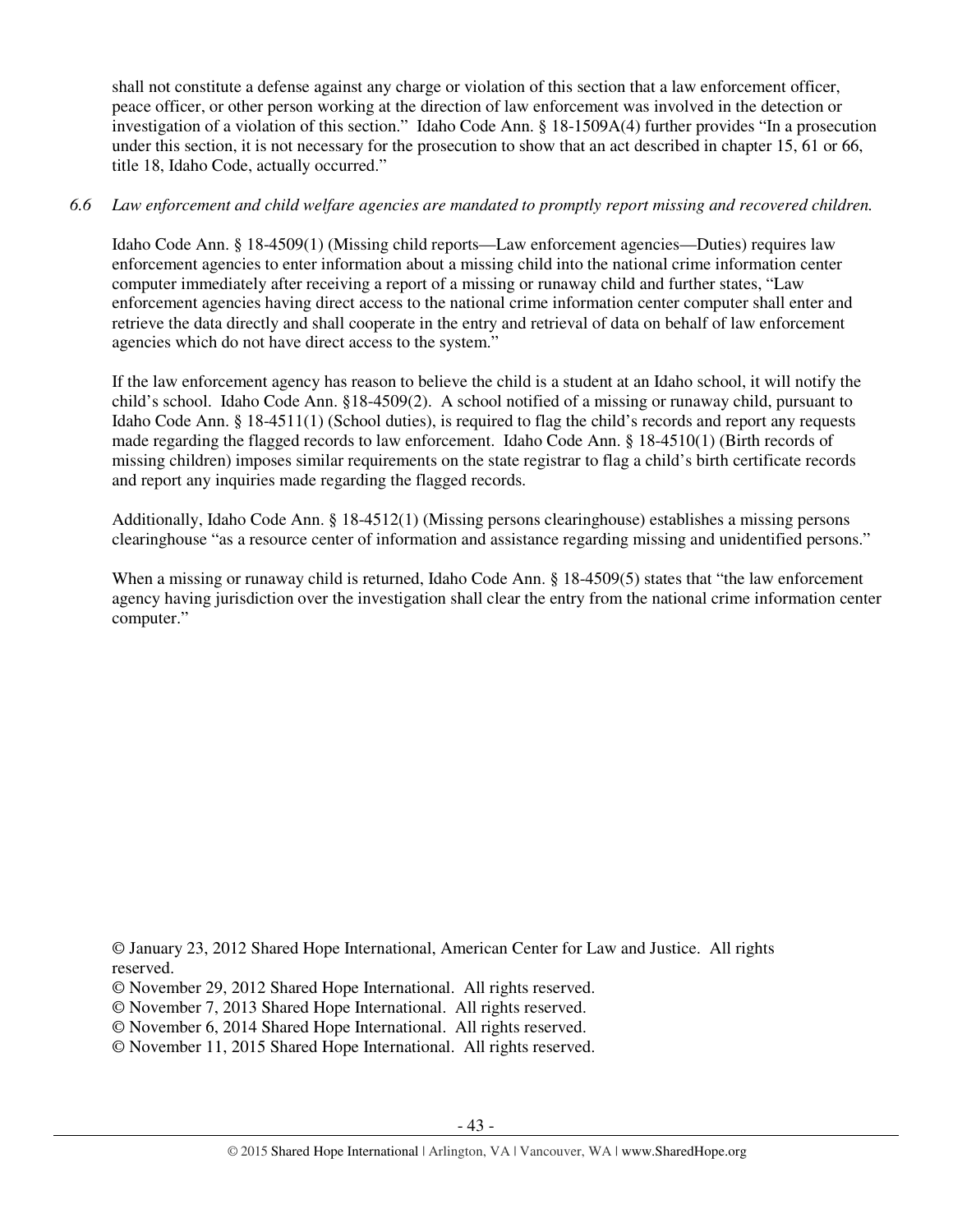shall not constitute a defense against any charge or violation of this section that a law enforcement officer, peace officer, or other person working at the direction of law enforcement was involved in the detection or investigation of a violation of this section." Idaho Code Ann. § 18-1509A(4) further provides "In a prosecution under this section, it is not necessary for the prosecution to show that an act described in chapter 15, 61 or 66, title 18, Idaho Code, actually occurred."

*6.6 Law enforcement and child welfare agencies are mandated to promptly report missing and recovered children.*

Idaho Code Ann. § 18-4509(1) (Missing child reports—Law enforcement agencies—Duties) requires law enforcement agencies to enter information about a missing child into the national crime information center computer immediately after receiving a report of a missing or runaway child and further states, "Law enforcement agencies having direct access to the national crime information center computer shall enter and retrieve the data directly and shall cooperate in the entry and retrieval of data on behalf of law enforcement agencies which do not have direct access to the system."

If the law enforcement agency has reason to believe the child is a student at an Idaho school, it will notify the child's school. Idaho Code Ann. §18-4509(2). A school notified of a missing or runaway child, pursuant to Idaho Code Ann. § 18-4511(1) (School duties), is required to flag the child's records and report any requests made regarding the flagged records to law enforcement. Idaho Code Ann. § 18-4510(1) (Birth records of missing children) imposes similar requirements on the state registrar to flag a child's birth certificate records and report any inquiries made regarding the flagged records.

Additionally, Idaho Code Ann. § 18-4512(1) (Missing persons clearinghouse) establishes a missing persons clearinghouse "as a resource center of information and assistance regarding missing and unidentified persons."

When a missing or runaway child is returned, Idaho Code Ann. § 18-4509(5) states that "the law enforcement agency having jurisdiction over the investigation shall clear the entry from the national crime information center computer."

© January 23, 2012 Shared Hope International, American Center for Law and Justice. All rights reserved.
© November 29, 2012 Shared Hope International. All rights reserved.
© November 7, 2013 Shared Hope International. All rights reserved.
© November 6, 2014 Shared Hope International. All rights reserved.
© November 11, 2015 Shared Hope International. All rights reserved.